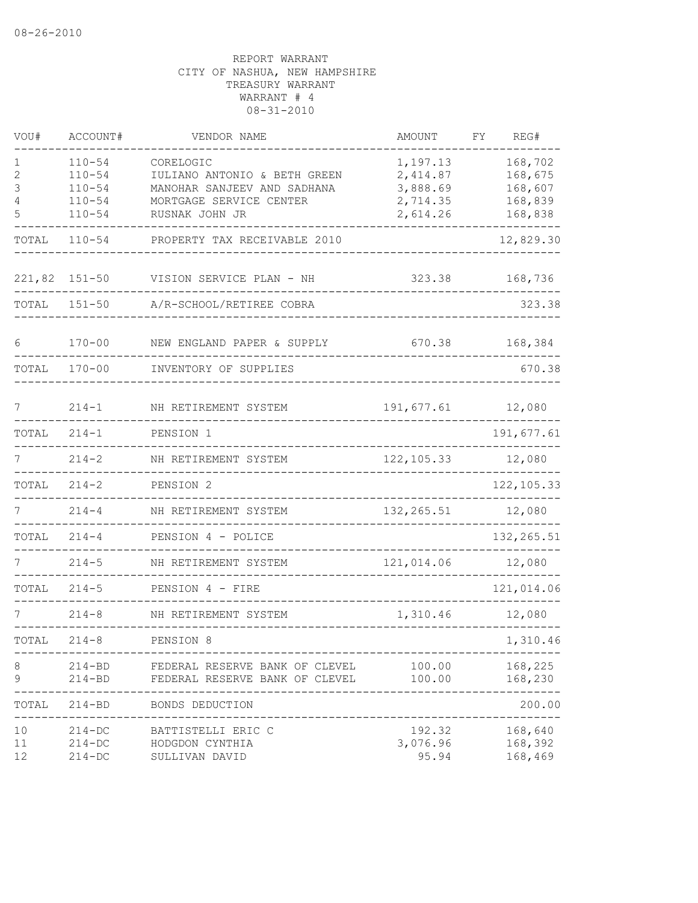08-26-2010

REPORT WARRANT
CITY OF NASHUA, NEW HAMPSHIRE
TREASURY WARRANT
WARRANT # 4
08-31-2010

| VOU# | ACCOUNT# | VENDOR NAME | AMOUNT | FY | REG# |
|---|---|---|---|---|---|
| 1 | 110-54 | CORELOGIC | 1,197.13 | | 168,702 |
| 2 | 110-54 | IULIANO ANTONIO & BETH GREEN | 2,414.87 | | 168,675 |
| 3 | 110-54 | MANOHAR SANJEEV AND SADHANA | 3,888.69 | | 168,607 |
| 4 | 110-54 | MORTGAGE SERVICE CENTER | 2,714.35 | | 168,839 |
| 5 | 110-54 | RUSNAK JOHN JR | 2,614.26 | | 168,838 |
| TOTAL | 110-54 | PROPERTY TAX RECEIVABLE 2010 | | | 12,829.30 |
| 221,82 | 151-50 | VISION SERVICE PLAN - NH | 323.38 | | 168,736 |
| TOTAL | 151-50 | A/R-SCHOOL/RETIREE COBRA | | | 323.38 |
| 6 | 170-00 | NEW ENGLAND PAPER & SUPPLY | 670.38 | | 168,384 |
| TOTAL | 170-00 | INVENTORY OF SUPPLIES | | | 670.38 |
| 7 | 214-1 | NH RETIREMENT SYSTEM | 191,677.61 | | 12,080 |
| TOTAL | 214-1 | PENSION 1 | | | 191,677.61 |
| 7 | 214-2 | NH RETIREMENT SYSTEM | 122,105.33 | | 12,080 |
| TOTAL | 214-2 | PENSION 2 | | | 122,105.33 |
| 7 | 214-4 | NH RETIREMENT SYSTEM | 132,265.51 | | 12,080 |
| TOTAL | 214-4 | PENSION 4 - POLICE | | | 132,265.51 |
| 7 | 214-5 | NH RETIREMENT SYSTEM | 121,014.06 | | 12,080 |
| TOTAL | 214-5 | PENSION 4 - FIRE | | | 121,014.06 |
| 7 | 214-8 | NH RETIREMENT SYSTEM | 1,310.46 | | 12,080 |
| TOTAL | 214-8 | PENSION 8 | | | 1,310.46 |
| 8 | 214-BD | FEDERAL RESERVE BANK OF CLEVEL | 100.00 | | 168,225 |
| 9 | 214-BD | FEDERAL RESERVE BANK OF CLEVEL | 100.00 | | 168,230 |
| TOTAL | 214-BD | BONDS DEDUCTION | | | 200.00 |
| 10 | 214-DC | BATTISTELLI ERIC C | 192.32 | | 168,640 |
| 11 | 214-DC | HODGDON CYNTHIA | 3,076.96 | | 168,392 |
| 12 | 214-DC | SULLIVAN DAVID | 95.94 | | 168,469 |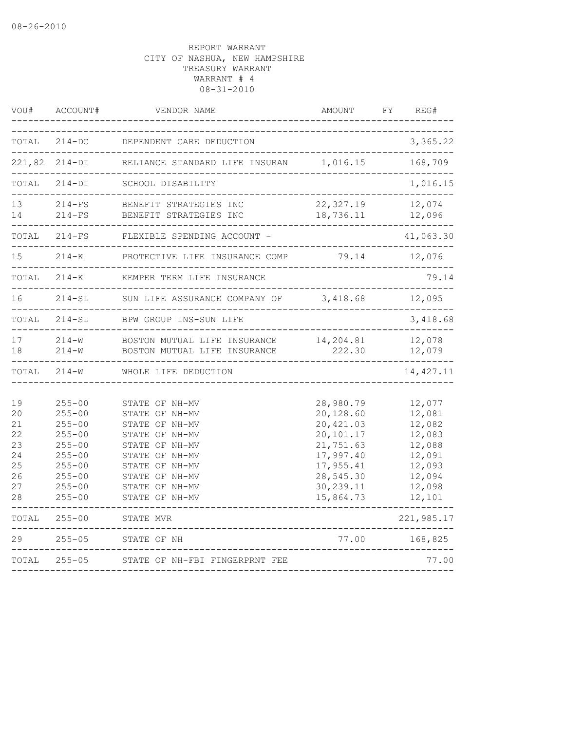REPORT WARRANT
CITY OF NASHUA, NEW HAMPSHIRE
TREASURY WARRANT
WARRANT # 4
08-31-2010

| VOU# | ACCOUNT# | VENDOR NAME | AMOUNT | FY | REG# |
|---|---|---|---|---|---|
| TOTAL | 214-DC | DEPENDENT CARE DEDUCTION | | | 3,365.22 |
| 221,82 | 214-DI | RELIANCE STANDARD LIFE INSURAN | 1,016.15 | | 168,709 |
| TOTAL | 214-DI | SCHOOL DISABILITY | | | 1,016.15 |
| 13 | 214-FS | BENEFIT STRATEGIES INC | 22,327.19 | | 12,074 |
| 14 | 214-FS | BENEFIT STRATEGIES INC | 18,736.11 | | 12,096 |
| TOTAL | 214-FS | FLEXIBLE SPENDING ACCOUNT - | | | 41,063.30 |
| 15 | 214-K | PROTECTIVE LIFE INSURANCE COMP | 79.14 | | 12,076 |
| TOTAL | 214-K | KEMPER TERM LIFE INSURANCE | | | 79.14 |
| 16 | 214-SL | SUN LIFE ASSURANCE COMPANY OF | 3,418.68 | | 12,095 |
| TOTAL | 214-SL | BPW GROUP INS-SUN LIFE | | | 3,418.68 |
| 17 | 214-W | BOSTON MUTUAL LIFE INSURANCE | 14,204.81 | | 12,078 |
| 18 | 214-W | BOSTON MUTUAL LIFE INSURANCE | 222.30 | | 12,079 |
| TOTAL | 214-W | WHOLE LIFE DEDUCTION | | | 14,427.11 |
| 19 | 255-00 | STATE OF NH-MV | 28,980.79 | | 12,077 |
| 20 | 255-00 | STATE OF NH-MV | 20,128.60 | | 12,081 |
| 21 | 255-00 | STATE OF NH-MV | 20,421.03 | | 12,082 |
| 22 | 255-00 | STATE OF NH-MV | 20,101.17 | | 12,083 |
| 23 | 255-00 | STATE OF NH-MV | 21,751.63 | | 12,088 |
| 24 | 255-00 | STATE OF NH-MV | 17,997.40 | | 12,091 |
| 25 | 255-00 | STATE OF NH-MV | 17,955.41 | | 12,093 |
| 26 | 255-00 | STATE OF NH-MV | 28,545.30 | | 12,094 |
| 27 | 255-00 | STATE OF NH-MV | 30,239.11 | | 12,098 |
| 28 | 255-00 | STATE OF NH-MV | 15,864.73 | | 12,101 |
| TOTAL | 255-00 | STATE MVR | | | 221,985.17 |
| 29 | 255-05 | STATE OF NH | 77.00 | | 168,825 |
| TOTAL | 255-05 | STATE OF NH-FBI FINGERPRNT FEE | | | 77.00 |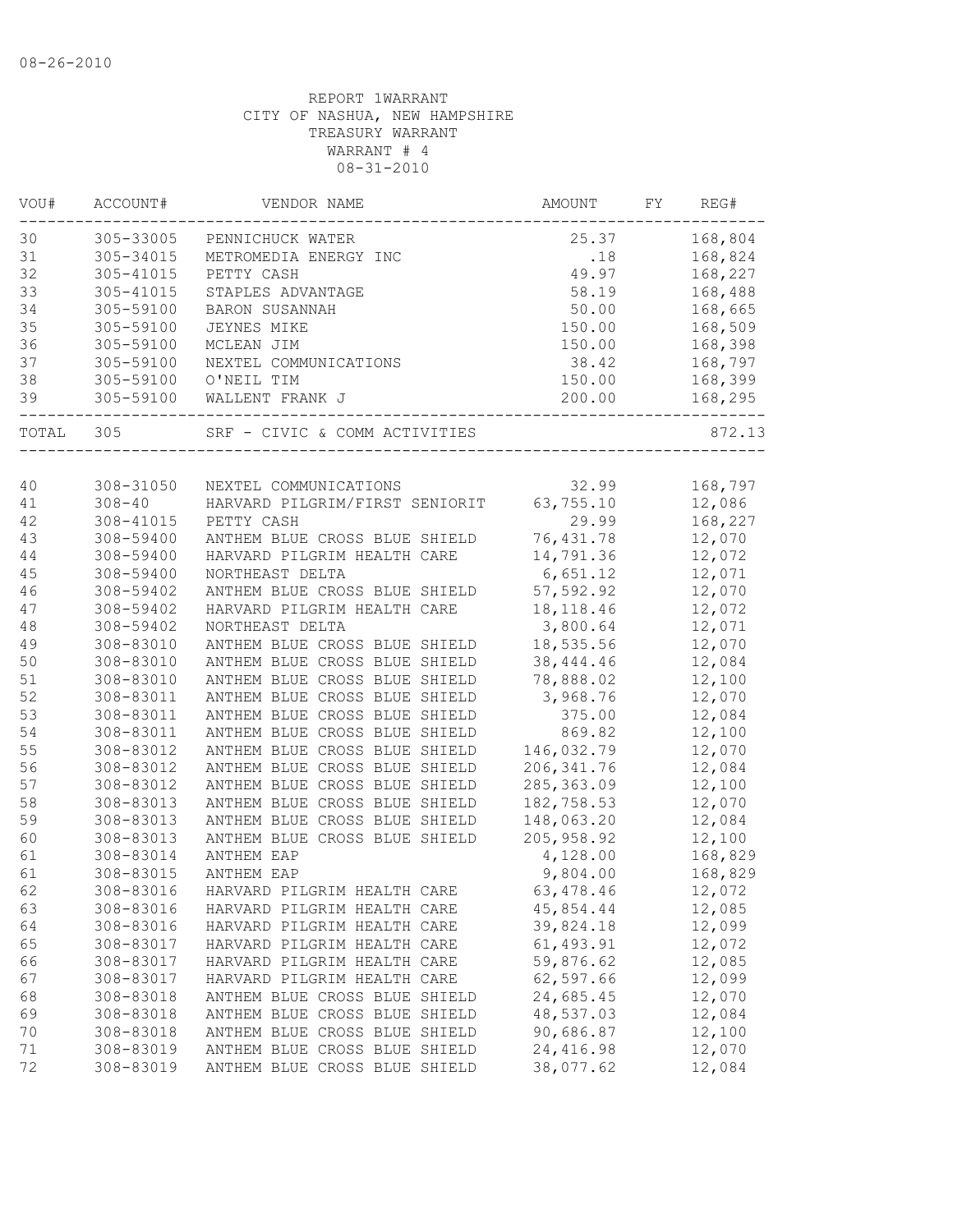08-26-2010

REPORT 1WARRANT
CITY OF NASHUA, NEW HAMPSHIRE
TREASURY WARRANT
WARRANT # 4
08-31-2010

| VOU# | ACCOUNT# | VENDOR NAME | AMOUNT | FY | REG# |
|---|---|---|---|---|---|
| 30 | 305-33005 | PENNICHUCK WATER | 25.37 | | 168,804 |
| 31 | 305-34015 | METROMEDIA ENERGY INC | .18 | | 168,824 |
| 32 | 305-41015 | PETTY CASH | 49.97 | | 168,227 |
| 33 | 305-41015 | STAPLES ADVANTAGE | 58.19 | | 168,488 |
| 34 | 305-59100 | BARON SUSANNAH | 50.00 | | 168,665 |
| 35 | 305-59100 | JEYNES MIKE | 150.00 | | 168,509 |
| 36 | 305-59100 | MCLEAN JIM | 150.00 | | 168,398 |
| 37 | 305-59100 | NEXTEL COMMUNICATIONS | 38.42 | | 168,797 |
| 38 | 305-59100 | O'NEIL TIM | 150.00 | | 168,399 |
| 39 | 305-59100 | WALLENT FRANK J | 200.00 | | 168,295 |
| TOTAL | 305 | SRF - CIVIC & COMM ACTIVITIES | | | 872.13 |

| VOU# | ACCOUNT# | VENDOR NAME | AMOUNT | FY | REG# |
|---|---|---|---|---|---|
| 40 | 308-31050 | NEXTEL COMMUNICATIONS | 32.99 | | 168,797 |
| 41 | 308-40 | HARVARD PILGRIM/FIRST SENIORIT | 63,755.10 | | 12,086 |
| 42 | 308-41015 | PETTY CASH | 29.99 | | 168,227 |
| 43 | 308-59400 | ANTHEM BLUE CROSS BLUE SHIELD | 76,431.78 | | 12,070 |
| 44 | 308-59400 | HARVARD PILGRIM HEALTH CARE | 14,791.36 | | 12,072 |
| 45 | 308-59400 | NORTHEAST DELTA | 6,651.12 | | 12,071 |
| 46 | 308-59402 | ANTHEM BLUE CROSS BLUE SHIELD | 57,592.92 | | 12,070 |
| 47 | 308-59402 | HARVARD PILGRIM HEALTH CARE | 18,118.46 | | 12,072 |
| 48 | 308-59402 | NORTHEAST DELTA | 3,800.64 | | 12,071 |
| 49 | 308-83010 | ANTHEM BLUE CROSS BLUE SHIELD | 18,535.56 | | 12,070 |
| 50 | 308-83010 | ANTHEM BLUE CROSS BLUE SHIELD | 38,444.46 | | 12,084 |
| 51 | 308-83010 | ANTHEM BLUE CROSS BLUE SHIELD | 78,888.02 | | 12,100 |
| 52 | 308-83011 | ANTHEM BLUE CROSS BLUE SHIELD | 3,968.76 | | 12,070 |
| 53 | 308-83011 | ANTHEM BLUE CROSS BLUE SHIELD | 375.00 | | 12,084 |
| 54 | 308-83011 | ANTHEM BLUE CROSS BLUE SHIELD | 869.82 | | 12,100 |
| 55 | 308-83012 | ANTHEM BLUE CROSS BLUE SHIELD | 146,032.79 | | 12,070 |
| 56 | 308-83012 | ANTHEM BLUE CROSS BLUE SHIELD | 206,341.76 | | 12,084 |
| 57 | 308-83012 | ANTHEM BLUE CROSS BLUE SHIELD | 285,363.09 | | 12,100 |
| 58 | 308-83013 | ANTHEM BLUE CROSS BLUE SHIELD | 182,758.53 | | 12,070 |
| 59 | 308-83013 | ANTHEM BLUE CROSS BLUE SHIELD | 148,063.20 | | 12,084 |
| 60 | 308-83013 | ANTHEM BLUE CROSS BLUE SHIELD | 205,958.92 | | 12,100 |
| 61 | 308-83014 | ANTHEM EAP | 4,128.00 | | 168,829 |
| 61 | 308-83015 | ANTHEM EAP | 9,804.00 | | 168,829 |
| 62 | 308-83016 | HARVARD PILGRIM HEALTH CARE | 63,478.46 | | 12,072 |
| 63 | 308-83016 | HARVARD PILGRIM HEALTH CARE | 45,854.44 | | 12,085 |
| 64 | 308-83016 | HARVARD PILGRIM HEALTH CARE | 39,824.18 | | 12,099 |
| 65 | 308-83017 | HARVARD PILGRIM HEALTH CARE | 61,493.91 | | 12,072 |
| 66 | 308-83017 | HARVARD PILGRIM HEALTH CARE | 59,876.62 | | 12,085 |
| 67 | 308-83017 | HARVARD PILGRIM HEALTH CARE | 62,597.66 | | 12,099 |
| 68 | 308-83018 | ANTHEM BLUE CROSS BLUE SHIELD | 24,685.45 | | 12,070 |
| 69 | 308-83018 | ANTHEM BLUE CROSS BLUE SHIELD | 48,537.03 | | 12,084 |
| 70 | 308-83018 | ANTHEM BLUE CROSS BLUE SHIELD | 90,686.87 | | 12,100 |
| 71 | 308-83019 | ANTHEM BLUE CROSS BLUE SHIELD | 24,416.98 | | 12,070 |
| 72 | 308-83019 | ANTHEM BLUE CROSS BLUE SHIELD | 38,077.62 | | 12,084 |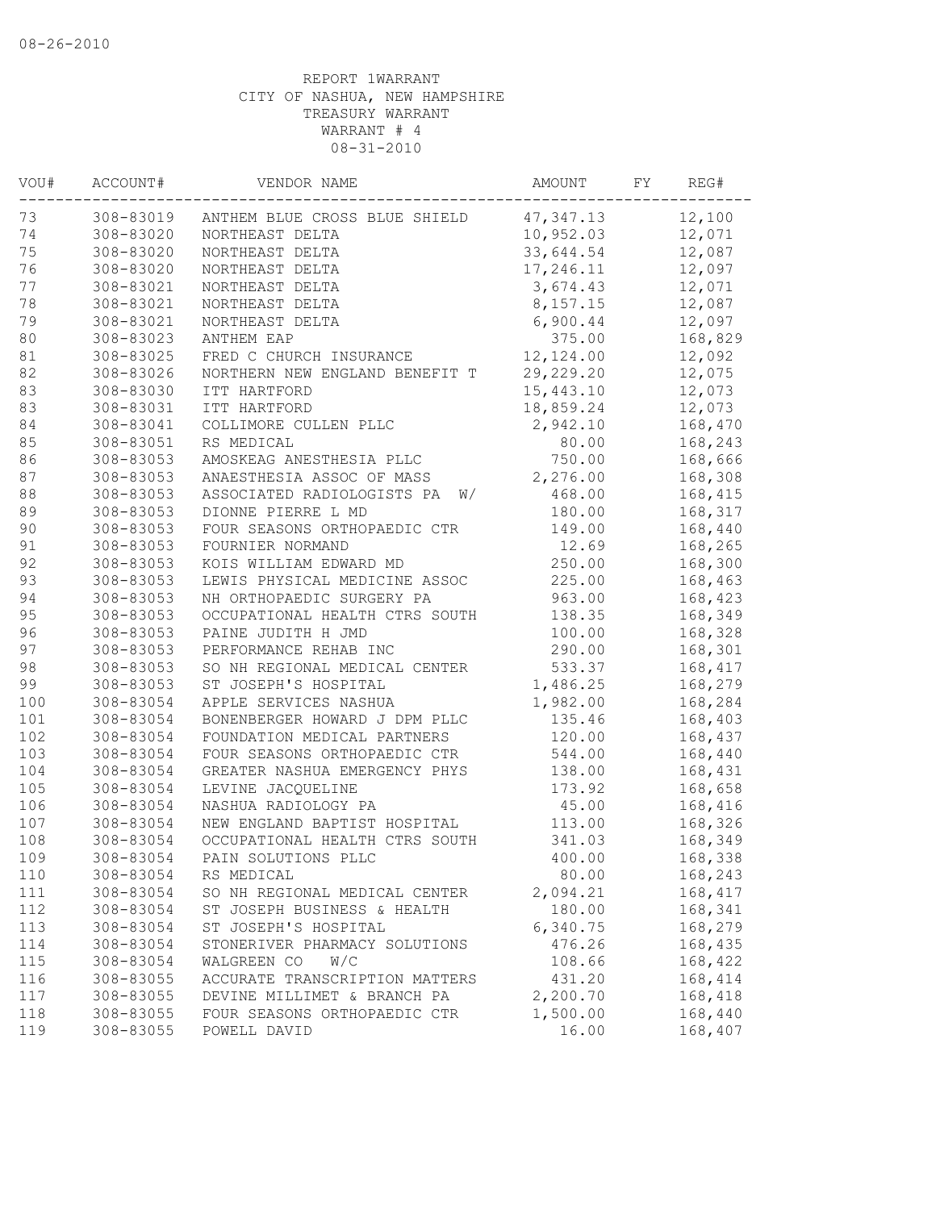08-26-2010

REPORT 1WARRANT
CITY OF NASHUA, NEW HAMPSHIRE
TREASURY WARRANT
WARRANT # 4
08-31-2010

| VOU# | ACCOUNT# | VENDOR NAME | AMOUNT | FY | REG# |
|---|---|---|---|---|---|
| 73 | 308-83019 | ANTHEM BLUE CROSS BLUE SHIELD | 47,347.13 | | 12,100 |
| 74 | 308-83020 | NORTHEAST DELTA | 10,952.03 | | 12,071 |
| 75 | 308-83020 | NORTHEAST DELTA | 33,644.54 | | 12,087 |
| 76 | 308-83020 | NORTHEAST DELTA | 17,246.11 | | 12,097 |
| 77 | 308-83021 | NORTHEAST DELTA | 3,674.43 | | 12,071 |
| 78 | 308-83021 | NORTHEAST DELTA | 8,157.15 | | 12,087 |
| 79 | 308-83021 | NORTHEAST DELTA | 6,900.44 | | 12,097 |
| 80 | 308-83023 | ANTHEM EAP | 375.00 | | 168,829 |
| 81 | 308-83025 | FRED C CHURCH INSURANCE | 12,124.00 | | 12,092 |
| 82 | 308-83026 | NORTHERN NEW ENGLAND BENEFIT T | 29,229.20 | | 12,075 |
| 83 | 308-83030 | ITT HARTFORD | 15,443.10 | | 12,073 |
| 83 | 308-83031 | ITT HARTFORD | 18,859.24 | | 12,073 |
| 84 | 308-83041 | COLLIMORE CULLEN PLLC | 2,942.10 | | 168,470 |
| 85 | 308-83051 | RS MEDICAL | 80.00 | | 168,243 |
| 86 | 308-83053 | AMOSKEAG ANESTHESIA PLLC | 750.00 | | 168,666 |
| 87 | 308-83053 | ANAESTHESIA ASSOC OF MASS | 2,276.00 | | 168,308 |
| 88 | 308-83053 | ASSOCIATED RADIOLOGISTS PA W/ | 468.00 | | 168,415 |
| 89 | 308-83053 | DIONNE PIERRE L MD | 180.00 | | 168,317 |
| 90 | 308-83053 | FOUR SEASONS ORTHOPAEDIC CTR | 149.00 | | 168,440 |
| 91 | 308-83053 | FOURNIER NORMAND | 12.69 | | 168,265 |
| 92 | 308-83053 | KOIS WILLIAM EDWARD MD | 250.00 | | 168,300 |
| 93 | 308-83053 | LEWIS PHYSICAL MEDICINE ASSOC | 225.00 | | 168,463 |
| 94 | 308-83053 | NH ORTHOPAEDIC SURGERY PA | 963.00 | | 168,423 |
| 95 | 308-83053 | OCCUPATIONAL HEALTH CTRS SOUTH | 138.35 | | 168,349 |
| 96 | 308-83053 | PAINE JUDITH H JMD | 100.00 | | 168,328 |
| 97 | 308-83053 | PERFORMANCE REHAB INC | 290.00 | | 168,301 |
| 98 | 308-83053 | SO NH REGIONAL MEDICAL CENTER | 533.37 | | 168,417 |
| 99 | 308-83053 | ST JOSEPH'S HOSPITAL | 1,486.25 | | 168,279 |
| 100 | 308-83054 | APPLE SERVICES NASHUA | 1,982.00 | | 168,284 |
| 101 | 308-83054 | BONENBERGER HOWARD J DPM PLLC | 135.46 | | 168,403 |
| 102 | 308-83054 | FOUNDATION MEDICAL PARTNERS | 120.00 | | 168,437 |
| 103 | 308-83054 | FOUR SEASONS ORTHOPAEDIC CTR | 544.00 | | 168,440 |
| 104 | 308-83054 | GREATER NASHUA EMERGENCY PHYS | 138.00 | | 168,431 |
| 105 | 308-83054 | LEVINE JACQUELINE | 173.92 | | 168,658 |
| 106 | 308-83054 | NASHUA RADIOLOGY PA | 45.00 | | 168,416 |
| 107 | 308-83054 | NEW ENGLAND BAPTIST HOSPITAL | 113.00 | | 168,326 |
| 108 | 308-83054 | OCCUPATIONAL HEALTH CTRS SOUTH | 341.03 | | 168,349 |
| 109 | 308-83054 | PAIN SOLUTIONS PLLC | 400.00 | | 168,338 |
| 110 | 308-83054 | RS MEDICAL | 80.00 | | 168,243 |
| 111 | 308-83054 | SO NH REGIONAL MEDICAL CENTER | 2,094.21 | | 168,417 |
| 112 | 308-83054 | ST JOSEPH BUSINESS & HEALTH | 180.00 | | 168,341 |
| 113 | 308-83054 | ST JOSEPH'S HOSPITAL | 6,340.75 | | 168,279 |
| 114 | 308-83054 | STONERIVER PHARMACY SOLUTIONS | 476.26 | | 168,435 |
| 115 | 308-83054 | WALGREEN CO W/C | 108.66 | | 168,422 |
| 116 | 308-83055 | ACCURATE TRANSCRIPTION MATTERS | 431.20 | | 168,414 |
| 117 | 308-83055 | DEVINE MILLIMET & BRANCH PA | 2,200.70 | | 168,418 |
| 118 | 308-83055 | FOUR SEASONS ORTHOPAEDIC CTR | 1,500.00 | | 168,440 |
| 119 | 308-83055 | POWELL DAVID | 16.00 | | 168,407 |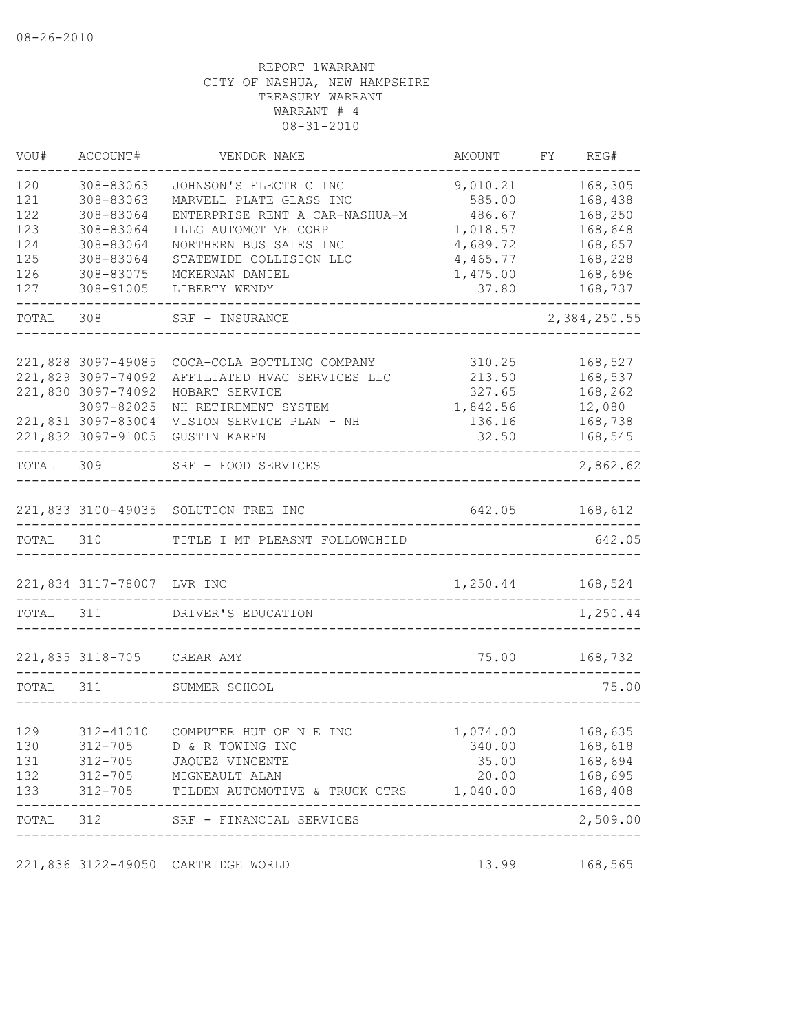08-26-2010

REPORT 1WARRANT
CITY OF NASHUA, NEW HAMPSHIRE
TREASURY WARRANT
WARRANT # 4
08-31-2010

| VOU# | ACCOUNT# | VENDOR NAME | AMOUNT | FY | REG# |
|---|---|---|---|---|---|
| 120 | 308-83063 | JOHNSON'S ELECTRIC INC | 9,010.21 | | 168,305 |
| 121 | 308-83063 | MARVELL PLATE GLASS INC | 585.00 | | 168,438 |
| 122 | 308-83064 | ENTERPRISE RENT A CAR-NASHUA-M | 486.67 | | 168,250 |
| 123 | 308-83064 | ILLG AUTOMOTIVE CORP | 1,018.57 | | 168,648 |
| 124 | 308-83064 | NORTHERN BUS SALES INC | 4,689.72 | | 168,657 |
| 125 | 308-83064 | STATEWIDE COLLISION LLC | 4,465.77 | | 168,228 |
| 126 | 308-83075 | MCKERNAN DANIEL | 1,475.00 | | 168,696 |
| 127 | 308-91005 | LIBERTY WENDY | 37.80 | | 168,737 |
| TOTAL | 308 | SRF - INSURANCE | | | 2,384,250.55 |
| 221,828 | 3097-49085 | COCA-COLA BOTTLING COMPANY | 310.25 | | 168,527 |
| 221,829 | 3097-74092 | AFFILIATED HVAC SERVICES LLC | 213.50 | | 168,537 |
| 221,830 | 3097-74092 | HOBART SERVICE | 327.65 | | 168,262 |
| | 3097-82025 | NH RETIREMENT SYSTEM | 1,842.56 | | 12,080 |
| 221,831 | 3097-83004 | VISION SERVICE PLAN - NH | 136.16 | | 168,738 |
| 221,832 | 3097-91005 | GUSTIN KAREN | 32.50 | | 168,545 |
| TOTAL | 309 | SRF - FOOD SERVICES | | | 2,862.62 |
| 221,833 | 3100-49035 | SOLUTION TREE INC | 642.05 | | 168,612 |
| TOTAL | 310 | TITLE I MT PLEASNT FOLLOWCHILD | | | 642.05 |
| 221,834 | 3117-78007 | LVR INC | 1,250.44 | | 168,524 |
| TOTAL | 311 | DRIVER'S EDUCATION | | | 1,250.44 |
| 221,835 | 3118-705 | CREAR AMY | 75.00 | | 168,732 |
| TOTAL | 311 | SUMMER SCHOOL | | | 75.00 |
| 129 | 312-41010 | COMPUTER HUT OF N E INC | 1,074.00 | | 168,635 |
| 130 | 312-705 | D & R TOWING INC | 340.00 | | 168,618 |
| 131 | 312-705 | JAQUEZ VINCENTE | 35.00 | | 168,694 |
| 132 | 312-705 | MIGNEAULT ALAN | 20.00 | | 168,695 |
| 133 | 312-705 | TILDEN AUTOMOTIVE & TRUCK CTRS | 1,040.00 | | 168,408 |
| TOTAL | 312 | SRF - FINANCIAL SERVICES | | | 2,509.00 |
| 221,836 | 3122-49050 | CARTRIDGE WORLD | 13.99 | | 168,565 |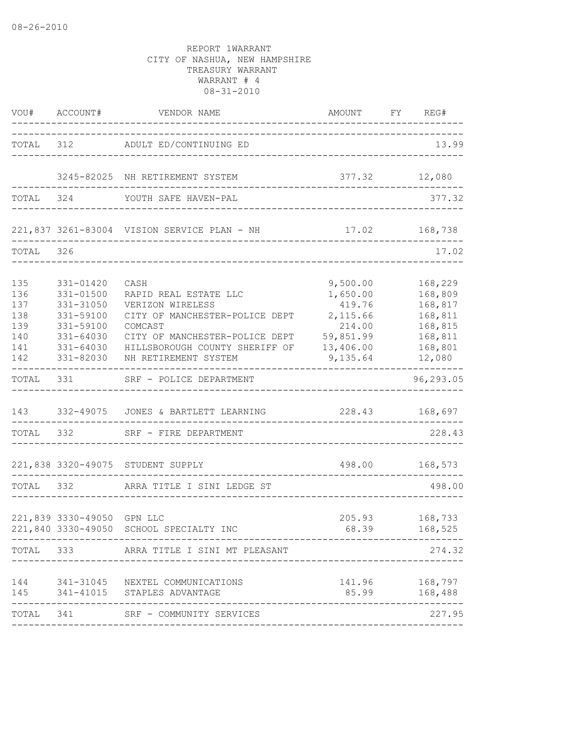08-26-2010

REPORT 1WARRANT
CITY OF NASHUA, NEW HAMPSHIRE
TREASURY WARRANT
WARRANT # 4
08-31-2010

| VOU# | ACCOUNT# | VENDOR NAME | AMOUNT | FY | REG# |
|---|---|---|---|---|---|
| TOTAL | 312 | ADULT ED/CONTINUING ED | | | 13.99 |
| | 3245-82025 | NH RETIREMENT SYSTEM | 377.32 | | 12,080 |
| TOTAL | 324 | YOUTH SAFE HAVEN-PAL | | | 377.32 |
| 221,837 | 3261-83004 | VISION SERVICE PLAN - NH | 17.02 | | 168,738 |
| TOTAL | 326 | | | | 17.02 |
| 135 | 331-01420 | CASH | 9,500.00 | | 168,229 |
| 136 | 331-01500 | RAPID REAL ESTATE LLC | 1,650.00 | | 168,809 |
| 137 | 331-31050 | VERIZON WIRELESS | 419.76 | | 168,817 |
| 138 | 331-59100 | CITY OF MANCHESTER-POLICE DEPT | 2,115.66 | | 168,811 |
| 139 | 331-59100 | COMCAST | 214.00 | | 168,815 |
| 140 | 331-64030 | CITY OF MANCHESTER-POLICE DEPT | 59,851.99 | | 168,811 |
| 141 | 331-64030 | HILLSBOROUGH COUNTY SHERIFF OF | 13,406.00 | | 168,801 |
| 142 | 331-82030 | NH RETIREMENT SYSTEM | 9,135.64 | | 12,080 |
| TOTAL | 331 | SRF - POLICE DEPARTMENT | | | 96,293.05 |
| 143 | 332-49075 | JONES & BARTLETT LEARNING | 228.43 | | 168,697 |
| TOTAL | 332 | SRF - FIRE DEPARTMENT | | | 228.43 |
| 221,838 | 3320-49075 | STUDENT SUPPLY | 498.00 | | 168,573 |
| TOTAL | 332 | ARRA TITLE I SINI LEDGE ST | | | 498.00 |
| 221,839 | 3330-49050 | GPN LLC | 205.93 | | 168,733 |
| 221,840 | 3330-49050 | SCHOOL SPECIALTY INC | 68.39 | | 168,525 |
| TOTAL | 333 | ARRA TITLE I SINI MT PLEASANT | | | 274.32 |
| 144 | 341-31045 | NEXTEL COMMUNICATIONS | 141.96 | | 168,797 |
| 145 | 341-41015 | STAPLES ADVANTAGE | 85.99 | | 168,488 |
| TOTAL | 341 | SRF - COMMUNITY SERVICES | | | 227.95 |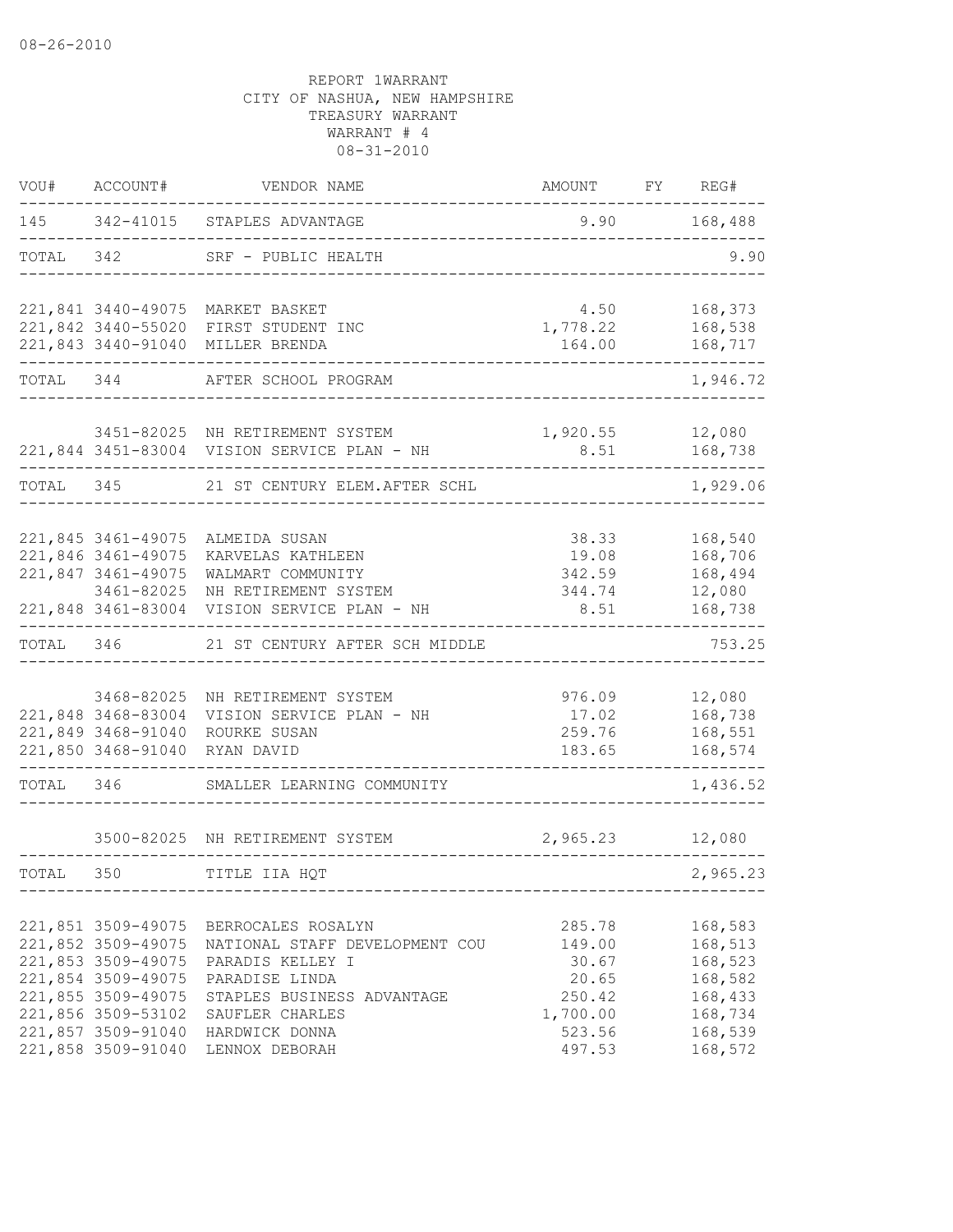08-26-2010

REPORT 1WARRANT
CITY OF NASHUA, NEW HAMPSHIRE
TREASURY WARRANT
WARRANT # 4
08-31-2010

| VOU# | ACCOUNT# | VENDOR NAME | AMOUNT | FY | REG# |
|---|---|---|---|---|---|
| 145 | 342-41015 | STAPLES ADVANTAGE | 9.90 | | 168,488 |
| TOTAL | 342 | SRF - PUBLIC HEALTH | | | 9.90 |
| 221,841 | 3440-49075 | MARKET BASKET | 4.50 | | 168,373 |
| 221,842 | 3440-55020 | FIRST STUDENT INC | 1,778.22 | | 168,538 |
| 221,843 | 3440-91040 | MILLER BRENDA | 164.00 | | 168,717 |
| TOTAL | 344 | AFTER SCHOOL PROGRAM | | | 1,946.72 |
| | 3451-82025 | NH RETIREMENT SYSTEM | 1,920.55 | | 12,080 |
| 221,844 | 3451-83004 | VISION SERVICE PLAN - NH | 8.51 | | 168,738 |
| TOTAL | 345 | 21 ST CENTURY ELEM.AFTER SCHL | | | 1,929.06 |
| 221,845 | 3461-49075 | ALMEIDA SUSAN | 38.33 | | 168,540 |
| 221,846 | 3461-49075 | KARVELAS KATHLEEN | 19.08 | | 168,706 |
| 221,847 | 3461-49075 | WALMART COMMUNITY | 342.59 | | 168,494 |
| | 3461-82025 | NH RETIREMENT SYSTEM | 344.74 | | 12,080 |
| 221,848 | 3461-83004 | VISION SERVICE PLAN - NH | 8.51 | | 168,738 |
| TOTAL | 346 | 21 ST CENTURY AFTER SCH MIDDLE | | | 753.25 |
| | 3468-82025 | NH RETIREMENT SYSTEM | 976.09 | | 12,080 |
| 221,848 | 3468-83004 | VISION SERVICE PLAN - NH | 17.02 | | 168,738 |
| 221,849 | 3468-91040 | ROURKE SUSAN | 259.76 | | 168,551 |
| 221,850 | 3468-91040 | RYAN DAVID | 183.65 | | 168,574 |
| TOTAL | 346 | SMALLER LEARNING COMMUNITY | | | 1,436.52 |
| | 3500-82025 | NH RETIREMENT SYSTEM | 2,965.23 | | 12,080 |
| TOTAL | 350 | TITLE IIA HQT | | | 2,965.23 |
| 221,851 | 3509-49075 | BERROCALES ROSALYN | 285.78 | | 168,583 |
| 221,852 | 3509-49075 | NATIONAL STAFF DEVELOPMENT COU | 149.00 | | 168,513 |
| 221,853 | 3509-49075 | PARADIS KELLEY I | 30.67 | | 168,523 |
| 221,854 | 3509-49075 | PARADISE LINDA | 20.65 | | 168,582 |
| 221,855 | 3509-49075 | STAPLES BUSINESS ADVANTAGE | 250.42 | | 168,433 |
| 221,856 | 3509-53102 | SAUFLER CHARLES | 1,700.00 | | 168,734 |
| 221,857 | 3509-91040 | HARDWICK DONNA | 523.56 | | 168,539 |
| 221,858 | 3509-91040 | LENNOX DEBORAH | 497.53 | | 168,572 |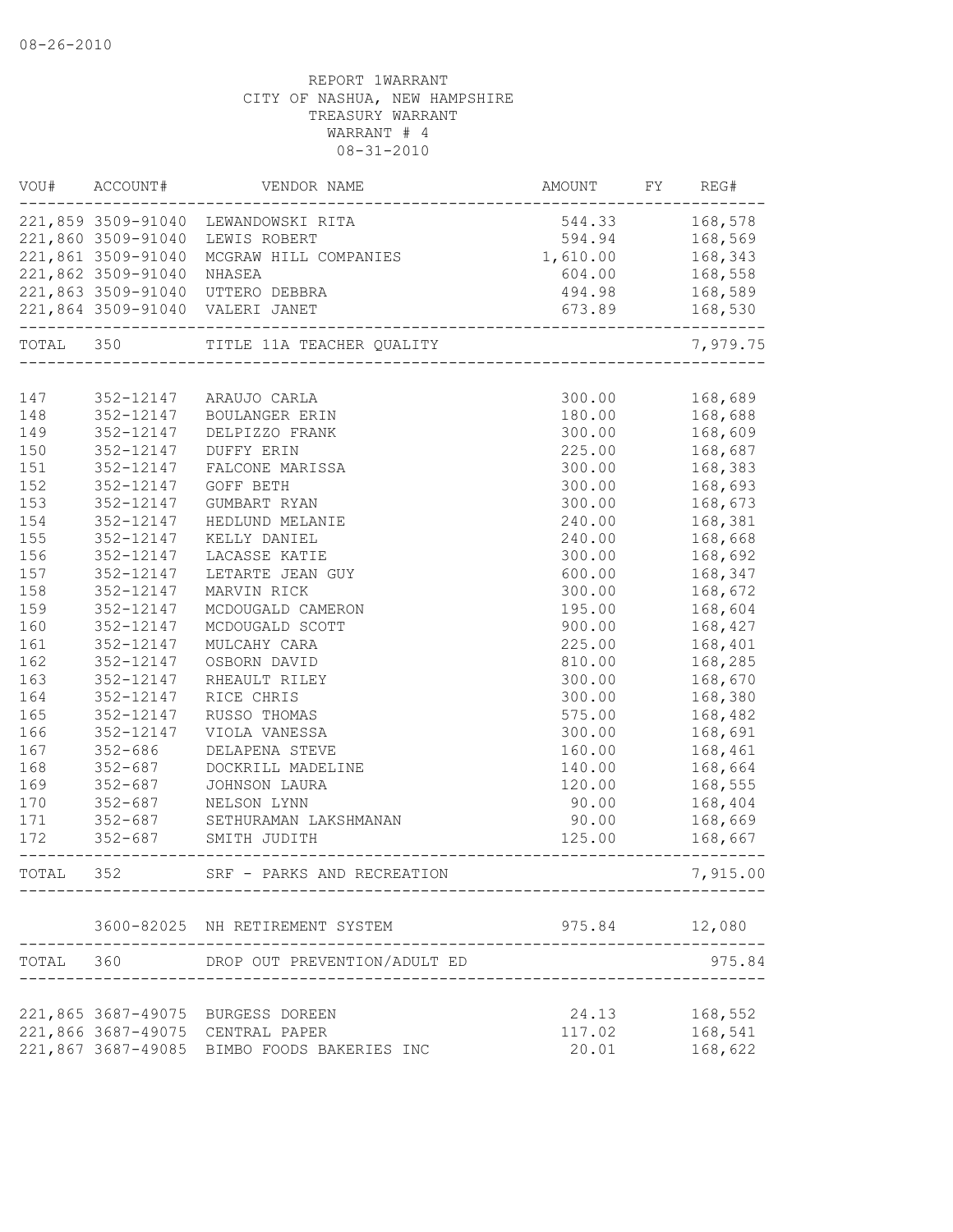08-26-2010

REPORT 1WARRANT
CITY OF NASHUA, NEW HAMPSHIRE
TREASURY WARRANT
WARRANT # 4
08-31-2010

| VOU# | ACCOUNT# | VENDOR NAME | AMOUNT | FY | REG# |
|---|---|---|---|---|---|
| 221,859 | 3509-91040 | LEWANDOWSKI RITA | 544.33 | | 168,578 |
| 221,860 | 3509-91040 | LEWIS ROBERT | 594.94 | | 168,569 |
| 221,861 | 3509-91040 | MCGRAW HILL COMPANIES | 1,610.00 | | 168,343 |
| 221,862 | 3509-91040 | NHASEA | 604.00 | | 168,558 |
| 221,863 | 3509-91040 | UTTERO DEBBRA | 494.98 | | 168,589 |
| 221,864 | 3509-91040 | VALERI JANET | 673.89 | | 168,530 |
| TOTAL | 350 | TITLE 11A TEACHER QUALITY | | | 7,979.75 |
| 147 | 352-12147 | ARAUJO CARLA | 300.00 | | 168,689 |
| 148 | 352-12147 | BOULANGER ERIN | 180.00 | | 168,688 |
| 149 | 352-12147 | DELPIZZO FRANK | 300.00 | | 168,609 |
| 150 | 352-12147 | DUFFY ERIN | 225.00 | | 168,687 |
| 151 | 352-12147 | FALCONE MARISSA | 300.00 | | 168,383 |
| 152 | 352-12147 | GOFF BETH | 300.00 | | 168,693 |
| 153 | 352-12147 | GUMBART RYAN | 300.00 | | 168,673 |
| 154 | 352-12147 | HEDLUND MELANIE | 240.00 | | 168,381 |
| 155 | 352-12147 | KELLY DANIEL | 240.00 | | 168,668 |
| 156 | 352-12147 | LACASSE KATIE | 300.00 | | 168,692 |
| 157 | 352-12147 | LETARTE JEAN GUY | 600.00 | | 168,347 |
| 158 | 352-12147 | MARVIN RICK | 300.00 | | 168,672 |
| 159 | 352-12147 | MCDOUGALD CAMERON | 195.00 | | 168,604 |
| 160 | 352-12147 | MCDOUGALD SCOTT | 900.00 | | 168,427 |
| 161 | 352-12147 | MULCAHY CARA | 225.00 | | 168,401 |
| 162 | 352-12147 | OSBORN DAVID | 810.00 | | 168,285 |
| 163 | 352-12147 | RHEAULT RILEY | 300.00 | | 168,670 |
| 164 | 352-12147 | RICE CHRIS | 300.00 | | 168,380 |
| 165 | 352-12147 | RUSSO THOMAS | 575.00 | | 168,482 |
| 166 | 352-12147 | VIOLA VANESSA | 300.00 | | 168,691 |
| 167 | 352-686 | DELAPENA STEVE | 160.00 | | 168,461 |
| 168 | 352-687 | DOCKRILL MADELINE | 140.00 | | 168,664 |
| 169 | 352-687 | JOHNSON LAURA | 120.00 | | 168,555 |
| 170 | 352-687 | NELSON LYNN | 90.00 | | 168,404 |
| 171 | 352-687 | SETHURAMAN LAKSHMANAN | 90.00 | | 168,669 |
| 172 | 352-687 | SMITH JUDITH | 125.00 | | 168,667 |
| TOTAL | 352 | SRF - PARKS AND RECREATION | | | 7,915.00 |
| | 3600-82025 | NH RETIREMENT SYSTEM | 975.84 | | 12,080 |
| TOTAL | 360 | DROP OUT PREVENTION/ADULT ED | | | 975.84 |
| 221,865 | 3687-49075 | BURGESS DOREEN | 24.13 | | 168,552 |
| 221,866 | 3687-49075 | CENTRAL PAPER | 117.02 | | 168,541 |
| 221,867 | 3687-49085 | BIMBO FOODS BAKERIES INC | 20.01 | | 168,622 |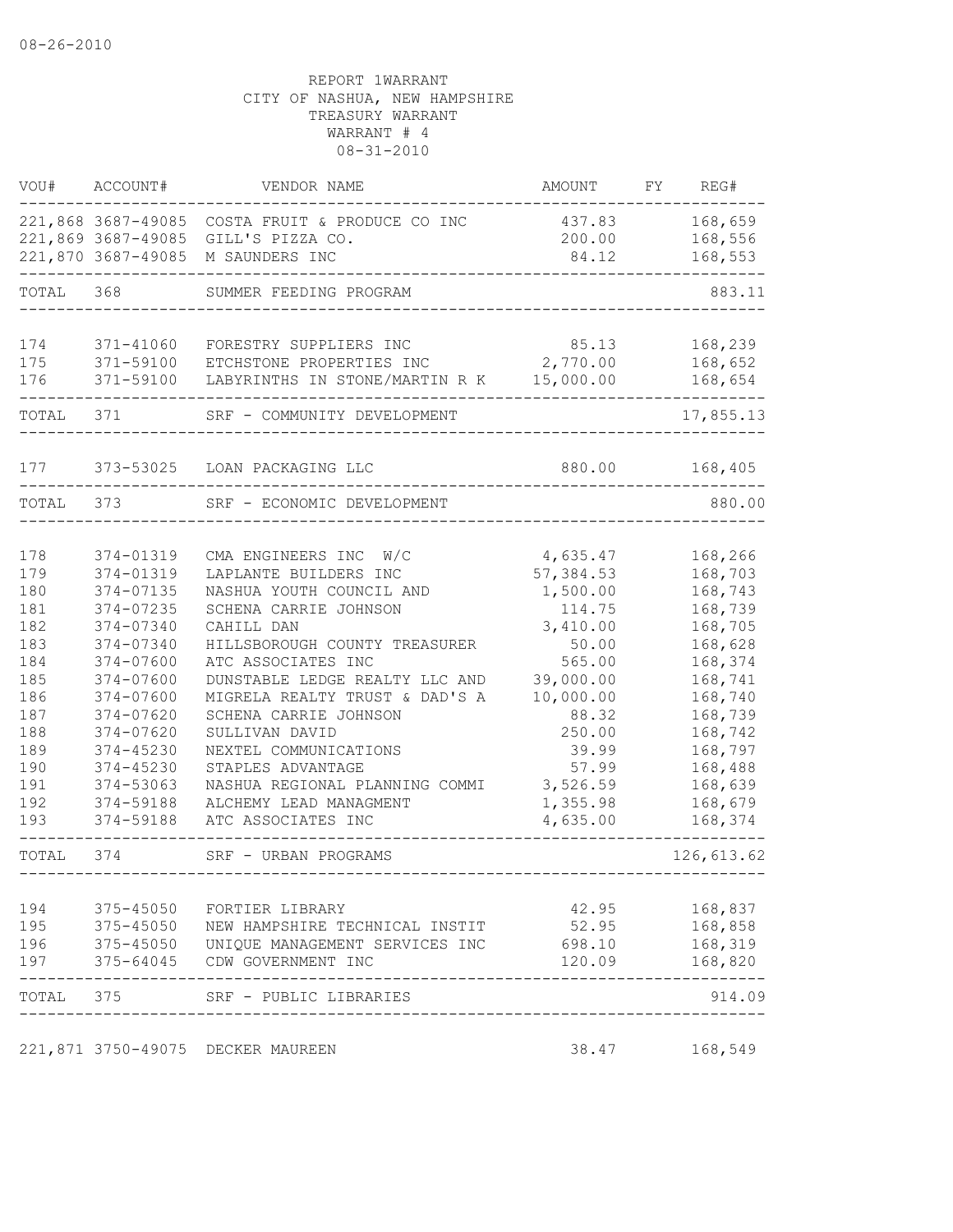08-26-2010

REPORT 1WARRANT
CITY OF NASHUA, NEW HAMPSHIRE
TREASURY WARRANT
WARRANT # 4
08-31-2010

| VOU# | ACCOUNT# | VENDOR NAME | AMOUNT | FY | REG# |
|---|---|---|---|---|---|
| 221,868 | 3687-49085 | COSTA FRUIT & PRODUCE CO INC | 437.83 | | 168,659 |
| 221,869 | 3687-49085 | GILL'S PIZZA CO. | 200.00 | | 168,556 |
| 221,870 | 3687-49085 | M SAUNDERS INC | 84.12 | | 168,553 |
| TOTAL | 368 | SUMMER FEEDING PROGRAM | | | 883.11 |
| 174 | 371-41060 | FORESTRY SUPPLIERS INC | 85.13 | | 168,239 |
| 175 | 371-59100 | ETCHSTONE PROPERTIES INC | 2,770.00 | | 168,652 |
| 176 | 371-59100 | LABYRINTHS IN STONE/MARTIN R K | 15,000.00 | | 168,654 |
| TOTAL | 371 | SRF - COMMUNITY DEVELOPMENT | | | 17,855.13 |
| 177 | 373-53025 | LOAN PACKAGING LLC | 880.00 | | 168,405 |
| TOTAL | 373 | SRF - ECONOMIC DEVELOPMENT | | | 880.00 |
| 178 | 374-01319 | CMA ENGINEERS INC W/C | 4,635.47 | | 168,266 |
| 179 | 374-01319 | LAPLANTE BUILDERS INC | 57,384.53 | | 168,703 |
| 180 | 374-07135 | NASHUA YOUTH COUNCIL AND | 1,500.00 | | 168,743 |
| 181 | 374-07235 | SCHENA CARRIE JOHNSON | 114.75 | | 168,739 |
| 182 | 374-07340 | CAHILL DAN | 3,410.00 | | 168,705 |
| 183 | 374-07340 | HILLSBOROUGH COUNTY TREASURER | 50.00 | | 168,628 |
| 184 | 374-07600 | ATC ASSOCIATES INC | 565.00 | | 168,374 |
| 185 | 374-07600 | DUNSTABLE LEDGE REALTY LLC AND | 39,000.00 | | 168,741 |
| 186 | 374-07600 | MIGRELA REALTY TRUST & DAD'S A | 10,000.00 | | 168,740 |
| 187 | 374-07620 | SCHENA CARRIE JOHNSON | 88.32 | | 168,739 |
| 188 | 374-07620 | SULLIVAN DAVID | 250.00 | | 168,742 |
| 189 | 374-45230 | NEXTEL COMMUNICATIONS | 39.99 | | 168,797 |
| 190 | 374-45230 | STAPLES ADVANTAGE | 57.99 | | 168,488 |
| 191 | 374-53063 | NASHUA REGIONAL PLANNING COMMI | 3,526.59 | | 168,639 |
| 192 | 374-59188 | ALCHEMY LEAD MANAGMENT | 1,355.98 | | 168,679 |
| 193 | 374-59188 | ATC ASSOCIATES INC | 4,635.00 | | 168,374 |
| TOTAL | 374 | SRF - URBAN PROGRAMS | | | 126,613.62 |
| 194 | 375-45050 | FORTIER LIBRARY | 42.95 | | 168,837 |
| 195 | 375-45050 | NEW HAMPSHIRE TECHNICAL INSTIT | 52.95 | | 168,858 |
| 196 | 375-45050 | UNIQUE MANAGEMENT SERVICES INC | 698.10 | | 168,319 |
| 197 | 375-64045 | CDW GOVERNMENT INC | 120.09 | | 168,820 |
| TOTAL | 375 | SRF - PUBLIC LIBRARIES | | | 914.09 |
| 221,871 | 3750-49075 | DECKER MAUREEN | 38.47 | | 168,549 |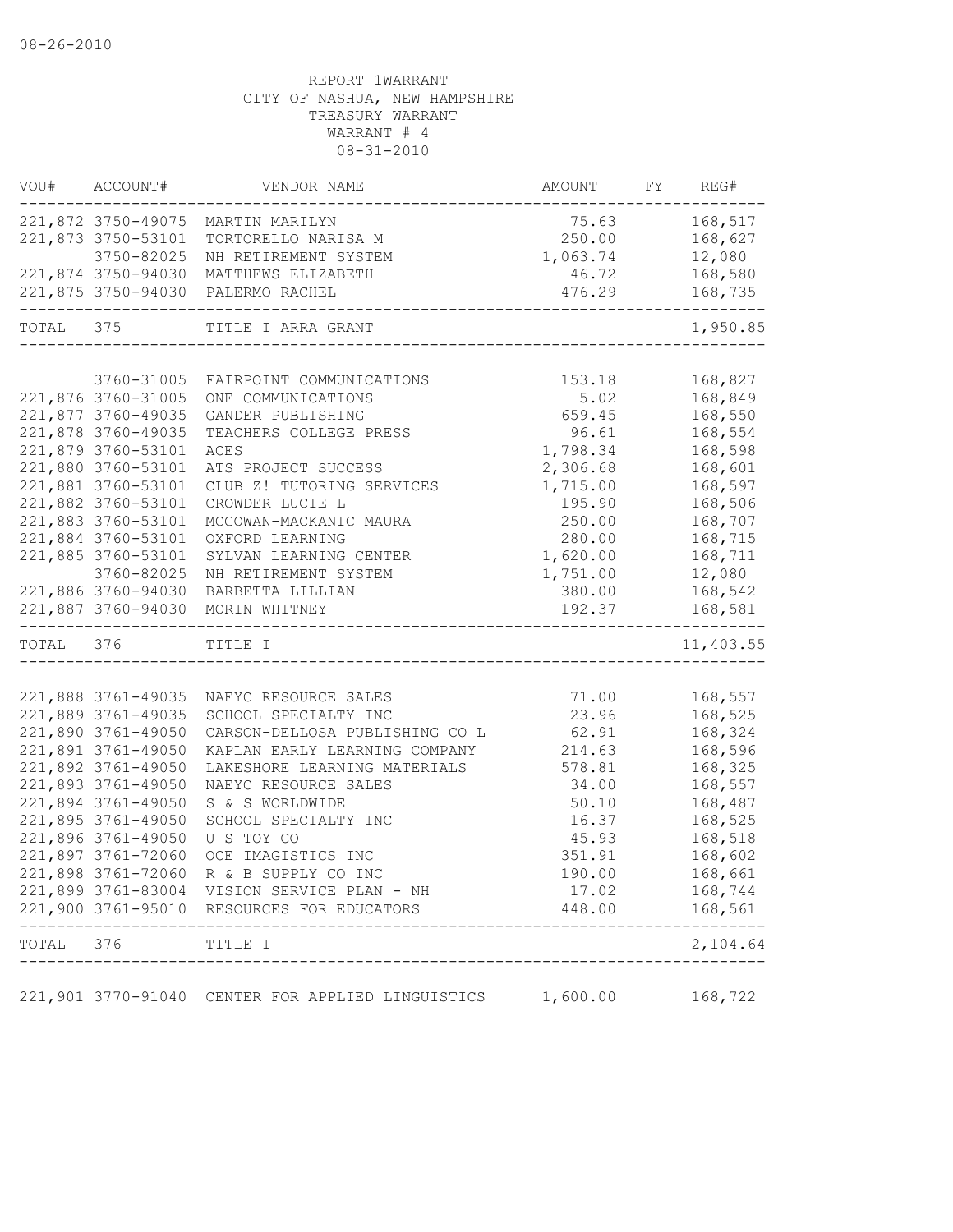REPORT 1WARRANT
CITY OF NASHUA, NEW HAMPSHIRE
TREASURY WARRANT
WARRANT # 4
08-31-2010

| VOU# | ACCOUNT# | VENDOR NAME | AMOUNT | FY | REG# |
|---|---|---|---|---|---|
| 221,872 | 3750-49075 | MARTIN MARILYN | 75.63 | | 168,517 |
| 221,873 | 3750-53101 | TORTORELLO NARISA M | 250.00 | | 168,627 |
| | 3750-82025 | NH RETIREMENT SYSTEM | 1,063.74 | | 12,080 |
| 221,874 | 3750-94030 | MATTHEWS ELIZABETH | 46.72 | | 168,580 |
| 221,875 | 3750-94030 | PALERMO RACHEL | 476.29 | | 168,735 |
| TOTAL | 375 | TITLE I ARRA GRANT | | | 1,950.85 |
| | 3760-31005 | FAIRPOINT COMMUNICATIONS | 153.18 | | 168,827 |
| 221,876 | 3760-31005 | ONE COMMUNICATIONS | 5.02 | | 168,849 |
| 221,877 | 3760-49035 | GANDER PUBLISHING | 659.45 | | 168,550 |
| 221,878 | 3760-49035 | TEACHERS COLLEGE PRESS | 96.61 | | 168,554 |
| 221,879 | 3760-53101 | ACES | 1,798.34 | | 168,598 |
| 221,880 | 3760-53101 | ATS PROJECT SUCCESS | 2,306.68 | | 168,601 |
| 221,881 | 3760-53101 | CLUB Z! TUTORING SERVICES | 1,715.00 | | 168,597 |
| 221,882 | 3760-53101 | CROWDER LUCIE L | 195.90 | | 168,506 |
| 221,883 | 3760-53101 | MCGOWAN-MACKANIC MAURA | 250.00 | | 168,707 |
| 221,884 | 3760-53101 | OXFORD LEARNING | 280.00 | | 168,715 |
| 221,885 | 3760-53101 | SYLVAN LEARNING CENTER | 1,620.00 | | 168,711 |
| | 3760-82025 | NH RETIREMENT SYSTEM | 1,751.00 | | 12,080 |
| 221,886 | 3760-94030 | BARBETTA LILLIAN | 380.00 | | 168,542 |
| 221,887 | 3760-94030 | MORIN WHITNEY | 192.37 | | 168,581 |
| TOTAL | 376 | TITLE I | | | 11,403.55 |
| 221,888 | 3761-49035 | NAEYC RESOURCE SALES | 71.00 | | 168,557 |
| 221,889 | 3761-49035 | SCHOOL SPECIALTY INC | 23.96 | | 168,525 |
| 221,890 | 3761-49050 | CARSON-DELLOSA PUBLISHING CO L | 62.91 | | 168,324 |
| 221,891 | 3761-49050 | KAPLAN EARLY LEARNING COMPANY | 214.63 | | 168,596 |
| 221,892 | 3761-49050 | LAKESHORE LEARNING MATERIALS | 578.81 | | 168,325 |
| 221,893 | 3761-49050 | NAEYC RESOURCE SALES | 34.00 | | 168,557 |
| 221,894 | 3761-49050 | S & S WORLDWIDE | 50.10 | | 168,487 |
| 221,895 | 3761-49050 | SCHOOL SPECIALTY INC | 16.37 | | 168,525 |
| 221,896 | 3761-49050 | U S TOY CO | 45.93 | | 168,518 |
| 221,897 | 3761-72060 | OCE IMAGISTICS INC | 351.91 | | 168,602 |
| 221,898 | 3761-72060 | R & B SUPPLY CO INC | 190.00 | | 168,661 |
| 221,899 | 3761-83004 | VISION SERVICE PLAN - NH | 17.02 | | 168,744 |
| 221,900 | 3761-95010 | RESOURCES FOR EDUCATORS | 448.00 | | 168,561 |
| TOTAL | 376 | TITLE I | | | 2,104.64 |
| 221,901 | 3770-91040 | CENTER FOR APPLIED LINGUISTICS | 1,600.00 | | 168,722 |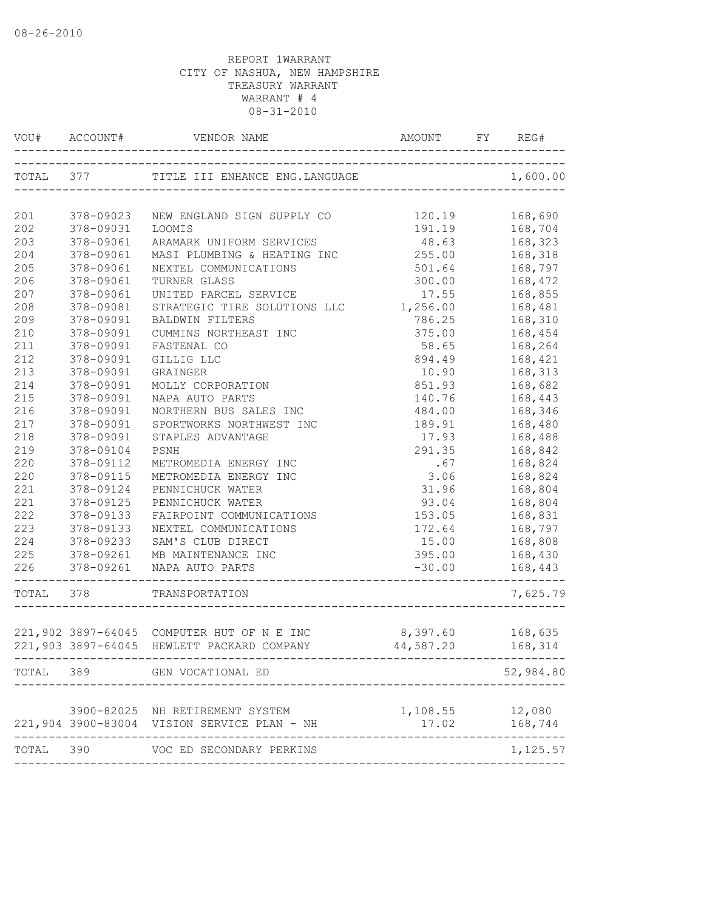08-26-2010

REPORT 1WARRANT
CITY OF NASHUA, NEW HAMPSHIRE
TREASURY WARRANT
WARRANT # 4
08-31-2010

| VOU# | ACCOUNT# | VENDOR NAME | AMOUNT | FY | REG# |
|---|---|---|---|---|---|
| TOTAL | 377 | TITLE III ENHANCE ENG.LANGUAGE | | | 1,600.00 |
| 201 | 378-09023 | NEW ENGLAND SIGN SUPPLY CO | 120.19 | | 168,690 |
| 202 | 378-09031 | LOOMIS | 191.19 | | 168,704 |
| 203 | 378-09061 | ARAMARK UNIFORM SERVICES | 48.63 | | 168,323 |
| 204 | 378-09061 | MASI PLUMBING & HEATING INC | 255.00 | | 168,318 |
| 205 | 378-09061 | NEXTEL COMMUNICATIONS | 501.64 | | 168,797 |
| 206 | 378-09061 | TURNER GLASS | 300.00 | | 168,472 |
| 207 | 378-09061 | UNITED PARCEL SERVICE | 17.55 | | 168,855 |
| 208 | 378-09081 | STRATEGIC TIRE SOLUTIONS LLC | 1,256.00 | | 168,481 |
| 209 | 378-09091 | BALDWIN FILTERS | 786.25 | | 168,310 |
| 210 | 378-09091 | CUMMINS NORTHEAST INC | 375.00 | | 168,454 |
| 211 | 378-09091 | FASTENAL CO | 58.65 | | 168,264 |
| 212 | 378-09091 | GILLIG LLC | 894.49 | | 168,421 |
| 213 | 378-09091 | GRAINGER | 10.90 | | 168,313 |
| 214 | 378-09091 | MOLLY CORPORATION | 851.93 | | 168,682 |
| 215 | 378-09091 | NAPA AUTO PARTS | 140.76 | | 168,443 |
| 216 | 378-09091 | NORTHERN BUS SALES INC | 484.00 | | 168,346 |
| 217 | 378-09091 | SPORTWORKS NORTHWEST INC | 189.91 | | 168,480 |
| 218 | 378-09091 | STAPLES ADVANTAGE | 17.93 | | 168,488 |
| 219 | 378-09104 | PSNH | 291.35 | | 168,842 |
| 220 | 378-09112 | METROMEDIA ENERGY INC | .67 | | 168,824 |
| 220 | 378-09115 | METROMEDIA ENERGY INC | 3.06 | | 168,824 |
| 221 | 378-09124 | PENNICHUCK WATER | 31.96 | | 168,804 |
| 221 | 378-09125 | PENNICHUCK WATER | 93.04 | | 168,804 |
| 222 | 378-09133 | FAIRPOINT COMMUNICATIONS | 153.05 | | 168,831 |
| 223 | 378-09133 | NEXTEL COMMUNICATIONS | 172.64 | | 168,797 |
| 224 | 378-09233 | SAM'S CLUB DIRECT | 15.00 | | 168,808 |
| 225 | 378-09261 | MB MAINTENANCE INC | 395.00 | | 168,430 |
| 226 | 378-09261 | NAPA AUTO PARTS | -30.00 | | 168,443 |
| TOTAL | 378 | TRANSPORTATION | | | 7,625.79 |
| 221,902 | 3897-64045 | COMPUTER HUT OF N E INC | 8,397.60 | | 168,635 |
| 221,903 | 3897-64045 | HEWLETT PACKARD COMPANY | 44,587.20 | | 168,314 |
| TOTAL | 389 | GEN VOCATIONAL ED | | | 52,984.80 |
| | 3900-82025 | NH RETIREMENT SYSTEM | 1,108.55 | | 12,080 |
| 221,904 | 3900-83004 | VISION SERVICE PLAN - NH | 17.02 | | 168,744 |
| TOTAL | 390 | VOC ED SECONDARY PERKINS | | | 1,125.57 |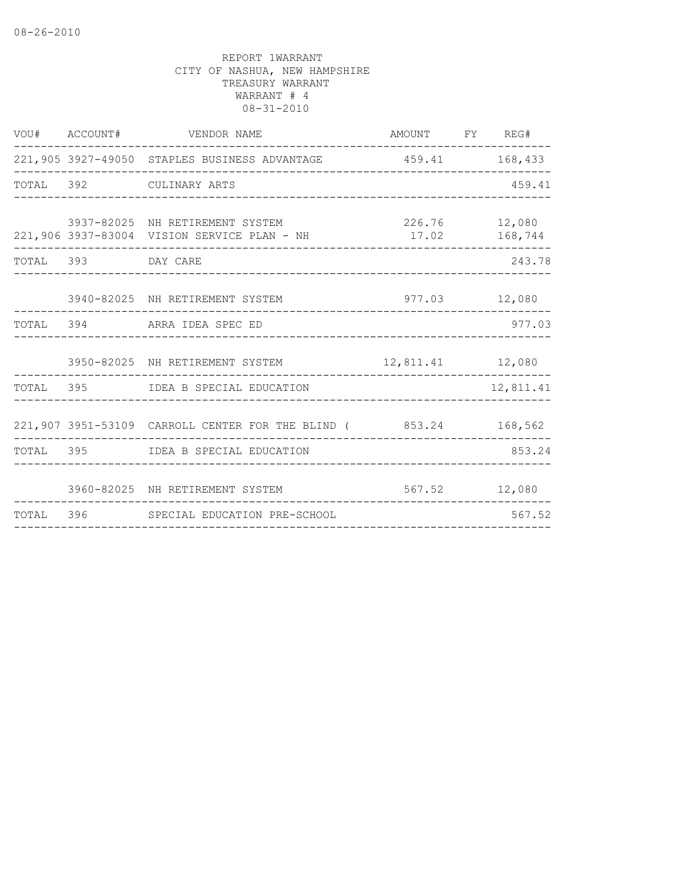08-26-2010

REPORT 1WARRANT
CITY OF NASHUA, NEW HAMPSHIRE
TREASURY WARRANT
WARRANT # 4
08-31-2010

| VOU# | ACCOUNT# | VENDOR NAME | AMOUNT | FY | REG# |
|---|---|---|---|---|---|
| 221,905 | 3927-49050 | STAPLES BUSINESS ADVANTAGE | 459.41 | | 168,433 |
| TOTAL | 392 | CULINARY ARTS | | | 459.41 |
| | 3937-82025 | NH RETIREMENT SYSTEM | 226.76 | | 12,080 |
| 221,906 | 3937-83004 | VISION SERVICE PLAN - NH | 17.02 | | 168,744 |
| TOTAL | 393 | DAY CARE | | | 243.78 |
| | 3940-82025 | NH RETIREMENT SYSTEM | 977.03 | | 12,080 |
| TOTAL | 394 | ARRA IDEA SPEC ED | | | 977.03 |
| | 3950-82025 | NH RETIREMENT SYSTEM | 12,811.41 | | 12,080 |
| TOTAL | 395 | IDEA B SPECIAL EDUCATION | | | 12,811.41 |
| 221,907 | 3951-53109 | CARROLL CENTER FOR THE BLIND ( | 853.24 | | 168,562 |
| TOTAL | 395 | IDEA B SPECIAL EDUCATION | | | 853.24 |
| | 3960-82025 | NH RETIREMENT SYSTEM | 567.52 | | 12,080 |
| TOTAL | 396 | SPECIAL EDUCATION PRE-SCHOOL | | | 567.52 |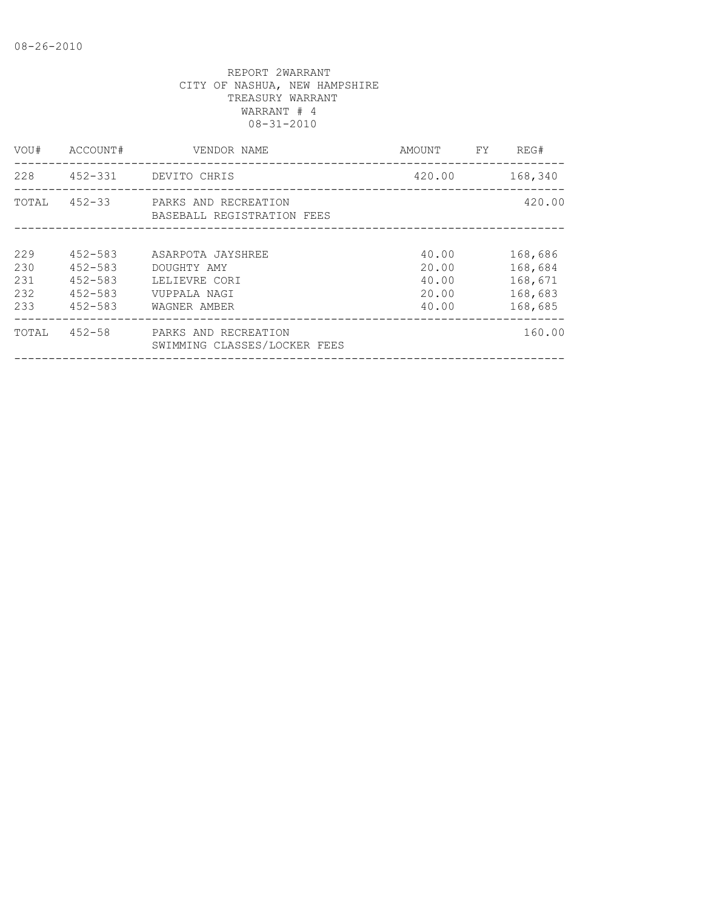08-26-2010

REPORT 2WARRANT
CITY OF NASHUA, NEW HAMPSHIRE
TREASURY WARRANT
WARRANT # 4
08-31-2010

| VOU# | ACCOUNT# | VENDOR NAME | AMOUNT | FY | REG# |
|---|---|---|---|---|---|
| 228 | 452-331 | DEVITO CHRIS | 420.00 | | 168,340 |
| TOTAL | 452-33 | PARKS AND RECREATION BASEBALL REGISTRATION FEES | | | 420.00 |
| 229 | 452-583 | ASARPOTA JAYSHREE | 40.00 | | 168,686 |
| 230 | 452-583 | DOUGHTY AMY | 20.00 | | 168,684 |
| 231 | 452-583 | LELIEVRE CORI | 40.00 | | 168,671 |
| 232 | 452-583 | VUPPALA NAGI | 20.00 | | 168,683 |
| 233 | 452-583 | WAGNER AMBER | 40.00 | | 168,685 |
| TOTAL | 452-58 | PARKS AND RECREATION SWIMMING CLASSES/LOCKER FEES | | | 160.00 |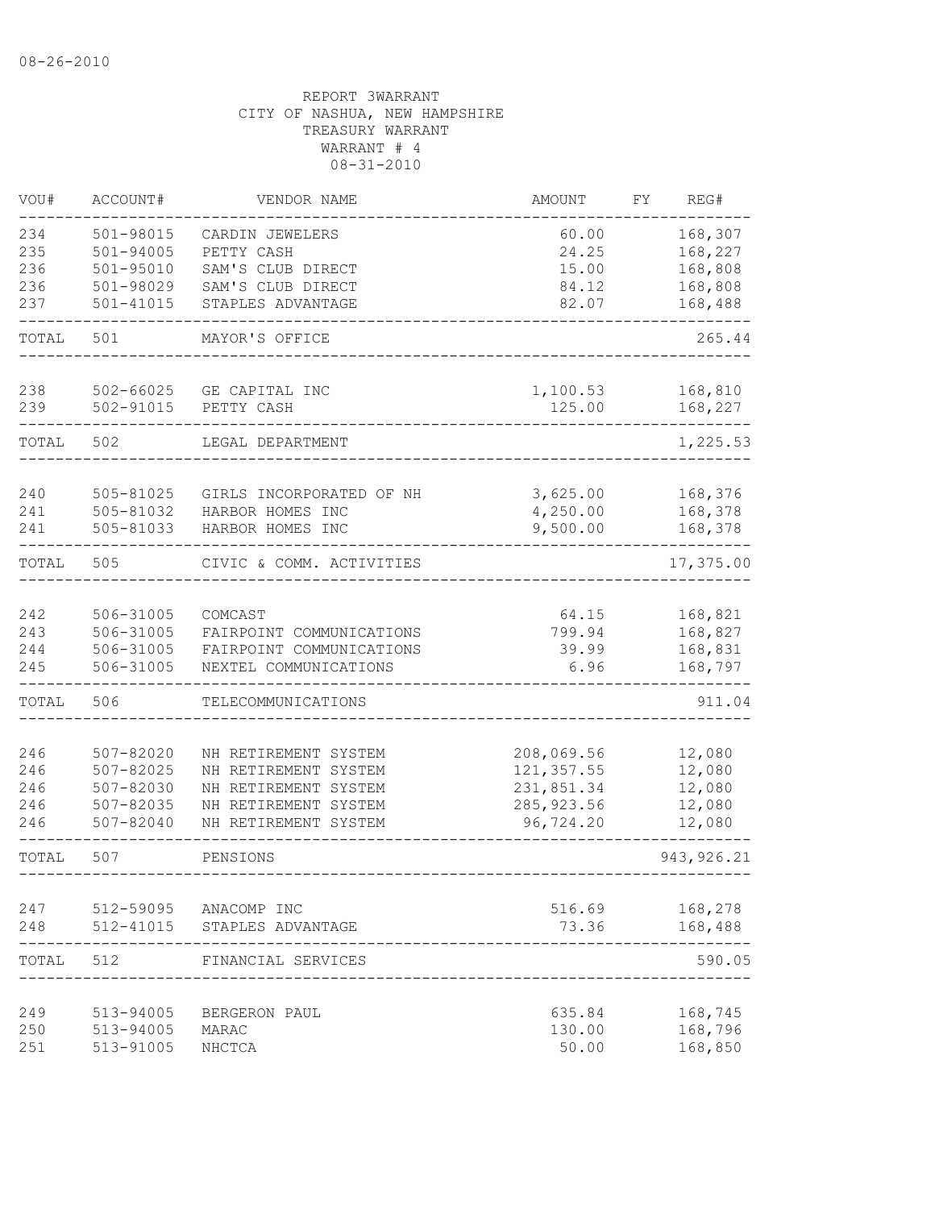08-26-2010

REPORT 3WARRANT
CITY OF NASHUA, NEW HAMPSHIRE
TREASURY WARRANT
WARRANT # 4
08-31-2010

| VOU# | ACCOUNT# | VENDOR NAME | AMOUNT | FY | REG# |
|---|---|---|---|---|---|
| 234 | 501-98015 | CARDIN JEWELERS | 60.00 | | 168,307 |
| 235 | 501-94005 | PETTY CASH | 24.25 | | 168,227 |
| 236 | 501-95010 | SAM'S CLUB DIRECT | 15.00 | | 168,808 |
| 236 | 501-98029 | SAM'S CLUB DIRECT | 84.12 | | 168,808 |
| 237 | 501-41015 | STAPLES ADVANTAGE | 82.07 | | 168,488 |
| TOTAL | 501 | MAYOR'S OFFICE | | | 265.44 |
| 238 | 502-66025 | GE CAPITAL INC | 1,100.53 | | 168,810 |
| 239 | 502-91015 | PETTY CASH | 125.00 | | 168,227 |
| TOTAL | 502 | LEGAL DEPARTMENT | | | 1,225.53 |
| 240 | 505-81025 | GIRLS INCORPORATED OF NH | 3,625.00 | | 168,376 |
| 241 | 505-81032 | HARBOR HOMES INC | 4,250.00 | | 168,378 |
| 241 | 505-81033 | HARBOR HOMES INC | 9,500.00 | | 168,378 |
| TOTAL | 505 | CIVIC & COMM. ACTIVITIES | | | 17,375.00 |
| 242 | 506-31005 | COMCAST | 64.15 | | 168,821 |
| 243 | 506-31005 | FAIRPOINT COMMUNICATIONS | 799.94 | | 168,827 |
| 244 | 506-31005 | FAIRPOINT COMMUNICATIONS | 39.99 | | 168,831 |
| 245 | 506-31005 | NEXTEL COMMUNICATIONS | 6.96 | | 168,797 |
| TOTAL | 506 | TELECOMMUNICATIONS | | | 911.04 |
| 246 | 507-82020 | NH RETIREMENT SYSTEM | 208,069.56 | | 12,080 |
| 246 | 507-82025 | NH RETIREMENT SYSTEM | 121,357.55 | | 12,080 |
| 246 | 507-82030 | NH RETIREMENT SYSTEM | 231,851.34 | | 12,080 |
| 246 | 507-82035 | NH RETIREMENT SYSTEM | 285,923.56 | | 12,080 |
| 246 | 507-82040 | NH RETIREMENT SYSTEM | 96,724.20 | | 12,080 |
| TOTAL | 507 | PENSIONS | | | 943,926.21 |
| 247 | 512-59095 | ANACOMP INC | 516.69 | | 168,278 |
| 248 | 512-41015 | STAPLES ADVANTAGE | 73.36 | | 168,488 |
| TOTAL | 512 | FINANCIAL SERVICES | | | 590.05 |
| 249 | 513-94005 | BERGERON PAUL | 635.84 | | 168,745 |
| 250 | 513-94005 | MARAC | 130.00 | | 168,796 |
| 251 | 513-91005 | NHCTCA | 50.00 | | 168,850 |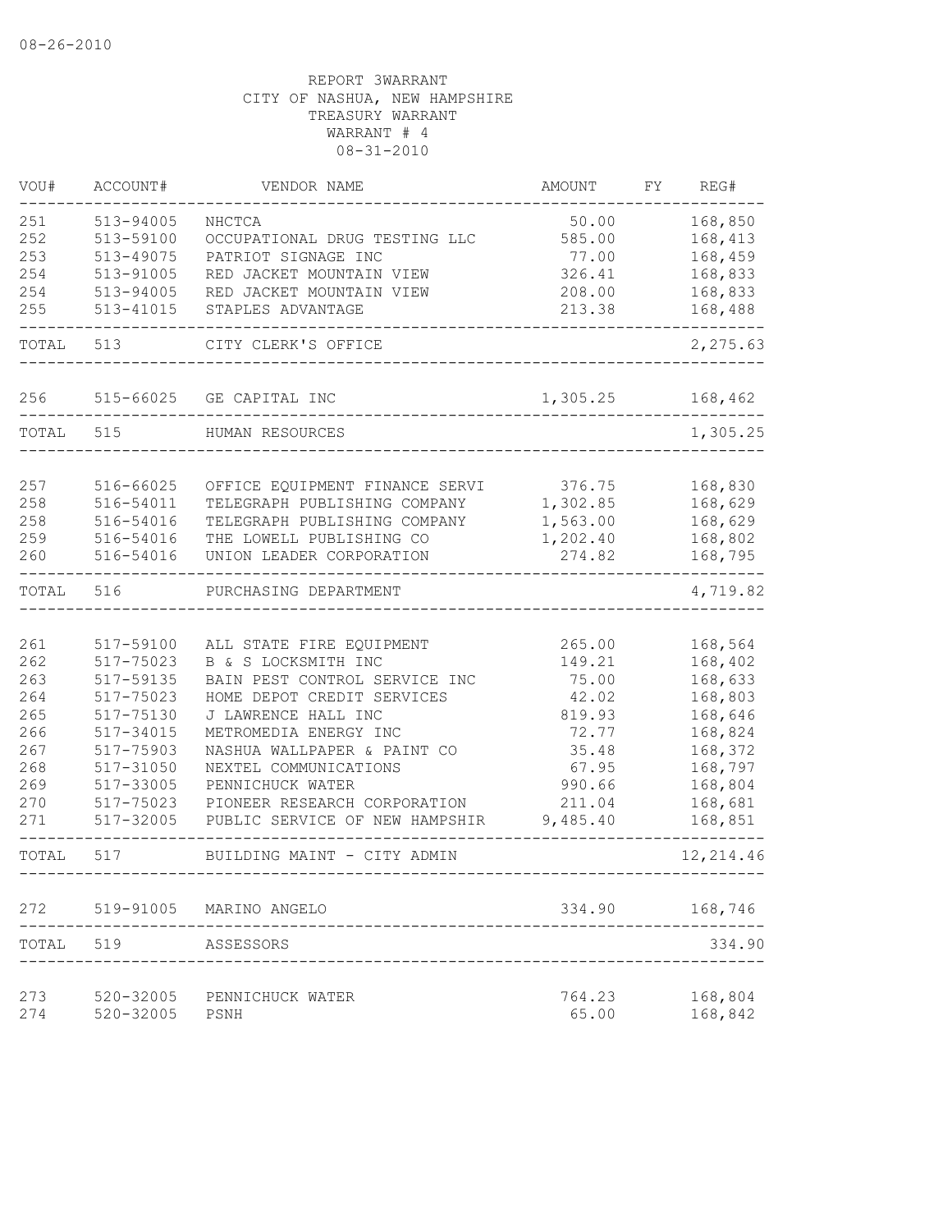08-26-2010

REPORT 3WARRANT
CITY OF NASHUA, NEW HAMPSHIRE
TREASURY WARRANT
WARRANT # 4
08-31-2010

| VOU# | ACCOUNT# | VENDOR NAME | AMOUNT | FY | REG# |
|---|---|---|---|---|---|
| 251 | 513-94005 | NHCTCA | 50.00 | | 168,850 |
| 252 | 513-59100 | OCCUPATIONAL DRUG TESTING LLC | 585.00 | | 168,413 |
| 253 | 513-49075 | PATRIOT SIGNAGE INC | 77.00 | | 168,459 |
| 254 | 513-91005 | RED JACKET MOUNTAIN VIEW | 326.41 | | 168,833 |
| 254 | 513-94005 | RED JACKET MOUNTAIN VIEW | 208.00 | | 168,833 |
| 255 | 513-41015 | STAPLES ADVANTAGE | 213.38 | | 168,488 |
| TOTAL | 513 | CITY CLERK'S OFFICE | | | 2,275.63 |
| 256 | 515-66025 | GE CAPITAL INC | 1,305.25 | | 168,462 |
| TOTAL | 515 | HUMAN RESOURCES | | | 1,305.25 |
| 257 | 516-66025 | OFFICE EQUIPMENT FINANCE SERVI | 376.75 | | 168,830 |
| 258 | 516-54011 | TELEGRAPH PUBLISHING COMPANY | 1,302.85 | | 168,629 |
| 258 | 516-54016 | TELEGRAPH PUBLISHING COMPANY | 1,563.00 | | 168,629 |
| 259 | 516-54016 | THE LOWELL PUBLISHING CO | 1,202.40 | | 168,802 |
| 260 | 516-54016 | UNION LEADER CORPORATION | 274.82 | | 168,795 |
| TOTAL | 516 | PURCHASING DEPARTMENT | | | 4,719.82 |
| 261 | 517-59100 | ALL STATE FIRE EQUIPMENT | 265.00 | | 168,564 |
| 262 | 517-75023 | B & S LOCKSMITH INC | 149.21 | | 168,402 |
| 263 | 517-59135 | BAIN PEST CONTROL SERVICE INC | 75.00 | | 168,633 |
| 264 | 517-75023 | HOME DEPOT CREDIT SERVICES | 42.02 | | 168,803 |
| 265 | 517-75130 | J LAWRENCE HALL INC | 819.93 | | 168,646 |
| 266 | 517-34015 | METROMEDIA ENERGY INC | 72.77 | | 168,824 |
| 267 | 517-75903 | NASHUA WALLPAPER & PAINT CO | 35.48 | | 168,372 |
| 268 | 517-31050 | NEXTEL COMMUNICATIONS | 67.95 | | 168,797 |
| 269 | 517-33005 | PENNICHUCK WATER | 990.66 | | 168,804 |
| 270 | 517-75023 | PIONEER RESEARCH CORPORATION | 211.04 | | 168,681 |
| 271 | 517-32005 | PUBLIC SERVICE OF NEW HAMPSHIR | 9,485.40 | | 168,851 |
| TOTAL | 517 | BUILDING MAINT - CITY ADMIN | | | 12,214.46 |
| 272 | 519-91005 | MARINO ANGELO | 334.90 | | 168,746 |
| TOTAL | 519 | ASSESSORS | | | 334.90 |
| 273 | 520-32005 | PENNICHUCK WATER | 764.23 | | 168,804 |
| 274 | 520-32005 | PSNH | 65.00 | | 168,842 |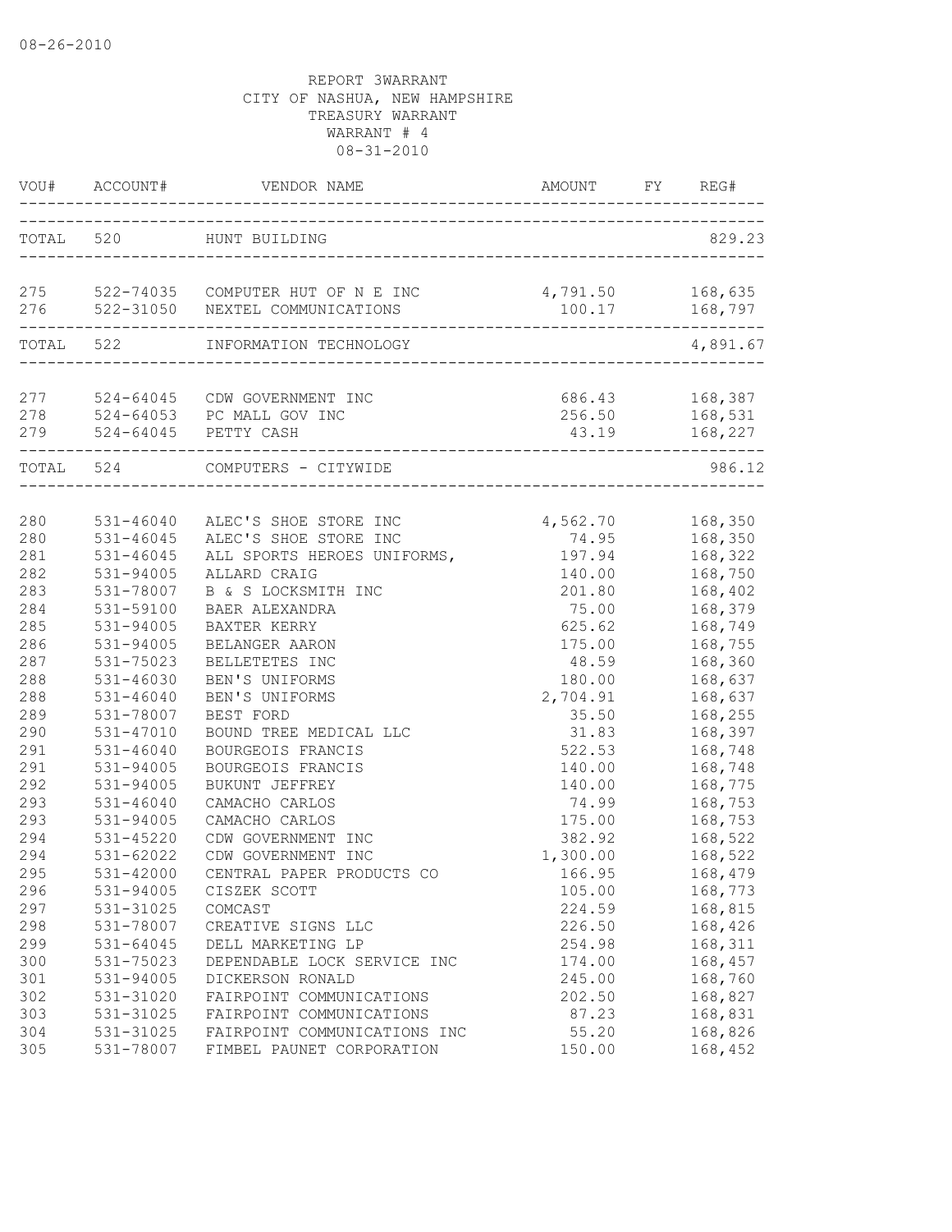08-26-2010

REPORT 3WARRANT
CITY OF NASHUA, NEW HAMPSHIRE
TREASURY WARRANT
WARRANT # 4
08-31-2010

| VOU# | ACCOUNT# | VENDOR NAME | AMOUNT | FY | REG# |
|---|---|---|---|---|---|
| TOTAL | 520 | HUNT BUILDING | | | 829.23 |
| 275 | 522-74035 | COMPUTER HUT OF N E INC | 4,791.50 | | 168,635 |
| 276 | 522-31050 | NEXTEL COMMUNICATIONS | 100.17 | | 168,797 |
| TOTAL | 522 | INFORMATION TECHNOLOGY | | | 4,891.67 |
| 277 | 524-64045 | CDW GOVERNMENT INC | 686.43 | | 168,387 |
| 278 | 524-64053 | PC MALL GOV INC | 256.50 | | 168,531 |
| 279 | 524-64045 | PETTY CASH | 43.19 | | 168,227 |
| TOTAL | 524 | COMPUTERS - CITYWIDE | | | 986.12 |
| 280 | 531-46040 | ALEC'S SHOE STORE INC | 4,562.70 | | 168,350 |
| 280 | 531-46045 | ALEC'S SHOE STORE INC | 74.95 | | 168,350 |
| 281 | 531-46045 | ALL SPORTS HEROES UNIFORMS, | 197.94 | | 168,322 |
| 282 | 531-94005 | ALLARD CRAIG | 140.00 | | 168,750 |
| 283 | 531-78007 | B & S LOCKSMITH INC | 201.80 | | 168,402 |
| 284 | 531-59100 | BAER ALEXANDRA | 75.00 | | 168,379 |
| 285 | 531-94005 | BAXTER KERRY | 625.62 | | 168,749 |
| 286 | 531-94005 | BELANGER AARON | 175.00 | | 168,755 |
| 287 | 531-75023 | BELLETETES INC | 48.59 | | 168,360 |
| 288 | 531-46030 | BEN'S UNIFORMS | 180.00 | | 168,637 |
| 288 | 531-46040 | BEN'S UNIFORMS | 2,704.91 | | 168,637 |
| 289 | 531-78007 | BEST FORD | 35.50 | | 168,255 |
| 290 | 531-47010 | BOUND TREE MEDICAL LLC | 31.83 | | 168,397 |
| 291 | 531-46040 | BOURGEOIS FRANCIS | 522.53 | | 168,748 |
| 291 | 531-94005 | BOURGEOIS FRANCIS | 140.00 | | 168,748 |
| 292 | 531-94005 | BUKUNT JEFFREY | 140.00 | | 168,775 |
| 293 | 531-46040 | CAMACHO CARLOS | 74.99 | | 168,753 |
| 293 | 531-94005 | CAMACHO CARLOS | 175.00 | | 168,753 |
| 294 | 531-45220 | CDW GOVERNMENT INC | 382.92 | | 168,522 |
| 294 | 531-62022 | CDW GOVERNMENT INC | 1,300.00 | | 168,522 |
| 295 | 531-42000 | CENTRAL PAPER PRODUCTS CO | 166.95 | | 168,479 |
| 296 | 531-94005 | CISZEK SCOTT | 105.00 | | 168,773 |
| 297 | 531-31025 | COMCAST | 224.59 | | 168,815 |
| 298 | 531-78007 | CREATIVE SIGNS LLC | 226.50 | | 168,426 |
| 299 | 531-64045 | DELL MARKETING LP | 254.98 | | 168,311 |
| 300 | 531-75023 | DEPENDABLE LOCK SERVICE INC | 174.00 | | 168,457 |
| 301 | 531-94005 | DICKERSON RONALD | 245.00 | | 168,760 |
| 302 | 531-31020 | FAIRPOINT COMMUNICATIONS | 202.50 | | 168,827 |
| 303 | 531-31025 | FAIRPOINT COMMUNICATIONS | 87.23 | | 168,831 |
| 304 | 531-31025 | FAIRPOINT COMMUNICATIONS INC | 55.20 | | 168,826 |
| 305 | 531-78007 | FIMBEL PAUNET CORPORATION | 150.00 | | 168,452 |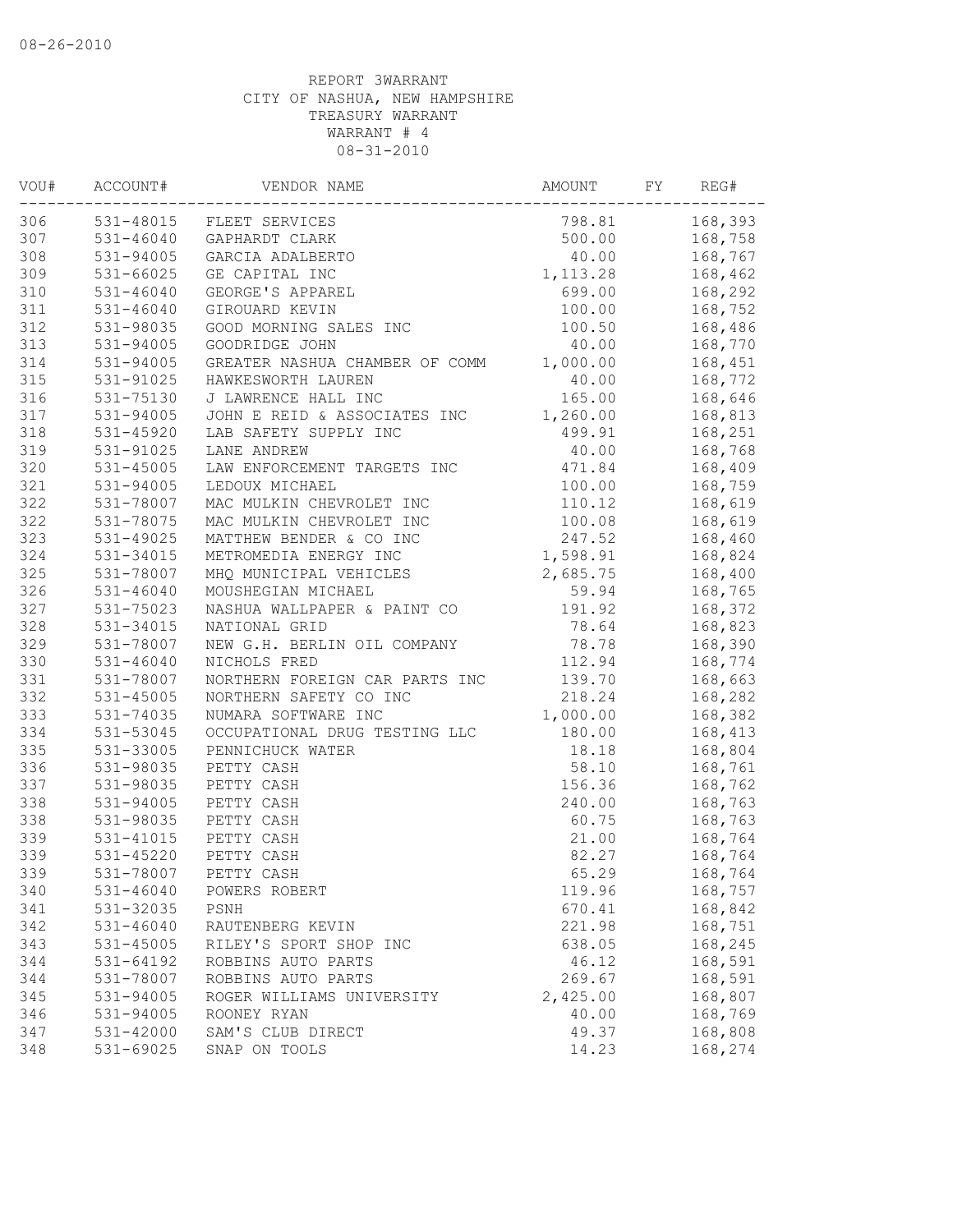08-26-2010

REPORT 3WARRANT
CITY OF NASHUA, NEW HAMPSHIRE
TREASURY WARRANT
WARRANT # 4
08-31-2010

| VOU# | ACCOUNT# | VENDOR NAME | AMOUNT | FY | REG# |
|---|---|---|---|---|---|
| 306 | 531-48015 | FLEET SERVICES | 798.81 | | 168,393 |
| 307 | 531-46040 | GAPHARDT CLARK | 500.00 | | 168,758 |
| 308 | 531-94005 | GARCIA ADALBERTO | 40.00 | | 168,767 |
| 309 | 531-66025 | GE CAPITAL INC | 1,113.28 | | 168,462 |
| 310 | 531-46040 | GEORGE'S APPAREL | 699.00 | | 168,292 |
| 311 | 531-46040 | GIROUARD KEVIN | 100.00 | | 168,752 |
| 312 | 531-98035 | GOOD MORNING SALES INC | 100.50 | | 168,486 |
| 313 | 531-94005 | GOODRIDGE JOHN | 40.00 | | 168,770 |
| 314 | 531-94005 | GREATER NASHUA CHAMBER OF COMM | 1,000.00 | | 168,451 |
| 315 | 531-91025 | HAWKESWORTH LAUREN | 40.00 | | 168,772 |
| 316 | 531-75130 | J LAWRENCE HALL INC | 165.00 | | 168,646 |
| 317 | 531-94005 | JOHN E REID & ASSOCIATES INC | 1,260.00 | | 168,813 |
| 318 | 531-45920 | LAB SAFETY SUPPLY INC | 499.91 | | 168,251 |
| 319 | 531-91025 | LANE ANDREW | 40.00 | | 168,768 |
| 320 | 531-45005 | LAW ENFORCEMENT TARGETS INC | 471.84 | | 168,409 |
| 321 | 531-94005 | LEDOUX MICHAEL | 100.00 | | 168,759 |
| 322 | 531-78007 | MAC MULKIN CHEVROLET INC | 110.12 | | 168,619 |
| 322 | 531-78075 | MAC MULKIN CHEVROLET INC | 100.08 | | 168,619 |
| 323 | 531-49025 | MATTHEW BENDER & CO INC | 247.52 | | 168,460 |
| 324 | 531-34015 | METROMEDIA ENERGY INC | 1,598.91 | | 168,824 |
| 325 | 531-78007 | MHQ MUNICIPAL VEHICLES | 2,685.75 | | 168,400 |
| 326 | 531-46040 | MOUSHEGIAN MICHAEL | 59.94 | | 168,765 |
| 327 | 531-75023 | NASHUA WALLPAPER & PAINT CO | 191.92 | | 168,372 |
| 328 | 531-34015 | NATIONAL GRID | 78.64 | | 168,823 |
| 329 | 531-78007 | NEW G.H. BERLIN OIL COMPANY | 78.78 | | 168,390 |
| 330 | 531-46040 | NICHOLS FRED | 112.94 | | 168,774 |
| 331 | 531-78007 | NORTHERN FOREIGN CAR PARTS INC | 139.70 | | 168,663 |
| 332 | 531-45005 | NORTHERN SAFETY CO INC | 218.24 | | 168,282 |
| 333 | 531-74035 | NUMARA SOFTWARE INC | 1,000.00 | | 168,382 |
| 334 | 531-53045 | OCCUPATIONAL DRUG TESTING LLC | 180.00 | | 168,413 |
| 335 | 531-33005 | PENNICHUCK WATER | 18.18 | | 168,804 |
| 336 | 531-98035 | PETTY CASH | 58.10 | | 168,761 |
| 337 | 531-98035 | PETTY CASH | 156.36 | | 168,762 |
| 338 | 531-94005 | PETTY CASH | 240.00 | | 168,763 |
| 338 | 531-98035 | PETTY CASH | 60.75 | | 168,763 |
| 339 | 531-41015 | PETTY CASH | 21.00 | | 168,764 |
| 339 | 531-45220 | PETTY CASH | 82.27 | | 168,764 |
| 339 | 531-78007 | PETTY CASH | 65.29 | | 168,764 |
| 340 | 531-46040 | POWERS ROBERT | 119.96 | | 168,757 |
| 341 | 531-32035 | PSNH | 670.41 | | 168,842 |
| 342 | 531-46040 | RAUTENBERG KEVIN | 221.98 | | 168,751 |
| 343 | 531-45005 | RILEY'S SPORT SHOP INC | 638.05 | | 168,245 |
| 344 | 531-64192 | ROBBINS AUTO PARTS | 46.12 | | 168,591 |
| 344 | 531-78007 | ROBBINS AUTO PARTS | 269.67 | | 168,591 |
| 345 | 531-94005 | ROGER WILLIAMS UNIVERSITY | 2,425.00 | | 168,807 |
| 346 | 531-94005 | ROONEY RYAN | 40.00 | | 168,769 |
| 347 | 531-42000 | SAM'S CLUB DIRECT | 49.37 | | 168,808 |
| 348 | 531-69025 | SNAP ON TOOLS | 14.23 | | 168,274 |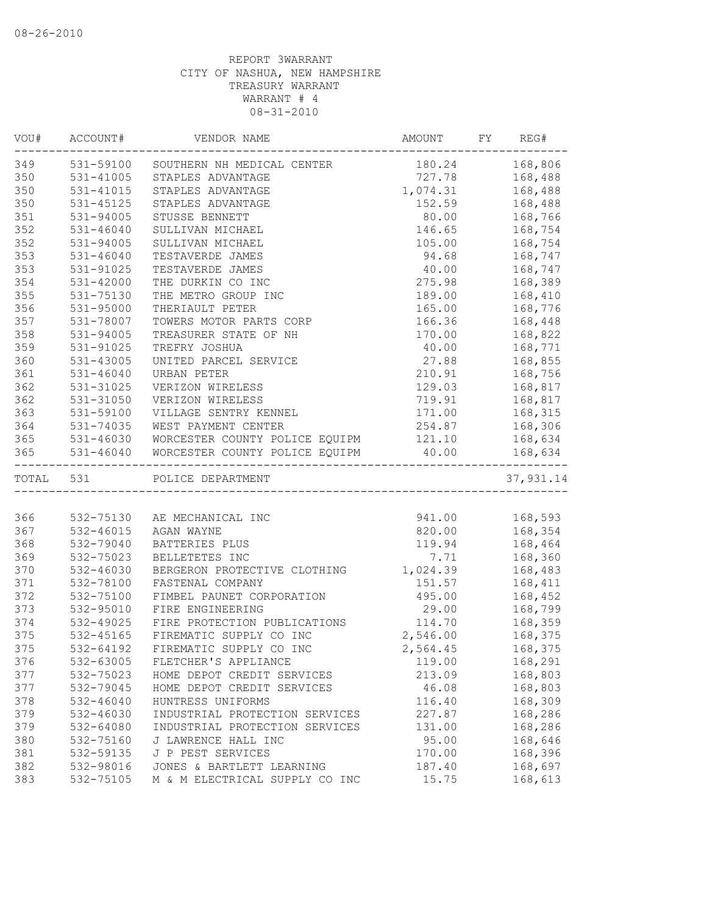08-26-2010

REPORT 3WARRANT
CITY OF NASHUA, NEW HAMPSHIRE
TREASURY WARRANT
WARRANT # 4
08-31-2010

| VOU# | ACCOUNT# | VENDOR NAME | AMOUNT | FY | REG# |
|---|---|---|---|---|---|
| 349 | 531-59100 | SOUTHERN NH MEDICAL CENTER | 180.24 | | 168,806 |
| 350 | 531-41005 | STAPLES ADVANTAGE | 727.78 | | 168,488 |
| 350 | 531-41015 | STAPLES ADVANTAGE | 1,074.31 | | 168,488 |
| 350 | 531-45125 | STAPLES ADVANTAGE | 152.59 | | 168,488 |
| 351 | 531-94005 | STUSSE BENNETT | 80.00 | | 168,766 |
| 352 | 531-46040 | SULLIVAN MICHAEL | 146.65 | | 168,754 |
| 352 | 531-94005 | SULLIVAN MICHAEL | 105.00 | | 168,754 |
| 353 | 531-46040 | TESTAVERDE JAMES | 94.68 | | 168,747 |
| 353 | 531-91025 | TESTAVERDE JAMES | 40.00 | | 168,747 |
| 354 | 531-42000 | THE DURKIN CO INC | 275.98 | | 168,389 |
| 355 | 531-75130 | THE METRO GROUP INC | 189.00 | | 168,410 |
| 356 | 531-95000 | THERIAULT PETER | 165.00 | | 168,776 |
| 357 | 531-78007 | TOWERS MOTOR PARTS CORP | 166.36 | | 168,448 |
| 358 | 531-94005 | TREASURER STATE OF NH | 170.00 | | 168,822 |
| 359 | 531-91025 | TREFRY JOSHUA | 40.00 | | 168,771 |
| 360 | 531-43005 | UNITED PARCEL SERVICE | 27.88 | | 168,855 |
| 361 | 531-46040 | URBAN PETER | 210.91 | | 168,756 |
| 362 | 531-31025 | VERIZON WIRELESS | 129.03 | | 168,817 |
| 362 | 531-31050 | VERIZON WIRELESS | 719.91 | | 168,817 |
| 363 | 531-59100 | VILLAGE SENTRY KENNEL | 171.00 | | 168,315 |
| 364 | 531-74035 | WEST PAYMENT CENTER | 254.87 | | 168,306 |
| 365 | 531-46030 | WORCESTER COUNTY POLICE EQUIPM | 121.10 | | 168,634 |
| 365 | 531-46040 | WORCESTER COUNTY POLICE EQUIPM | 40.00 | | 168,634 |
| TOTAL | 531 | POLICE DEPARTMENT | | | 37,931.14 |
| 366 | 532-75130 | AE MECHANICAL INC | 941.00 | | 168,593 |
| 367 | 532-46015 | AGAN WAYNE | 820.00 | | 168,354 |
| 368 | 532-79040 | BATTERIES PLUS | 119.94 | | 168,464 |
| 369 | 532-75023 | BELLETETES INC | 7.71 | | 168,360 |
| 370 | 532-46030 | BERGERON PROTECTIVE CLOTHING | 1,024.39 | | 168,483 |
| 371 | 532-78100 | FASTENAL COMPANY | 151.57 | | 168,411 |
| 372 | 532-75100 | FIMBEL PAUNET CORPORATION | 495.00 | | 168,452 |
| 373 | 532-95010 | FIRE ENGINEERING | 29.00 | | 168,799 |
| 374 | 532-49025 | FIRE PROTECTION PUBLICATIONS | 114.70 | | 168,359 |
| 375 | 532-45165 | FIREMATIC SUPPLY CO INC | 2,546.00 | | 168,375 |
| 375 | 532-64192 | FIREMATIC SUPPLY CO INC | 2,564.45 | | 168,375 |
| 376 | 532-63005 | FLETCHER'S APPLIANCE | 119.00 | | 168,291 |
| 377 | 532-75023 | HOME DEPOT CREDIT SERVICES | 213.09 | | 168,803 |
| 377 | 532-79045 | HOME DEPOT CREDIT SERVICES | 46.08 | | 168,803 |
| 378 | 532-46040 | HUNTRESS UNIFORMS | 116.40 | | 168,309 |
| 379 | 532-46030 | INDUSTRIAL PROTECTION SERVICES | 227.87 | | 168,286 |
| 379 | 532-64080 | INDUSTRIAL PROTECTION SERVICES | 131.00 | | 168,286 |
| 380 | 532-75160 | J LAWRENCE HALL INC | 95.00 | | 168,646 |
| 381 | 532-59135 | J P PEST SERVICES | 170.00 | | 168,396 |
| 382 | 532-98016 | JONES & BARTLETT LEARNING | 187.40 | | 168,697 |
| 383 | 532-75105 | M & M ELECTRICAL SUPPLY CO INC | 15.75 | | 168,613 |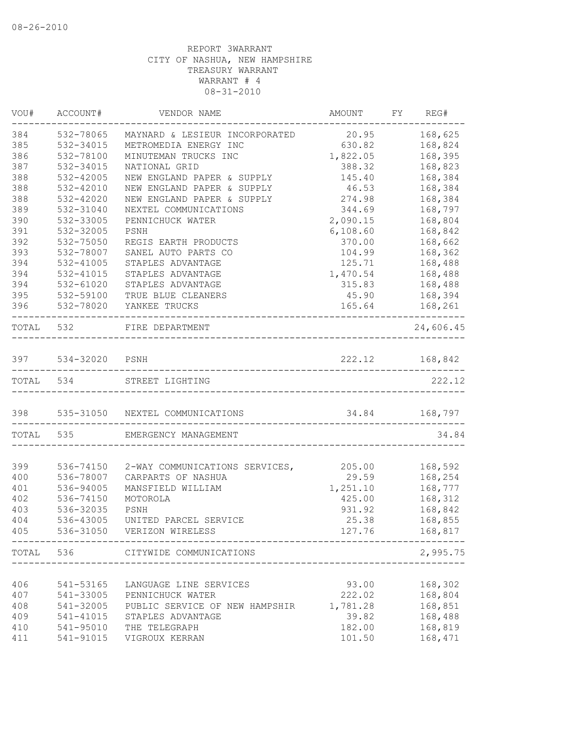08-26-2010

REPORT 3WARRANT
CITY OF NASHUA, NEW HAMPSHIRE
TREASURY WARRANT
WARRANT # 4
08-31-2010

| VOU# | ACCOUNT# | VENDOR NAME | AMOUNT | FY | REG# |
|---|---|---|---|---|---|
| 384 | 532-78065 | MAYNARD & LESIEUR INCORPORATED | 20.95 | | 168,625 |
| 385 | 532-34015 | METROMEDIA ENERGY INC | 630.82 | | 168,824 |
| 386 | 532-78100 | MINUTEMAN TRUCKS INC | 1,822.05 | | 168,395 |
| 387 | 532-34015 | NATIONAL GRID | 388.32 | | 168,823 |
| 388 | 532-42005 | NEW ENGLAND PAPER & SUPPLY | 145.40 | | 168,384 |
| 388 | 532-42010 | NEW ENGLAND PAPER & SUPPLY | 46.53 | | 168,384 |
| 388 | 532-42020 | NEW ENGLAND PAPER & SUPPLY | 274.98 | | 168,384 |
| 389 | 532-31040 | NEXTEL COMMUNICATIONS | 344.69 | | 168,797 |
| 390 | 532-33005 | PENNICHUCK WATER | 2,090.15 | | 168,804 |
| 391 | 532-32005 | PSNH | 6,108.60 | | 168,842 |
| 392 | 532-75050 | REGIS EARTH PRODUCTS | 370.00 | | 168,662 |
| 393 | 532-78007 | SANEL AUTO PARTS CO | 104.99 | | 168,362 |
| 394 | 532-41005 | STAPLES ADVANTAGE | 125.71 | | 168,488 |
| 394 | 532-41015 | STAPLES ADVANTAGE | 1,470.54 | | 168,488 |
| 394 | 532-61020 | STAPLES ADVANTAGE | 315.83 | | 168,488 |
| 395 | 532-59100 | TRUE BLUE CLEANERS | 45.90 | | 168,394 |
| 396 | 532-78020 | YANKEE TRUCKS | 165.64 | | 168,261 |
| TOTAL | 532 | FIRE DEPARTMENT | | | 24,606.45 |
| 397 | 534-32020 | PSNH | 222.12 | | 168,842 |
| TOTAL | 534 | STREET LIGHTING | | | 222.12 |
| 398 | 535-31050 | NEXTEL COMMUNICATIONS | 34.84 | | 168,797 |
| TOTAL | 535 | EMERGENCY MANAGEMENT | | | 34.84 |
| 399 | 536-74150 | 2-WAY COMMUNICATIONS SERVICES, | 205.00 | | 168,592 |
| 400 | 536-78007 | CARPARTS OF NASHUA | 29.59 | | 168,254 |
| 401 | 536-94005 | MANSFIELD WILLIAM | 1,251.10 | | 168,777 |
| 402 | 536-74150 | MOTOROLA | 425.00 | | 168,312 |
| 403 | 536-32035 | PSNH | 931.92 | | 168,842 |
| 404 | 536-43005 | UNITED PARCEL SERVICE | 25.38 | | 168,855 |
| 405 | 536-31050 | VERIZON WIRELESS | 127.76 | | 168,817 |
| TOTAL | 536 | CITYWIDE COMMUNICATIONS | | | 2,995.75 |
| 406 | 541-53165 | LANGUAGE LINE SERVICES | 93.00 | | 168,302 |
| 407 | 541-33005 | PENNICHUCK WATER | 222.02 | | 168,804 |
| 408 | 541-32005 | PUBLIC SERVICE OF NEW HAMPSHIR | 1,781.28 | | 168,851 |
| 409 | 541-41015 | STAPLES ADVANTAGE | 39.82 | | 168,488 |
| 410 | 541-95010 | THE TELEGRAPH | 182.00 | | 168,819 |
| 411 | 541-91015 | VIGROUX KERRAN | 101.50 | | 168,471 |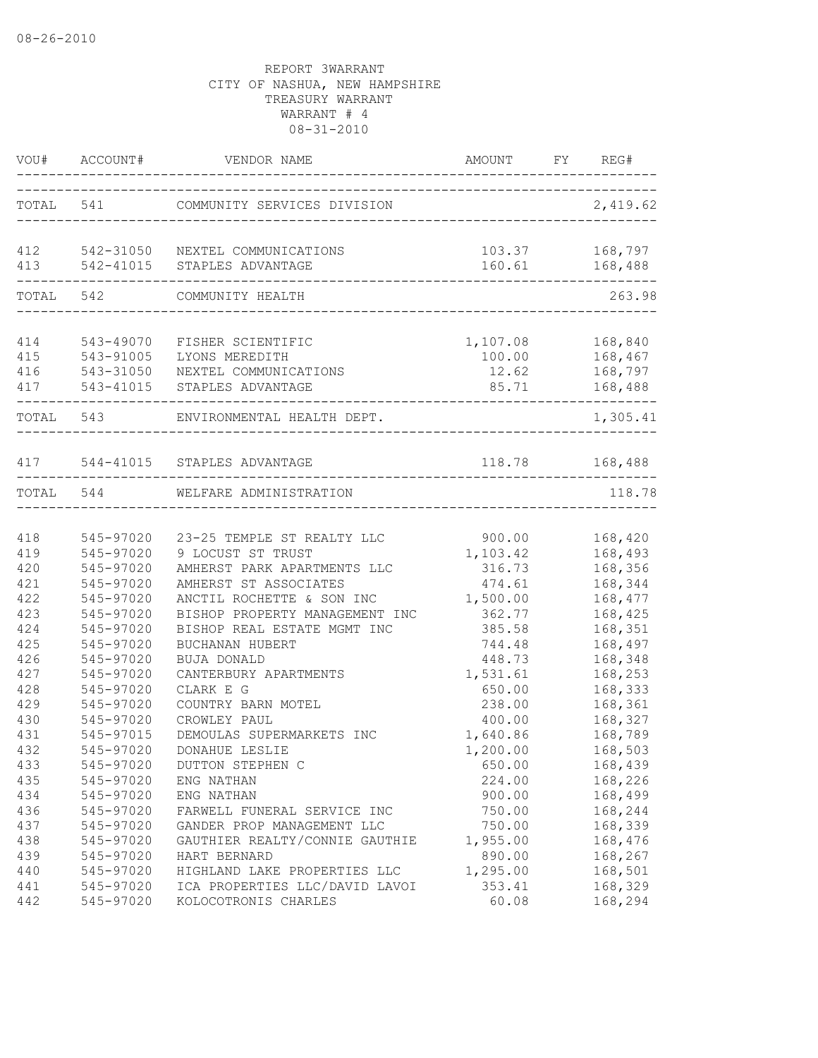08-26-2010

REPORT 3WARRANT
CITY OF NASHUA, NEW HAMPSHIRE
TREASURY WARRANT
WARRANT # 4
08-31-2010

| VOU# | ACCOUNT# | VENDOR NAME | AMOUNT | FY | REG# |
|---|---|---|---|---|---|
| TOTAL | 541 | COMMUNITY SERVICES DIVISION | | | 2,419.62 |
| 412 | 542-31050 | NEXTEL COMMUNICATIONS | 103.37 | | 168,797 |
| 413 | 542-41015 | STAPLES ADVANTAGE | 160.61 | | 168,488 |
| TOTAL | 542 | COMMUNITY HEALTH | | | 263.98 |
| 414 | 543-49070 | FISHER SCIENTIFIC | 1,107.08 | | 168,840 |
| 415 | 543-91005 | LYONS MEREDITH | 100.00 | | 168,467 |
| 416 | 543-31050 | NEXTEL COMMUNICATIONS | 12.62 | | 168,797 |
| 417 | 543-41015 | STAPLES ADVANTAGE | 85.71 | | 168,488 |
| TOTAL | 543 | ENVIRONMENTAL HEALTH DEPT. | | | 1,305.41 |
| 417 | 544-41015 | STAPLES ADVANTAGE | 118.78 | | 168,488 |
| TOTAL | 544 | WELFARE ADMINISTRATION | | | 118.78 |
| 418 | 545-97020 | 23-25 TEMPLE ST REALTY LLC | 900.00 | | 168,420 |
| 419 | 545-97020 | 9 LOCUST ST TRUST | 1,103.42 | | 168,493 |
| 420 | 545-97020 | AMHERST PARK APARTMENTS LLC | 316.73 | | 168,356 |
| 421 | 545-97020 | AMHERST ST ASSOCIATES | 474.61 | | 168,344 |
| 422 | 545-97020 | ANCTIL ROCHETTE & SON INC | 1,500.00 | | 168,477 |
| 423 | 545-97020 | BISHOP PROPERTY MANAGEMENT INC | 362.77 | | 168,425 |
| 424 | 545-97020 | BISHOP REAL ESTATE MGMT INC | 385.58 | | 168,351 |
| 425 | 545-97020 | BUCHANAN HUBERT | 744.48 | | 168,497 |
| 426 | 545-97020 | BUJA DONALD | 448.73 | | 168,348 |
| 427 | 545-97020 | CANTERBURY APARTMENTS | 1,531.61 | | 168,253 |
| 428 | 545-97020 | CLARK E G | 650.00 | | 168,333 |
| 429 | 545-97020 | COUNTRY BARN MOTEL | 238.00 | | 168,361 |
| 430 | 545-97020 | CROWLEY PAUL | 400.00 | | 168,327 |
| 431 | 545-97015 | DEMOULAS SUPERMARKETS INC | 1,640.86 | | 168,789 |
| 432 | 545-97020 | DONAHUE LESLIE | 1,200.00 | | 168,503 |
| 433 | 545-97020 | DUTTON STEPHEN C | 650.00 | | 168,439 |
| 435 | 545-97020 | ENG NATHAN | 224.00 | | 168,226 |
| 434 | 545-97020 | ENG NATHAN | 900.00 | | 168,499 |
| 436 | 545-97020 | FARWELL FUNERAL SERVICE INC | 750.00 | | 168,244 |
| 437 | 545-97020 | GANDER PROP MANAGEMENT LLC | 750.00 | | 168,339 |
| 438 | 545-97020 | GAUTHIER REALTY/CONNIE GAUTHIE | 1,955.00 | | 168,476 |
| 439 | 545-97020 | HART BERNARD | 890.00 | | 168,267 |
| 440 | 545-97020 | HIGHLAND LAKE PROPERTIES LLC | 1,295.00 | | 168,501 |
| 441 | 545-97020 | ICA PROPERTIES LLC/DAVID LAVOI | 353.41 | | 168,329 |
| 442 | 545-97020 | KOLOCOTRONIS CHARLES | 60.08 | | 168,294 |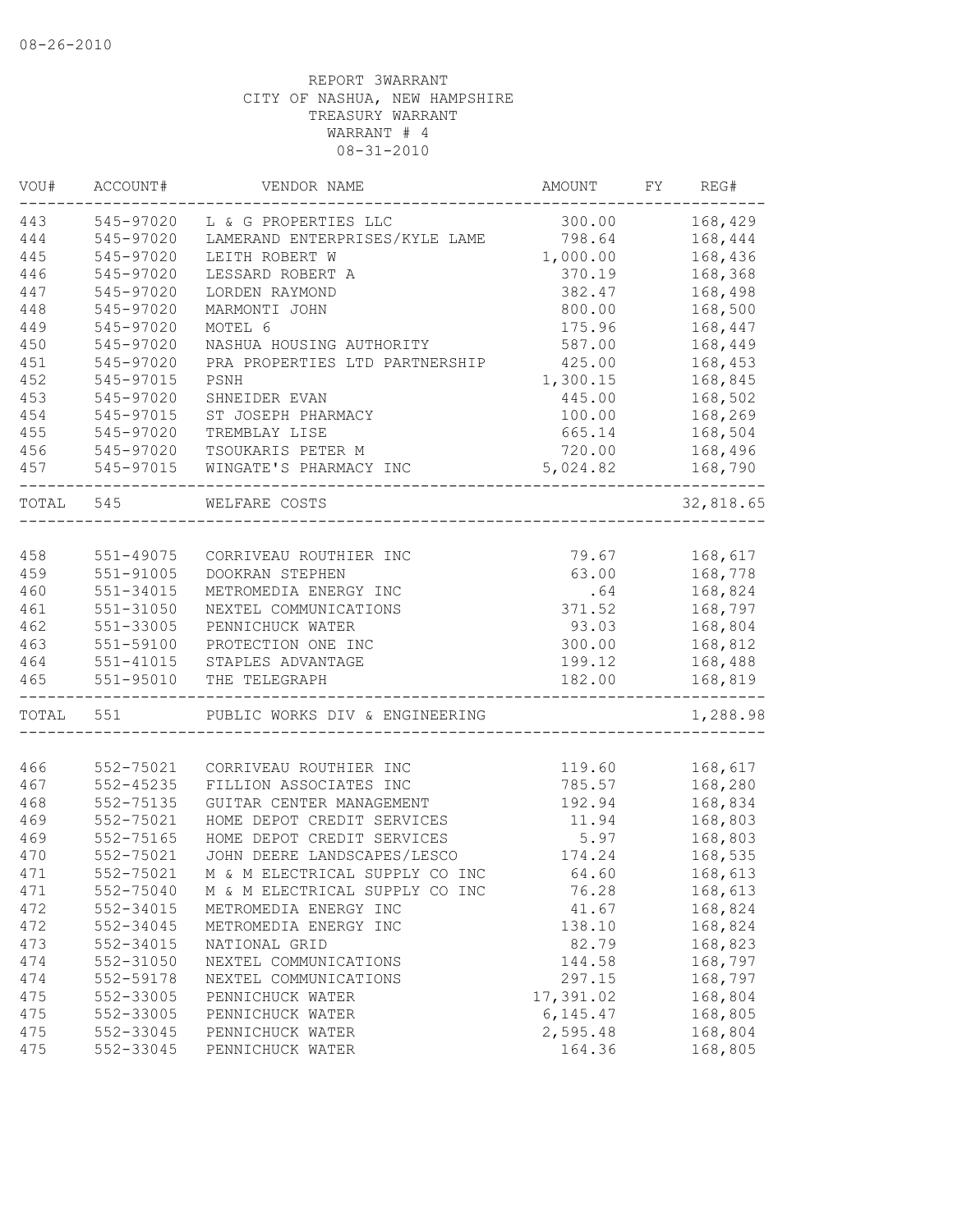08-26-2010

REPORT 3WARRANT
CITY OF NASHUA, NEW HAMPSHIRE
TREASURY WARRANT
WARRANT # 4
08-31-2010

| VOU# | ACCOUNT# | VENDOR NAME | AMOUNT | FY | REG# |
|---|---|---|---|---|---|
| 443 | 545-97020 | L & G PROPERTIES LLC | 300.00 | | 168,429 |
| 444 | 545-97020 | LAMERAND ENTERPRISES/KYLE LAME | 798.64 | | 168,444 |
| 445 | 545-97020 | LEITH ROBERT W | 1,000.00 | | 168,436 |
| 446 | 545-97020 | LESSARD ROBERT A | 370.19 | | 168,368 |
| 447 | 545-97020 | LORDEN RAYMOND | 382.47 | | 168,498 |
| 448 | 545-97020 | MARMONTI JOHN | 800.00 | | 168,500 |
| 449 | 545-97020 | MOTEL 6 | 175.96 | | 168,447 |
| 450 | 545-97020 | NASHUA HOUSING AUTHORITY | 587.00 | | 168,449 |
| 451 | 545-97020 | PRA PROPERTIES LTD PARTNERSHIP | 425.00 | | 168,453 |
| 452 | 545-97015 | PSNH | 1,300.15 | | 168,845 |
| 453 | 545-97020 | SHNEIDER EVAN | 445.00 | | 168,502 |
| 454 | 545-97015 | ST JOSEPH PHARMACY | 100.00 | | 168,269 |
| 455 | 545-97020 | TREMBLAY LISE | 665.14 | | 168,504 |
| 456 | 545-97020 | TSOUKARIS PETER M | 720.00 | | 168,496 |
| 457 | 545-97015 | WINGATE'S PHARMACY INC | 5,024.82 | | 168,790 |
| TOTAL | 545 | WELFARE COSTS | | | 32,818.65 |
| 458 | 551-49075 | CORRIVEAU ROUTHIER INC | 79.67 | | 168,617 |
| 459 | 551-91005 | DOOKRAN STEPHEN | 63.00 | | 168,778 |
| 460 | 551-34015 | METROMEDIA ENERGY INC | .64 | | 168,824 |
| 461 | 551-31050 | NEXTEL COMMUNICATIONS | 371.52 | | 168,797 |
| 462 | 551-33005 | PENNICHUCK WATER | 93.03 | | 168,804 |
| 463 | 551-59100 | PROTECTION ONE INC | 300.00 | | 168,812 |
| 464 | 551-41015 | STAPLES ADVANTAGE | 199.12 | | 168,488 |
| 465 | 551-95010 | THE TELEGRAPH | 182.00 | | 168,819 |
| TOTAL | 551 | PUBLIC WORKS DIV & ENGINEERING | | | 1,288.98 |
| 466 | 552-75021 | CORRIVEAU ROUTHIER INC | 119.60 | | 168,617 |
| 467 | 552-45235 | FILLION ASSOCIATES INC | 785.57 | | 168,280 |
| 468 | 552-75135 | GUITAR CENTER MANAGEMENT | 192.94 | | 168,834 |
| 469 | 552-75021 | HOME DEPOT CREDIT SERVICES | 11.94 | | 168,803 |
| 469 | 552-75165 | HOME DEPOT CREDIT SERVICES | 5.97 | | 168,803 |
| 470 | 552-75021 | JOHN DEERE LANDSCAPES/LESCO | 174.24 | | 168,535 |
| 471 | 552-75021 | M & M ELECTRICAL SUPPLY CO INC | 64.60 | | 168,613 |
| 471 | 552-75040 | M & M ELECTRICAL SUPPLY CO INC | 76.28 | | 168,613 |
| 472 | 552-34015 | METROMEDIA ENERGY INC | 41.67 | | 168,824 |
| 472 | 552-34045 | METROMEDIA ENERGY INC | 138.10 | | 168,824 |
| 473 | 552-34015 | NATIONAL GRID | 82.79 | | 168,823 |
| 474 | 552-31050 | NEXTEL COMMUNICATIONS | 144.58 | | 168,797 |
| 474 | 552-59178 | NEXTEL COMMUNICATIONS | 297.15 | | 168,797 |
| 475 | 552-33005 | PENNICHUCK WATER | 17,391.02 | | 168,804 |
| 475 | 552-33005 | PENNICHUCK WATER | 6,145.47 | | 168,805 |
| 475 | 552-33045 | PENNICHUCK WATER | 2,595.48 | | 168,804 |
| 475 | 552-33045 | PENNICHUCK WATER | 164.36 | | 168,805 |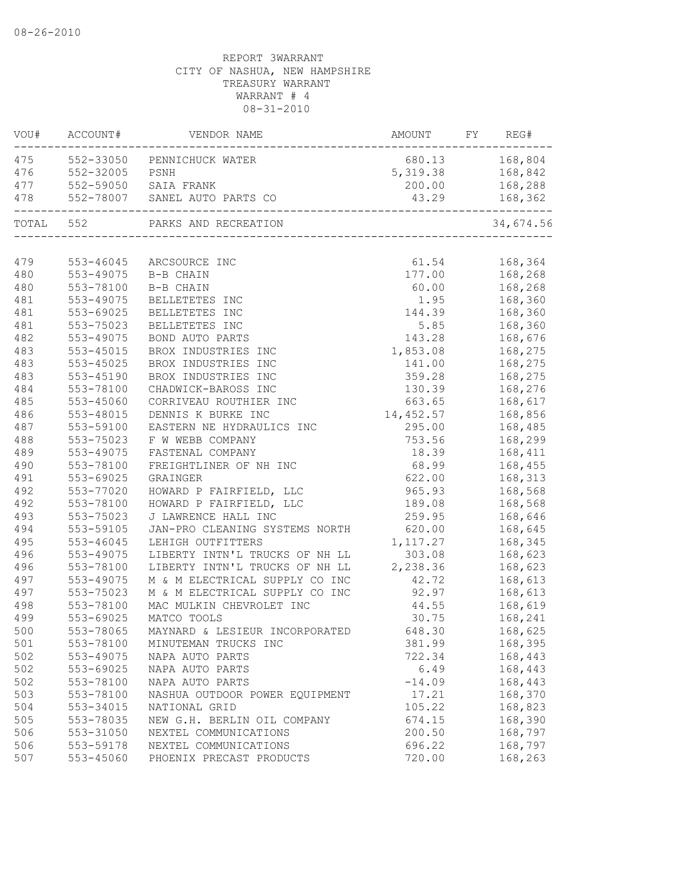08-26-2010

REPORT 3WARRANT
CITY OF NASHUA, NEW HAMPSHIRE
TREASURY WARRANT
WARRANT # 4
08-31-2010

| VOU# | ACCOUNT# | VENDOR NAME | AMOUNT | FY | REG# |
|---|---|---|---|---|---|
| 475 | 552-33050 | PENNICHUCK WATER | 680.13 | | 168,804 |
| 476 | 552-32005 | PSNH | 5,319.38 | | 168,842 |
| 477 | 552-59050 | SAIA FRANK | 200.00 | | 168,288 |
| 478 | 552-78007 | SANEL AUTO PARTS CO | 43.29 | | 168,362 |
| TOTAL | 552 | PARKS AND RECREATION | | | 34,674.56 |
| 479 | 553-46045 | ARCSOURCE INC | 61.54 | | 168,364 |
| 480 | 553-49075 | B-B CHAIN | 177.00 | | 168,268 |
| 480 | 553-78100 | B-B CHAIN | 60.00 | | 168,268 |
| 481 | 553-49075 | BELLETETES INC | 1.95 | | 168,360 |
| 481 | 553-69025 | BELLETETES INC | 144.39 | | 168,360 |
| 481 | 553-75023 | BELLETETES INC | 5.85 | | 168,360 |
| 482 | 553-49075 | BOND AUTO PARTS | 143.28 | | 168,676 |
| 483 | 553-45015 | BROX INDUSTRIES INC | 1,853.08 | | 168,275 |
| 483 | 553-45025 | BROX INDUSTRIES INC | 141.00 | | 168,275 |
| 483 | 553-45190 | BROX INDUSTRIES INC | 359.28 | | 168,275 |
| 484 | 553-78100 | CHADWICK-BAROSS INC | 130.39 | | 168,276 |
| 485 | 553-45060 | CORRIVEAU ROUTHIER INC | 663.65 | | 168,617 |
| 486 | 553-48015 | DENNIS K BURKE INC | 14,452.57 | | 168,856 |
| 487 | 553-59100 | EASTERN NE HYDRAULICS INC | 295.00 | | 168,485 |
| 488 | 553-75023 | F W WEBB COMPANY | 753.56 | | 168,299 |
| 489 | 553-49075 | FASTENAL COMPANY | 18.39 | | 168,411 |
| 490 | 553-78100 | FREIGHTLINER OF NH INC | 68.99 | | 168,455 |
| 491 | 553-69025 | GRAINGER | 622.00 | | 168,313 |
| 492 | 553-77020 | HOWARD P FAIRFIELD, LLC | 965.93 | | 168,568 |
| 492 | 553-78100 | HOWARD P FAIRFIELD, LLC | 189.08 | | 168,568 |
| 493 | 553-75023 | J LAWRENCE HALL INC | 259.95 | | 168,646 |
| 494 | 553-59105 | JAN-PRO CLEANING SYSTEMS NORTH | 620.00 | | 168,645 |
| 495 | 553-46045 | LEHIGH OUTFITTERS | 1,117.27 | | 168,345 |
| 496 | 553-49075 | LIBERTY INTN'L TRUCKS OF NH LL | 303.08 | | 168,623 |
| 496 | 553-78100 | LIBERTY INTN'L TRUCKS OF NH LL | 2,238.36 | | 168,623 |
| 497 | 553-49075 | M & M ELECTRICAL SUPPLY CO INC | 42.72 | | 168,613 |
| 497 | 553-75023 | M & M ELECTRICAL SUPPLY CO INC | 92.97 | | 168,613 |
| 498 | 553-78100 | MAC MULKIN CHEVROLET INC | 44.55 | | 168,619 |
| 499 | 553-69025 | MATCO TOOLS | 30.75 | | 168,241 |
| 500 | 553-78065 | MAYNARD & LESIEUR INCORPORATED | 648.30 | | 168,625 |
| 501 | 553-78100 | MINUTEMAN TRUCKS INC | 381.99 | | 168,395 |
| 502 | 553-49075 | NAPA AUTO PARTS | 722.34 | | 168,443 |
| 502 | 553-69025 | NAPA AUTO PARTS | 6.49 | | 168,443 |
| 502 | 553-78100 | NAPA AUTO PARTS | -14.09 | | 168,443 |
| 503 | 553-78100 | NASHUA OUTDOOR POWER EQUIPMENT | 17.21 | | 168,370 |
| 504 | 553-34015 | NATIONAL GRID | 105.22 | | 168,823 |
| 505 | 553-78035 | NEW G.H. BERLIN OIL COMPANY | 674.15 | | 168,390 |
| 506 | 553-31050 | NEXTEL COMMUNICATIONS | 200.50 | | 168,797 |
| 506 | 553-59178 | NEXTEL COMMUNICATIONS | 696.22 | | 168,797 |
| 507 | 553-45060 | PHOENIX PRECAST PRODUCTS | 720.00 | | 168,263 |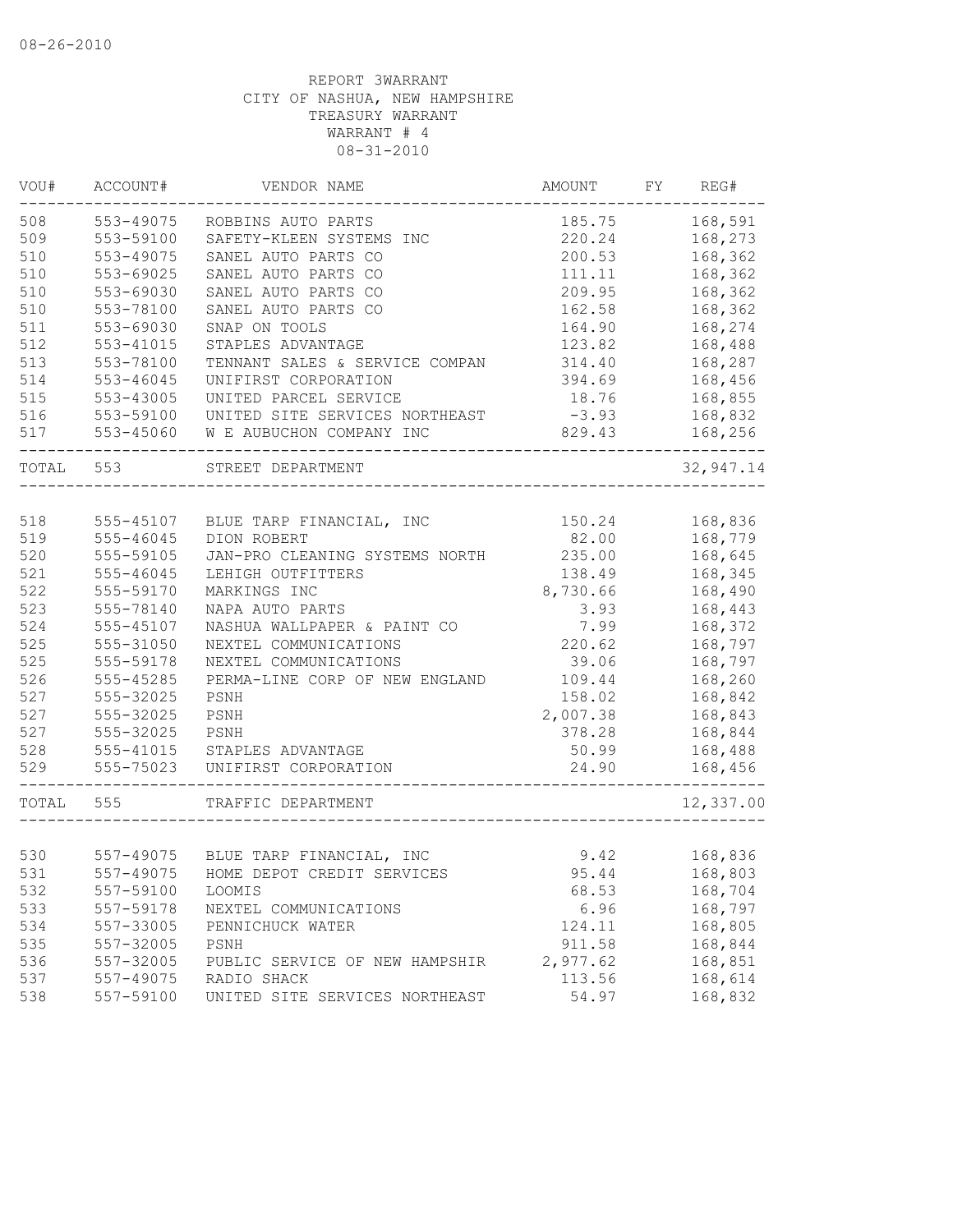REPORT 3WARRANT
CITY OF NASHUA, NEW HAMPSHIRE
TREASURY WARRANT
WARRANT # 4
08-31-2010

| VOU# | ACCOUNT# | VENDOR NAME | AMOUNT | FY | REG# |
|---|---|---|---|---|---|
| 508 | 553-49075 | ROBBINS AUTO PARTS | 185.75 | | 168,591 |
| 509 | 553-59100 | SAFETY-KLEEN SYSTEMS INC | 220.24 | | 168,273 |
| 510 | 553-49075 | SANEL AUTO PARTS CO | 200.53 | | 168,362 |
| 510 | 553-69025 | SANEL AUTO PARTS CO | 111.11 | | 168,362 |
| 510 | 553-69030 | SANEL AUTO PARTS CO | 209.95 | | 168,362 |
| 510 | 553-78100 | SANEL AUTO PARTS CO | 162.58 | | 168,362 |
| 511 | 553-69030 | SNAP ON TOOLS | 164.90 | | 168,274 |
| 512 | 553-41015 | STAPLES ADVANTAGE | 123.82 | | 168,488 |
| 513 | 553-78100 | TENNANT SALES & SERVICE COMPAN | 314.40 | | 168,287 |
| 514 | 553-46045 | UNIFIRST CORPORATION | 394.69 | | 168,456 |
| 515 | 553-43005 | UNITED PARCEL SERVICE | 18.76 | | 168,855 |
| 516 | 553-59100 | UNITED SITE SERVICES NORTHEAST | -3.93 | | 168,832 |
| 517 | 553-45060 | W E AUBUCHON COMPANY INC | 829.43 | | 168,256 |
| TOTAL | 553 | STREET DEPARTMENT | | | 32,947.14 |
| 518 | 555-45107 | BLUE TARP FINANCIAL, INC | 150.24 | | 168,836 |
| 519 | 555-46045 | DION ROBERT | 82.00 | | 168,779 |
| 520 | 555-59105 | JAN-PRO CLEANING SYSTEMS NORTH | 235.00 | | 168,645 |
| 521 | 555-46045 | LEHIGH OUTFITTERS | 138.49 | | 168,345 |
| 522 | 555-59170 | MARKINGS INC | 8,730.66 | | 168,490 |
| 523 | 555-78140 | NAPA AUTO PARTS | 3.93 | | 168,443 |
| 524 | 555-45107 | NASHUA WALLPAPER & PAINT CO | 7.99 | | 168,372 |
| 525 | 555-31050 | NEXTEL COMMUNICATIONS | 220.62 | | 168,797 |
| 525 | 555-59178 | NEXTEL COMMUNICATIONS | 39.06 | | 168,797 |
| 526 | 555-45285 | PERMA-LINE CORP OF NEW ENGLAND | 109.44 | | 168,260 |
| 527 | 555-32025 | PSNH | 158.02 | | 168,842 |
| 527 | 555-32025 | PSNH | 2,007.38 | | 168,843 |
| 527 | 555-32025 | PSNH | 378.28 | | 168,844 |
| 528 | 555-41015 | STAPLES ADVANTAGE | 50.99 | | 168,488 |
| 529 | 555-75023 | UNIFIRST CORPORATION | 24.90 | | 168,456 |
| TOTAL | 555 | TRAFFIC DEPARTMENT | | | 12,337.00 |
| 530 | 557-49075 | BLUE TARP FINANCIAL, INC | 9.42 | | 168,836 |
| 531 | 557-49075 | HOME DEPOT CREDIT SERVICES | 95.44 | | 168,803 |
| 532 | 557-59100 | LOOMIS | 68.53 | | 168,704 |
| 533 | 557-59178 | NEXTEL COMMUNICATIONS | 6.96 | | 168,797 |
| 534 | 557-33005 | PENNICHUCK WATER | 124.11 | | 168,805 |
| 535 | 557-32005 | PSNH | 911.58 | | 168,844 |
| 536 | 557-32005 | PUBLIC SERVICE OF NEW HAMPSHIR | 2,977.62 | | 168,851 |
| 537 | 557-49075 | RADIO SHACK | 113.56 | | 168,614 |
| 538 | 557-59100 | UNITED SITE SERVICES NORTHEAST | 54.97 | | 168,832 |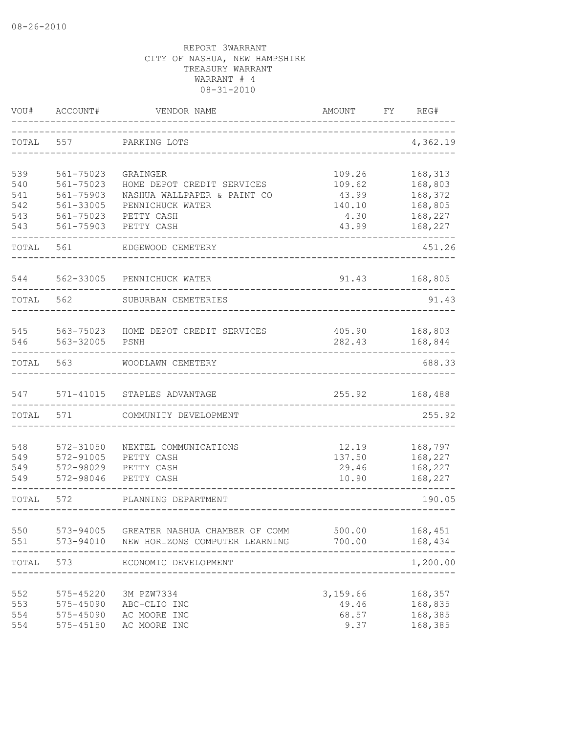08-26-2010

REPORT 3WARRANT
CITY OF NASHUA, NEW HAMPSHIRE
TREASURY WARRANT
WARRANT # 4
08-31-2010

| VOU# | ACCOUNT# | VENDOR NAME | AMOUNT | FY | REG# |
|---|---|---|---|---|---|
| TOTAL | 557 | PARKING LOTS | | | 4,362.19 |
| 539 | 561-75023 | GRAINGER | 109.26 | | 168,313 |
| 540 | 561-75023 | HOME DEPOT CREDIT SERVICES | 109.62 | | 168,803 |
| 541 | 561-75903 | NASHUA WALLPAPER & PAINT CO | 43.99 | | 168,372 |
| 542 | 561-33005 | PENNICHUCK WATER | 140.10 | | 168,805 |
| 543 | 561-75023 | PETTY CASH | 4.30 | | 168,227 |
| 543 | 561-75903 | PETTY CASH | 43.99 | | 168,227 |
| TOTAL | 561 | EDGEWOOD CEMETERY | | | 451.26 |
| 544 | 562-33005 | PENNICHUCK WATER | 91.43 | | 168,805 |
| TOTAL | 562 | SUBURBAN CEMETERIES | | | 91.43 |
| 545 | 563-75023 | HOME DEPOT CREDIT SERVICES | 405.90 | | 168,803 |
| 546 | 563-32005 | PSNH | 282.43 | | 168,844 |
| TOTAL | 563 | WOODLAWN CEMETERY | | | 688.33 |
| 547 | 571-41015 | STAPLES ADVANTAGE | 255.92 | | 168,488 |
| TOTAL | 571 | COMMUNITY DEVELOPMENT | | | 255.92 |
| 548 | 572-31050 | NEXTEL COMMUNICATIONS | 12.19 | | 168,797 |
| 549 | 572-91005 | PETTY CASH | 137.50 | | 168,227 |
| 549 | 572-98029 | PETTY CASH | 29.46 | | 168,227 |
| 549 | 572-98046 | PETTY CASH | 10.90 | | 168,227 |
| TOTAL | 572 | PLANNING DEPARTMENT | | | 190.05 |
| 550 | 573-94005 | GREATER NASHUA CHAMBER OF COMM | 500.00 | | 168,451 |
| 551 | 573-94010 | NEW HORIZONS COMPUTER LEARNING | 700.00 | | 168,434 |
| TOTAL | 573 | ECONOMIC DEVELOPMENT | | | 1,200.00 |
| 552 | 575-45220 | 3M PZW7334 | 3,159.66 | | 168,357 |
| 553 | 575-45090 | ABC-CLIO INC | 49.46 | | 168,835 |
| 554 | 575-45090 | AC MOORE INC | 68.57 | | 168,385 |
| 554 | 575-45150 | AC MOORE INC | 9.37 | | 168,385 |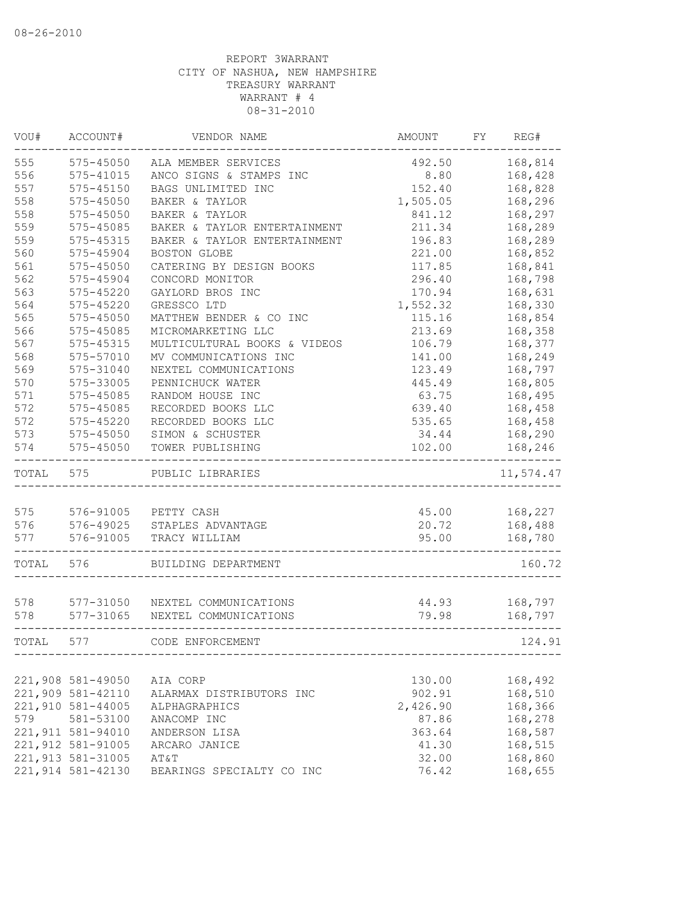REPORT 3WARRANT
CITY OF NASHUA, NEW HAMPSHIRE
TREASURY WARRANT
WARRANT # 4
08-31-2010

| VOU# | ACCOUNT# | VENDOR NAME | AMOUNT | FY | REG# |
|---|---|---|---|---|---|
| 555 | 575-45050 | ALA MEMBER SERVICES | 492.50 | | 168,814 |
| 556 | 575-41015 | ANCO SIGNS & STAMPS INC | 8.80 | | 168,428 |
| 557 | 575-45150 | BAGS UNLIMITED INC | 152.40 | | 168,828 |
| 558 | 575-45050 | BAKER & TAYLOR | 1,505.05 | | 168,296 |
| 558 | 575-45050 | BAKER & TAYLOR | 841.12 | | 168,297 |
| 559 | 575-45085 | BAKER & TAYLOR ENTERTAINMENT | 211.34 | | 168,289 |
| 559 | 575-45315 | BAKER & TAYLOR ENTERTAINMENT | 196.83 | | 168,289 |
| 560 | 575-45904 | BOSTON GLOBE | 221.00 | | 168,852 |
| 561 | 575-45050 | CATERING BY DESIGN BOOKS | 117.85 | | 168,841 |
| 562 | 575-45904 | CONCORD MONITOR | 296.40 | | 168,798 |
| 563 | 575-45220 | GAYLORD BROS INC | 170.94 | | 168,631 |
| 564 | 575-45220 | GRESSCO LTD | 1,552.32 | | 168,330 |
| 565 | 575-45050 | MATTHEW BENDER & CO INC | 115.16 | | 168,854 |
| 566 | 575-45085 | MICROMARKETING LLC | 213.69 | | 168,358 |
| 567 | 575-45315 | MULTICULTURAL BOOKS & VIDEOS | 106.79 | | 168,377 |
| 568 | 575-57010 | MV COMMUNICATIONS INC | 141.00 | | 168,249 |
| 569 | 575-31040 | NEXTEL COMMUNICATIONS | 123.49 | | 168,797 |
| 570 | 575-33005 | PENNICHUCK WATER | 445.49 | | 168,805 |
| 571 | 575-45085 | RANDOM HOUSE INC | 63.75 | | 168,495 |
| 572 | 575-45085 | RECORDED BOOKS LLC | 639.40 | | 168,458 |
| 572 | 575-45220 | RECORDED BOOKS LLC | 535.65 | | 168,458 |
| 573 | 575-45050 | SIMON & SCHUSTER | 34.44 | | 168,290 |
| 574 | 575-45050 | TOWER PUBLISHING | 102.00 | | 168,246 |
| TOTAL | 575 | PUBLIC LIBRARIES | | | 11,574.47 |
| 575 | 576-91005 | PETTY CASH | 45.00 | | 168,227 |
| 576 | 576-49025 | STAPLES ADVANTAGE | 20.72 | | 168,488 |
| 577 | 576-91005 | TRACY WILLIAM | 95.00 | | 168,780 |
| TOTAL | 576 | BUILDING DEPARTMENT | | | 160.72 |
| 578 | 577-31050 | NEXTEL COMMUNICATIONS | 44.93 | | 168,797 |
| 578 | 577-31065 | NEXTEL COMMUNICATIONS | 79.98 | | 168,797 |
| TOTAL | 577 | CODE ENFORCEMENT | | | 124.91 |
| 221,908 | 581-49050 | AIA CORP | 130.00 | | 168,492 |
| 221,909 | 581-42110 | ALARMAX DISTRIBUTORS INC | 902.91 | | 168,510 |
| 221,910 | 581-44005 | ALPHAGRAPHICS | 2,426.90 | | 168,366 |
| 579 | 581-53100 | ANACOMP INC | 87.86 | | 168,278 |
| 221,911 | 581-94010 | ANDERSON LISA | 363.64 | | 168,587 |
| 221,912 | 581-91005 | ARCARO JANICE | 41.30 | | 168,515 |
| 221,913 | 581-31005 | AT&T | 32.00 | | 168,860 |
| 221,914 | 581-42130 | BEARINGS SPECIALTY CO INC | 76.42 | | 168,655 |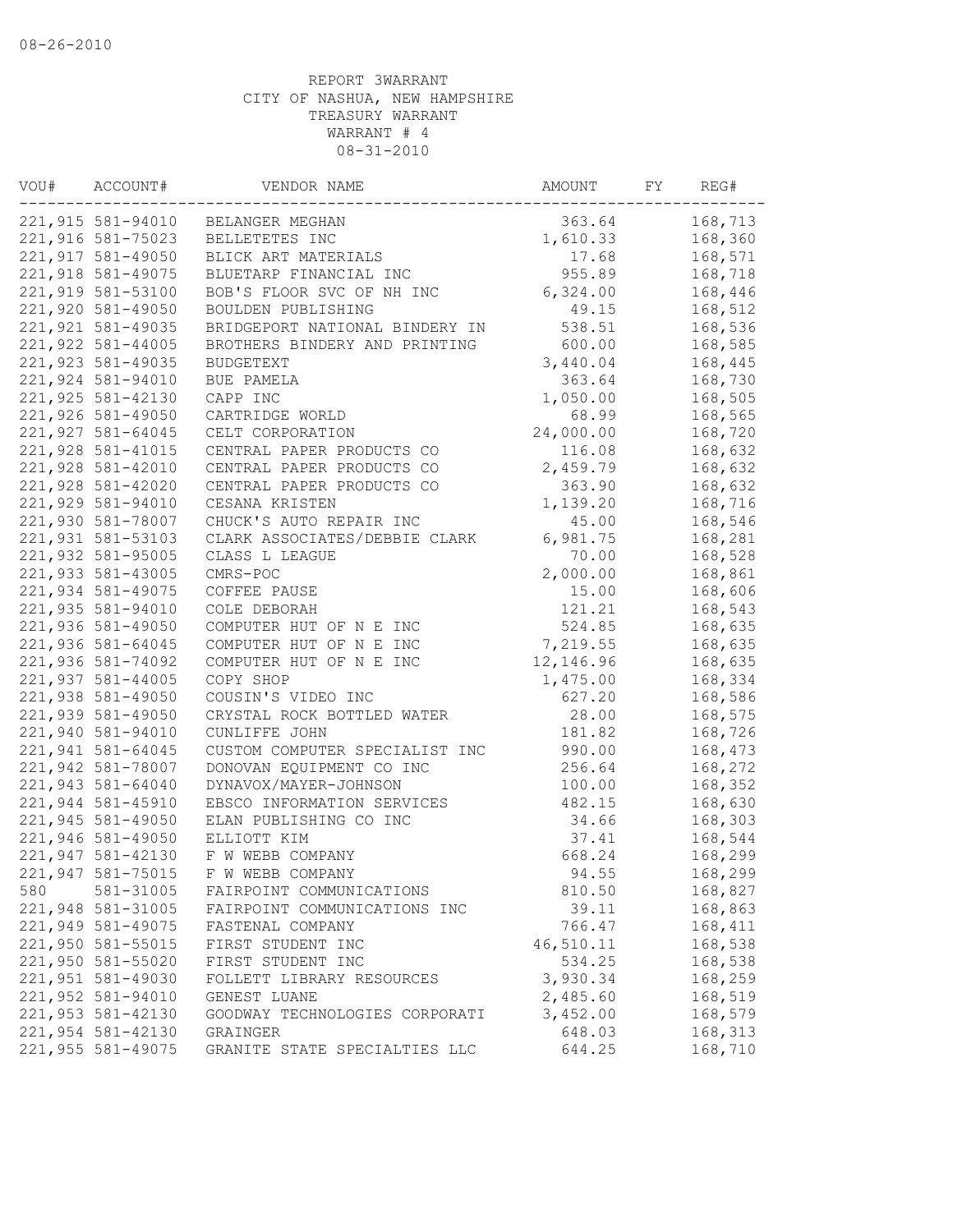08-26-2010

REPORT 3WARRANT
CITY OF NASHUA, NEW HAMPSHIRE
TREASURY WARRANT
WARRANT # 4
08-31-2010

| VOU# | ACCOUNT# | VENDOR NAME | AMOUNT | FY | REG# |
|---|---|---|---|---|---|
| 221,915 | 581-94010 | BELANGER MEGHAN | 363.64 | | 168,713 |
| 221,916 | 581-75023 | BELLETETES INC | 1,610.33 | | 168,360 |
| 221,917 | 581-49050 | BLICK ART MATERIALS | 17.68 | | 168,571 |
| 221,918 | 581-49075 | BLUETARP FINANCIAL INC | 955.89 | | 168,718 |
| 221,919 | 581-53100 | BOB'S FLOOR SVC OF NH INC | 6,324.00 | | 168,446 |
| 221,920 | 581-49050 | BOULDEN PUBLISHING | 49.15 | | 168,512 |
| 221,921 | 581-49035 | BRIDGEPORT NATIONAL BINDERY IN | 538.51 | | 168,536 |
| 221,922 | 581-44005 | BROTHERS BINDERY AND PRINTING | 600.00 | | 168,585 |
| 221,923 | 581-49035 | BUDGETEXT | 3,440.04 | | 168,445 |
| 221,924 | 581-94010 | BUE PAMELA | 363.64 | | 168,730 |
| 221,925 | 581-42130 | CAPP INC | 1,050.00 | | 168,505 |
| 221,926 | 581-49050 | CARTRIDGE WORLD | 68.99 | | 168,565 |
| 221,927 | 581-64045 | CELT CORPORATION | 24,000.00 | | 168,720 |
| 221,928 | 581-41015 | CENTRAL PAPER PRODUCTS CO | 116.08 | | 168,632 |
| 221,928 | 581-42010 | CENTRAL PAPER PRODUCTS CO | 2,459.79 | | 168,632 |
| 221,928 | 581-42020 | CENTRAL PAPER PRODUCTS CO | 363.90 | | 168,632 |
| 221,929 | 581-94010 | CESANA KRISTEN | 1,139.20 | | 168,716 |
| 221,930 | 581-78007 | CHUCK'S AUTO REPAIR INC | 45.00 | | 168,546 |
| 221,931 | 581-53103 | CLARK ASSOCIATES/DEBBIE CLARK | 6,981.75 | | 168,281 |
| 221,932 | 581-95005 | CLASS L LEAGUE | 70.00 | | 168,528 |
| 221,933 | 581-43005 | CMRS-POC | 2,000.00 | | 168,861 |
| 221,934 | 581-49075 | COFFEE PAUSE | 15.00 | | 168,606 |
| 221,935 | 581-94010 | COLE DEBORAH | 121.21 | | 168,543 |
| 221,936 | 581-49050 | COMPUTER HUT OF N E INC | 524.85 | | 168,635 |
| 221,936 | 581-64045 | COMPUTER HUT OF N E INC | 7,219.55 | | 168,635 |
| 221,936 | 581-74092 | COMPUTER HUT OF N E INC | 12,146.96 | | 168,635 |
| 221,937 | 581-44005 | COPY SHOP | 1,475.00 | | 168,334 |
| 221,938 | 581-49050 | COUSIN'S VIDEO INC | 627.20 | | 168,586 |
| 221,939 | 581-49050 | CRYSTAL ROCK BOTTLED WATER | 28.00 | | 168,575 |
| 221,940 | 581-94010 | CUNLIFFE JOHN | 181.82 | | 168,726 |
| 221,941 | 581-64045 | CUSTOM COMPUTER SPECIALIST INC | 990.00 | | 168,473 |
| 221,942 | 581-78007 | DONOVAN EQUIPMENT CO INC | 256.64 | | 168,272 |
| 221,943 | 581-64040 | DYNAVOX/MAYER-JOHNSON | 100.00 | | 168,352 |
| 221,944 | 581-45910 | EBSCO INFORMATION SERVICES | 482.15 | | 168,630 |
| 221,945 | 581-49050 | ELAN PUBLISHING CO INC | 34.66 | | 168,303 |
| 221,946 | 581-49050 | ELLIOTT KIM | 37.41 | | 168,544 |
| 221,947 | 581-42130 | F W WEBB COMPANY | 668.24 | | 168,299 |
| 221,947 | 581-75015 | F W WEBB COMPANY | 94.55 | | 168,299 |
| 580 | 581-31005 | FAIRPOINT COMMUNICATIONS | 810.50 | | 168,827 |
| 221,948 | 581-31005 | FAIRPOINT COMMUNICATIONS INC | 39.11 | | 168,863 |
| 221,949 | 581-49075 | FASTENAL COMPANY | 766.47 | | 168,411 |
| 221,950 | 581-55015 | FIRST STUDENT INC | 46,510.11 | | 168,538 |
| 221,950 | 581-55020 | FIRST STUDENT INC | 534.25 | | 168,538 |
| 221,951 | 581-49030 | FOLLETT LIBRARY RESOURCES | 3,930.34 | | 168,259 |
| 221,952 | 581-94010 | GENEST LUANE | 2,485.60 | | 168,519 |
| 221,953 | 581-42130 | GOODWAY TECHNOLOGIES CORPORATI | 3,452.00 | | 168,579 |
| 221,954 | 581-42130 | GRAINGER | 648.03 | | 168,313 |
| 221,955 | 581-49075 | GRANITE STATE SPECIALTIES LLC | 644.25 | | 168,710 |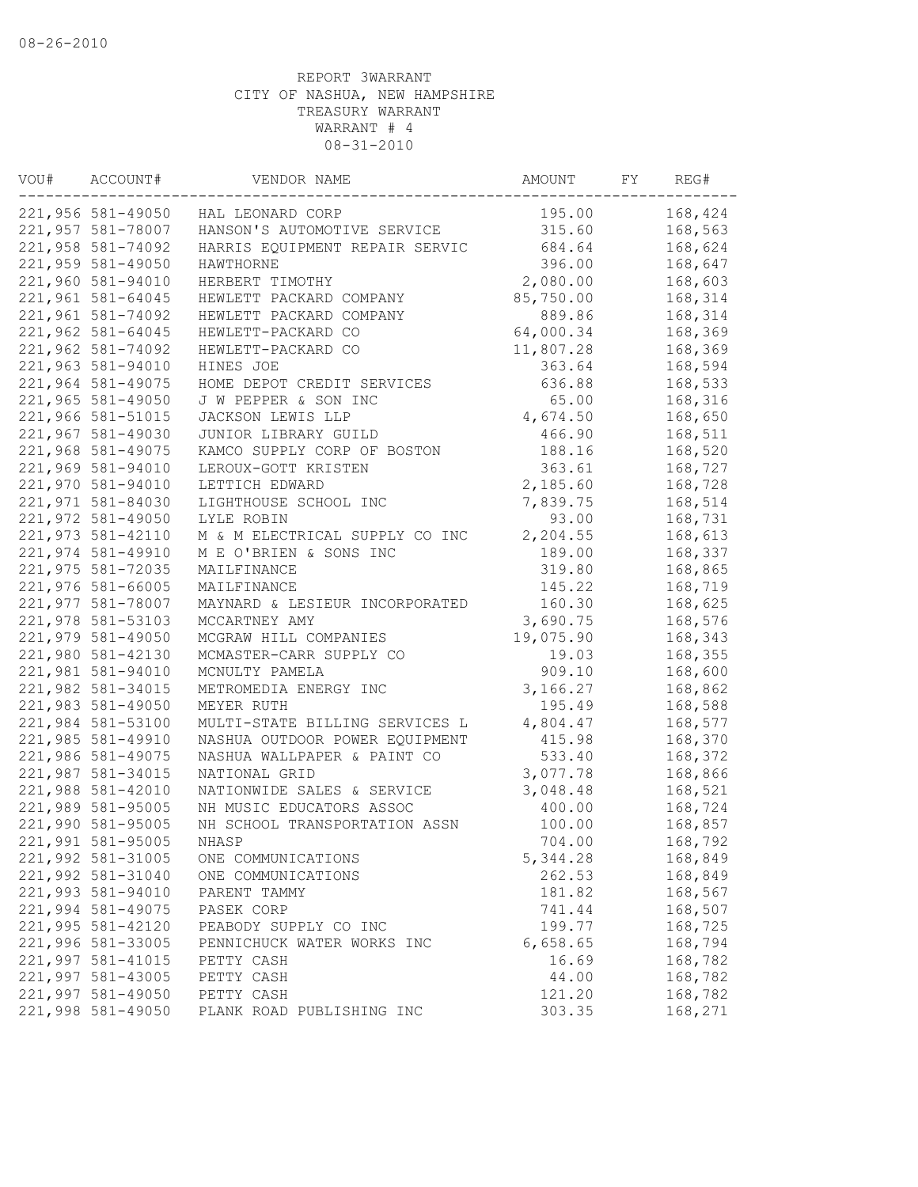08-26-2010

REPORT 3WARRANT
CITY OF NASHUA, NEW HAMPSHIRE
TREASURY WARRANT
WARRANT # 4
08-31-2010

| VOU# | ACCOUNT# | VENDOR NAME | AMOUNT | FY | REG# |
|---|---|---|---|---|---|
| 221,956 | 581-49050 | HAL LEONARD CORP | 195.00 | | 168,424 |
| 221,957 | 581-78007 | HANSON'S AUTOMOTIVE SERVICE | 315.60 | | 168,563 |
| 221,958 | 581-74092 | HARRIS EQUIPMENT REPAIR SERVIC | 684.64 | | 168,624 |
| 221,959 | 581-49050 | HAWTHORNE | 396.00 | | 168,647 |
| 221,960 | 581-94010 | HERBERT TIMOTHY | 2,080.00 | | 168,603 |
| 221,961 | 581-64045 | HEWLETT PACKARD COMPANY | 85,750.00 | | 168,314 |
| 221,961 | 581-74092 | HEWLETT PACKARD COMPANY | 889.86 | | 168,314 |
| 221,962 | 581-64045 | HEWLETT-PACKARD CO | 64,000.34 | | 168,369 |
| 221,962 | 581-74092 | HEWLETT-PACKARD CO | 11,807.28 | | 168,369 |
| 221,963 | 581-94010 | HINES JOE | 363.64 | | 168,594 |
| 221,964 | 581-49075 | HOME DEPOT CREDIT SERVICES | 636.88 | | 168,533 |
| 221,965 | 581-49050 | J W PEPPER & SON INC | 65.00 | | 168,316 |
| 221,966 | 581-51015 | JACKSON LEWIS LLP | 4,674.50 | | 168,650 |
| 221,967 | 581-49030 | JUNIOR LIBRARY GUILD | 466.90 | | 168,511 |
| 221,968 | 581-49075 | KAMCO SUPPLY CORP OF BOSTON | 188.16 | | 168,520 |
| 221,969 | 581-94010 | LEROUX-GOTT KRISTEN | 363.61 | | 168,727 |
| 221,970 | 581-94010 | LETTICH EDWARD | 2,185.60 | | 168,728 |
| 221,971 | 581-84030 | LIGHTHOUSE SCHOOL INC | 7,839.75 | | 168,514 |
| 221,972 | 581-49050 | LYLE ROBIN | 93.00 | | 168,731 |
| 221,973 | 581-42110 | M & M ELECTRICAL SUPPLY CO INC | 2,204.55 | | 168,613 |
| 221,974 | 581-49910 | M E O'BRIEN & SONS INC | 189.00 | | 168,337 |
| 221,975 | 581-72035 | MAILFINANCE | 319.80 | | 168,865 |
| 221,976 | 581-66005 | MAILFINANCE | 145.22 | | 168,719 |
| 221,977 | 581-78007 | MAYNARD & LESIEUR INCORPORATED | 160.30 | | 168,625 |
| 221,978 | 581-53103 | MCCARTNEY AMY | 3,690.75 | | 168,576 |
| 221,979 | 581-49050 | MCGRAW HILL COMPANIES | 19,075.90 | | 168,343 |
| 221,980 | 581-42130 | MCMASTER-CARR SUPPLY CO | 19.03 | | 168,355 |
| 221,981 | 581-94010 | MCNULTY PAMELA | 909.10 | | 168,600 |
| 221,982 | 581-34015 | METROMEDIA ENERGY INC | 3,166.27 | | 168,862 |
| 221,983 | 581-49050 | MEYER RUTH | 195.49 | | 168,588 |
| 221,984 | 581-53100 | MULTI-STATE BILLING SERVICES L | 4,804.47 | | 168,577 |
| 221,985 | 581-49910 | NASHUA OUTDOOR POWER EQUIPMENT | 415.98 | | 168,370 |
| 221,986 | 581-49075 | NASHUA WALLPAPER & PAINT CO | 533.40 | | 168,372 |
| 221,987 | 581-34015 | NATIONAL GRID | 3,077.78 | | 168,866 |
| 221,988 | 581-42010 | NATIONWIDE SALES & SERVICE | 3,048.48 | | 168,521 |
| 221,989 | 581-95005 | NH MUSIC EDUCATORS ASSOC | 400.00 | | 168,724 |
| 221,990 | 581-95005 | NH SCHOOL TRANSPORTATION ASSN | 100.00 | | 168,857 |
| 221,991 | 581-95005 | NHASP | 704.00 | | 168,792 |
| 221,992 | 581-31005 | ONE COMMUNICATIONS | 5,344.28 | | 168,849 |
| 221,992 | 581-31040 | ONE COMMUNICATIONS | 262.53 | | 168,849 |
| 221,993 | 581-94010 | PARENT TAMMY | 181.82 | | 168,567 |
| 221,994 | 581-49075 | PASEK CORP | 741.44 | | 168,507 |
| 221,995 | 581-42120 | PEABODY SUPPLY CO INC | 199.77 | | 168,725 |
| 221,996 | 581-33005 | PENNICHUCK WATER WORKS INC | 6,658.65 | | 168,794 |
| 221,997 | 581-41015 | PETTY CASH | 16.69 | | 168,782 |
| 221,997 | 581-43005 | PETTY CASH | 44.00 | | 168,782 |
| 221,997 | 581-49050 | PETTY CASH | 121.20 | | 168,782 |
| 221,998 | 581-49050 | PLANK ROAD PUBLISHING INC | 303.35 | | 168,271 |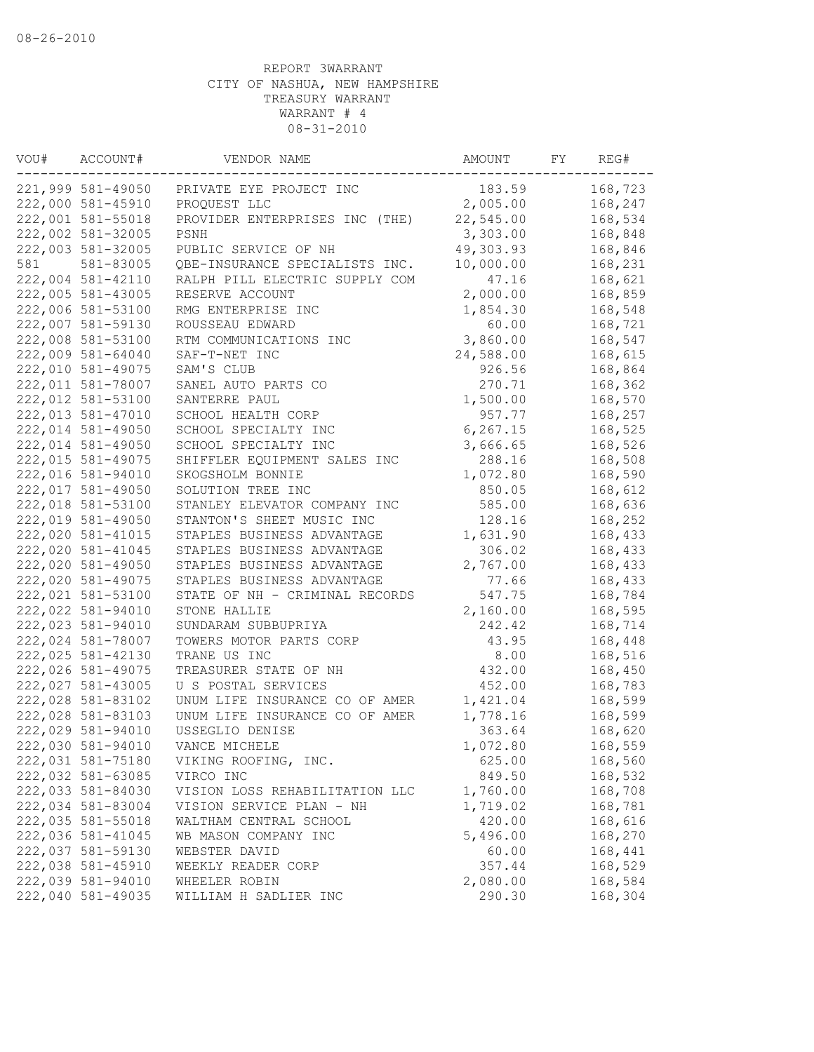08-26-2010

REPORT 3WARRANT
CITY OF NASHUA, NEW HAMPSHIRE
TREASURY WARRANT
WARRANT # 4
08-31-2010

| VOU# | ACCOUNT# | VENDOR NAME | AMOUNT | FY | REG# |
|---|---|---|---|---|---|
| 221,999 | 581-49050 | PRIVATE EYE PROJECT INC | 183.59 | | 168,723 |
| 222,000 | 581-45910 | PROQUEST LLC | 2,005.00 | | 168,247 |
| 222,001 | 581-55018 | PROVIDER ENTERPRISES INC (THE) | 22,545.00 | | 168,534 |
| 222,002 | 581-32005 | PSNH | 3,303.00 | | 168,848 |
| 222,003 | 581-32005 | PUBLIC SERVICE OF NH | 49,303.93 | | 168,846 |
| 581 | 581-83005 | QBE-INSURANCE SPECIALISTS INC. | 10,000.00 | | 168,231 |
| 222,004 | 581-42110 | RALPH PILL ELECTRIC SUPPLY COM | 47.16 | | 168,621 |
| 222,005 | 581-43005 | RESERVE ACCOUNT | 2,000.00 | | 168,859 |
| 222,006 | 581-53100 | RMG ENTERPRISE INC | 1,854.30 | | 168,548 |
| 222,007 | 581-59130 | ROUSSEAU EDWARD | 60.00 | | 168,721 |
| 222,008 | 581-53100 | RTM COMMUNICATIONS INC | 3,860.00 | | 168,547 |
| 222,009 | 581-64040 | SAF-T-NET INC | 24,588.00 | | 168,615 |
| 222,010 | 581-49075 | SAM'S CLUB | 926.56 | | 168,864 |
| 222,011 | 581-78007 | SANEL AUTO PARTS CO | 270.71 | | 168,362 |
| 222,012 | 581-53100 | SANTERRE PAUL | 1,500.00 | | 168,570 |
| 222,013 | 581-47010 | SCHOOL HEALTH CORP | 957.77 | | 168,257 |
| 222,014 | 581-49050 | SCHOOL SPECIALTY INC | 6,267.15 | | 168,525 |
| 222,014 | 581-49050 | SCHOOL SPECIALTY INC | 3,666.65 | | 168,526 |
| 222,015 | 581-49075 | SHIFFLER EQUIPMENT SALES INC | 288.16 | | 168,508 |
| 222,016 | 581-94010 | SKOGSHOLM BONNIE | 1,072.80 | | 168,590 |
| 222,017 | 581-49050 | SOLUTION TREE INC | 850.05 | | 168,612 |
| 222,018 | 581-53100 | STANLEY ELEVATOR COMPANY INC | 585.00 | | 168,636 |
| 222,019 | 581-49050 | STANTON'S SHEET MUSIC INC | 128.16 | | 168,252 |
| 222,020 | 581-41015 | STAPLES BUSINESS ADVANTAGE | 1,631.90 | | 168,433 |
| 222,020 | 581-41045 | STAPLES BUSINESS ADVANTAGE | 306.02 | | 168,433 |
| 222,020 | 581-49050 | STAPLES BUSINESS ADVANTAGE | 2,767.00 | | 168,433 |
| 222,020 | 581-49075 | STAPLES BUSINESS ADVANTAGE | 77.66 | | 168,433 |
| 222,021 | 581-53100 | STATE OF NH - CRIMINAL RECORDS | 547.75 | | 168,784 |
| 222,022 | 581-94010 | STONE HALLIE | 2,160.00 | | 168,595 |
| 222,023 | 581-94010 | SUNDARAM SUBBUPRIYA | 242.42 | | 168,714 |
| 222,024 | 581-78007 | TOWERS MOTOR PARTS CORP | 43.95 | | 168,448 |
| 222,025 | 581-42130 | TRANE US INC | 8.00 | | 168,516 |
| 222,026 | 581-49075 | TREASURER STATE OF NH | 432.00 | | 168,450 |
| 222,027 | 581-43005 | U S POSTAL SERVICES | 452.00 | | 168,783 |
| 222,028 | 581-83102 | UNUM LIFE INSURANCE CO OF AMER | 1,421.04 | | 168,599 |
| 222,028 | 581-83103 | UNUM LIFE INSURANCE CO OF AMER | 1,778.16 | | 168,599 |
| 222,029 | 581-94010 | USSEGLIO DENISE | 363.64 | | 168,620 |
| 222,030 | 581-94010 | VANCE MICHELE | 1,072.80 | | 168,559 |
| 222,031 | 581-75180 | VIKING ROOFING, INC. | 625.00 | | 168,560 |
| 222,032 | 581-63085 | VIRCO INC | 849.50 | | 168,532 |
| 222,033 | 581-84030 | VISION LOSS REHABILITATION LLC | 1,760.00 | | 168,708 |
| 222,034 | 581-83004 | VISION SERVICE PLAN - NH | 1,719.02 | | 168,781 |
| 222,035 | 581-55018 | WALTHAM CENTRAL SCHOOL | 420.00 | | 168,616 |
| 222,036 | 581-41045 | WB MASON COMPANY INC | 5,496.00 | | 168,270 |
| 222,037 | 581-59130 | WEBSTER DAVID | 60.00 | | 168,441 |
| 222,038 | 581-45910 | WEEKLY READER CORP | 357.44 | | 168,529 |
| 222,039 | 581-94010 | WHEELER ROBIN | 2,080.00 | | 168,584 |
| 222,040 | 581-49035 | WILLIAM H SADLIER INC | 290.30 | | 168,304 |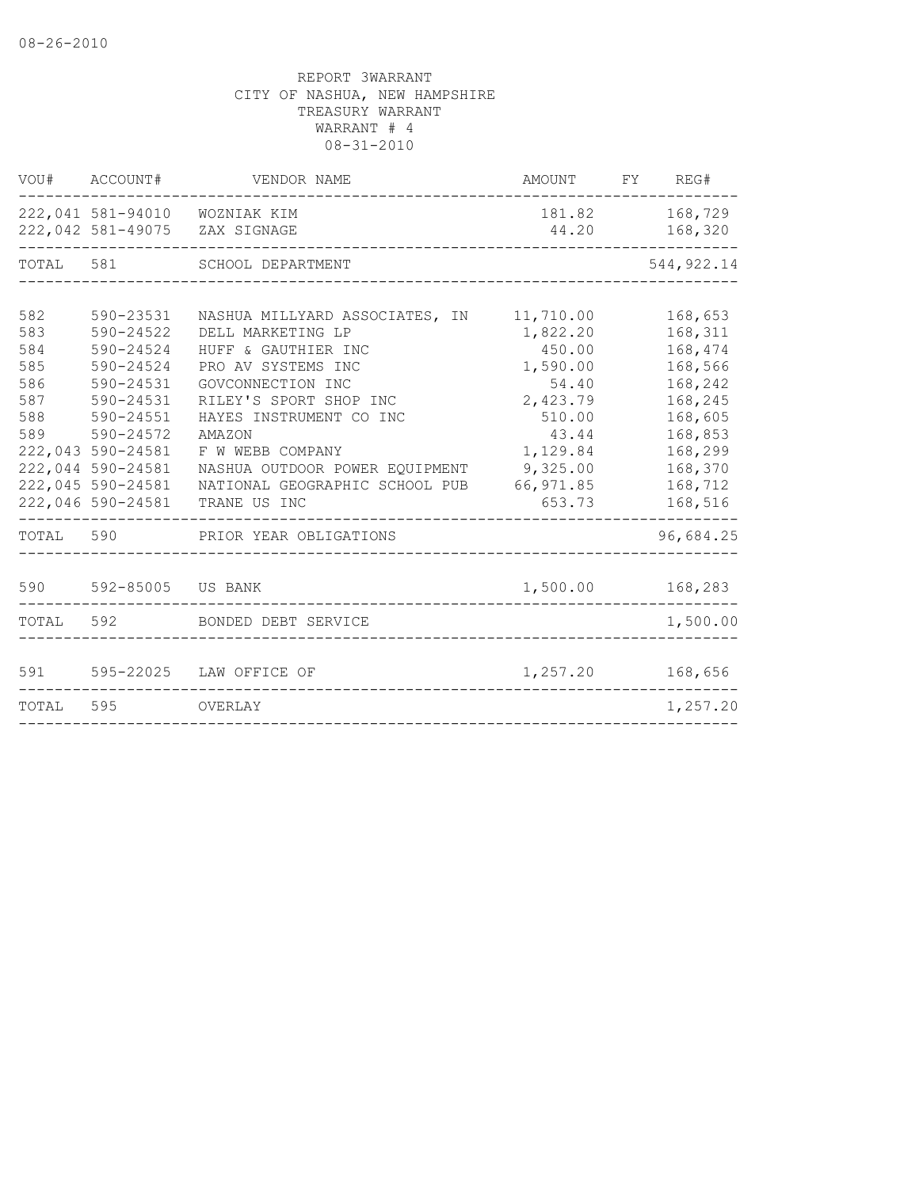08-26-2010

REPORT 3WARRANT
CITY OF NASHUA, NEW HAMPSHIRE
TREASURY WARRANT
WARRANT # 4
08-31-2010

| VOU# | ACCOUNT# | VENDOR NAME | AMOUNT | FY | REG# |
|---|---|---|---|---|---|
| 222,041 | 581-94010 | WOZNIAK KIM | 181.82 | | 168,729 |
| 222,042 | 581-49075 | ZAX SIGNAGE | 44.20 | | 168,320 |
| TOTAL | 581 | SCHOOL DEPARTMENT | | | 544,922.14 |
| 582 | 590-23531 | NASHUA MILLYARD ASSOCIATES, IN | 11,710.00 | | 168,653 |
| 583 | 590-24522 | DELL MARKETING LP | 1,822.20 | | 168,311 |
| 584 | 590-24524 | HUFF & GAUTHIER INC | 450.00 | | 168,474 |
| 585 | 590-24524 | PRO AV SYSTEMS INC | 1,590.00 | | 168,566 |
| 586 | 590-24531 | GOVCONNECTION INC | 54.40 | | 168,242 |
| 587 | 590-24531 | RILEY'S SPORT SHOP INC | 2,423.79 | | 168,245 |
| 588 | 590-24551 | HAYES INSTRUMENT CO INC | 510.00 | | 168,605 |
| 589 | 590-24572 | AMAZON | 43.44 | | 168,853 |
| 222,043 | 590-24581 | F W WEBB COMPANY | 1,129.84 | | 168,299 |
| 222,044 | 590-24581 | NASHUA OUTDOOR POWER EQUIPMENT | 9,325.00 | | 168,370 |
| 222,045 | 590-24581 | NATIONAL GEOGRAPHIC SCHOOL PUB | 66,971.85 | | 168,712 |
| 222,046 | 590-24581 | TRANE US INC | 653.73 | | 168,516 |
| TOTAL | 590 | PRIOR YEAR OBLIGATIONS | | | 96,684.25 |
| 590 | 592-85005 | US BANK | 1,500.00 | | 168,283 |
| TOTAL | 592 | BONDED DEBT SERVICE | | | 1,500.00 |
| 591 | 595-22025 | LAW OFFICE OF | 1,257.20 | | 168,656 |
| TOTAL | 595 | OVERLAY | | | 1,257.20 |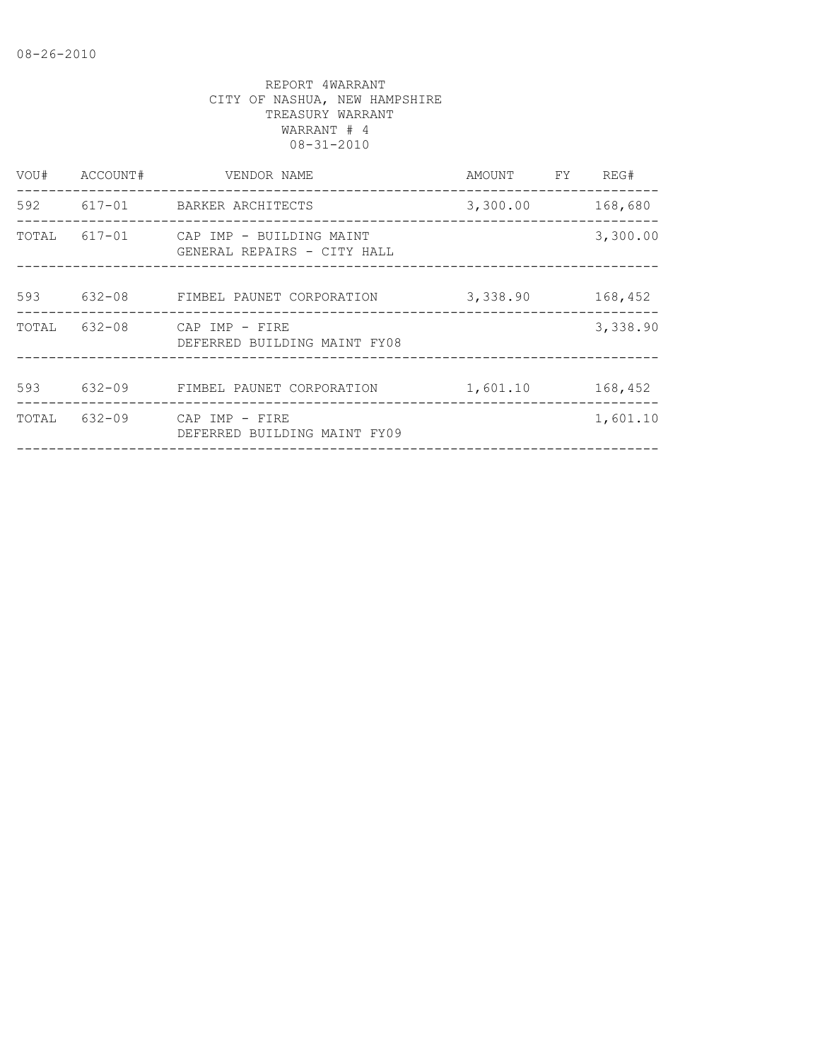08-26-2010

REPORT 4WARRANT
CITY OF NASHUA, NEW HAMPSHIRE
TREASURY WARRANT
WARRANT # 4
08-31-2010

| VOU# | ACCOUNT# | VENDOR NAME | AMOUNT | FY | REG# |
|---|---|---|---|---|---|
| 592 | 617-01 | BARKER ARCHITECTS | 3,300.00 | | 168,680 |
| TOTAL | 617-01 | CAP IMP - BUILDING MAINT<br>GENERAL REPAIRS - CITY HALL | | | 3,300.00 |
| 593 | 632-08 | FIMBEL PAUNET CORPORATION | 3,338.90 | | 168,452 |
| TOTAL | 632-08 | CAP IMP - FIRE<br>DEFERRED BUILDING MAINT FY08 | | | 3,338.90 |
| 593 | 632-09 | FIMBEL PAUNET CORPORATION | 1,601.10 | | 168,452 |
| TOTAL | 632-09 | CAP IMP - FIRE<br>DEFERRED BUILDING MAINT FY09 | | | 1,601.10 |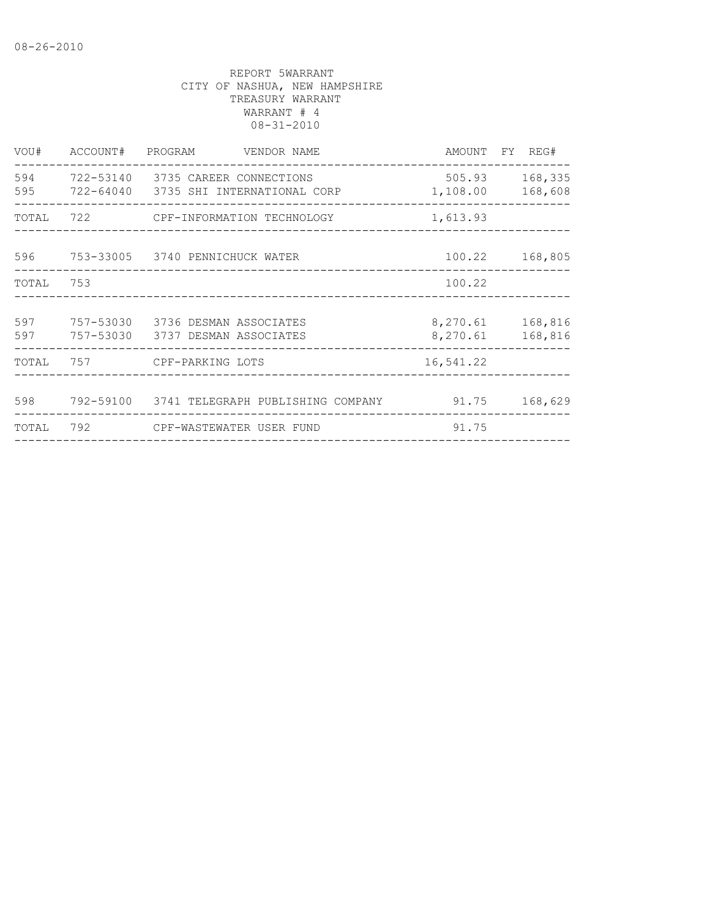08-26-2010

REPORT 5WARRANT
CITY OF NASHUA, NEW HAMPSHIRE
TREASURY WARRANT
WARRANT # 4
08-31-2010

| VOU# | ACCOUNT# | PROGRAM | VENDOR NAME | AMOUNT | FY | REG# |
|---|---|---|---|---|---|---|
| 594 | 722-53140 | 3735 | CAREER CONNECTIONS | 505.93 | | 168,335 |
| 595 | 722-64040 | 3735 | SHI INTERNATIONAL CORP | 1,108.00 | | 168,608 |
| TOTAL | 722 | | CPF-INFORMATION TECHNOLOGY | 1,613.93 | | |
| 596 | 753-33005 | 3740 | PENNICHUCK WATER | 100.22 | | 168,805 |
| TOTAL | 753 | | | 100.22 | | |
| 597 | 757-53030 | 3736 | DESMAN ASSOCIATES | 8,270.61 | | 168,816 |
| 597 | 757-53030 | 3737 | DESMAN ASSOCIATES | 8,270.61 | | 168,816 |
| TOTAL | 757 | | CPF-PARKING LOTS | 16,541.22 | | |
| 598 | 792-59100 | 3741 | TELEGRAPH PUBLISHING COMPANY | 91.75 | | 168,629 |
| TOTAL | 792 | | CPF-WASTEWATER USER FUND | 91.75 | | |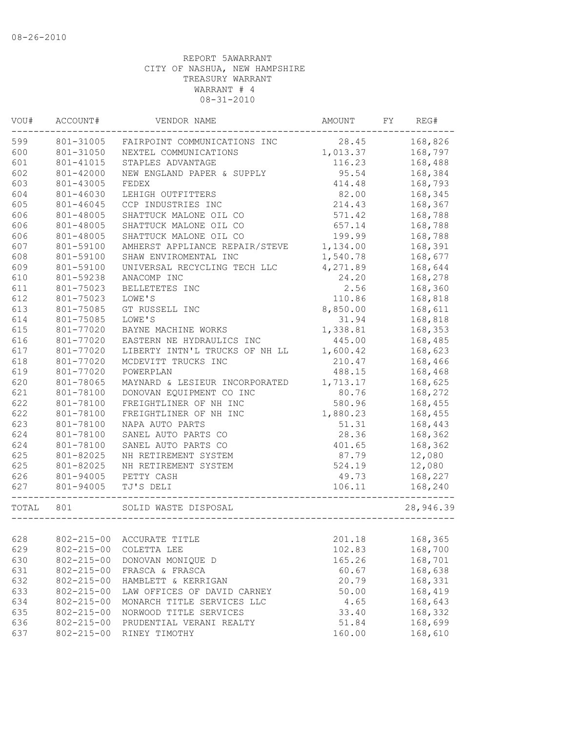08-26-2010

REPORT 5AWARRANT
CITY OF NASHUA, NEW HAMPSHIRE
TREASURY WARRANT
WARRANT # 4
08-31-2010

| VOU# | ACCOUNT# | VENDOR NAME | AMOUNT | FY | REG# |
|---|---|---|---|---|---|
| 599 | 801-31005 | FAIRPOINT COMMUNICATIONS INC | 28.45 | | 168,826 |
| 600 | 801-31050 | NEXTEL COMMUNICATIONS | 1,013.37 | | 168,797 |
| 601 | 801-41015 | STAPLES ADVANTAGE | 116.23 | | 168,488 |
| 602 | 801-42000 | NEW ENGLAND PAPER & SUPPLY | 95.54 | | 168,384 |
| 603 | 801-43005 | FEDEX | 414.48 | | 168,793 |
| 604 | 801-46030 | LEHIGH OUTFITTERS | 82.00 | | 168,345 |
| 605 | 801-46045 | CCP INDUSTRIES INC | 214.43 | | 168,367 |
| 606 | 801-48005 | SHATTUCK MALONE OIL CO | 571.42 | | 168,788 |
| 606 | 801-48005 | SHATTUCK MALONE OIL CO | 657.14 | | 168,788 |
| 606 | 801-48005 | SHATTUCK MALONE OIL CO | 199.99 | | 168,788 |
| 607 | 801-59100 | AMHERST APPLIANCE REPAIR/STEVE | 1,134.00 | | 168,391 |
| 608 | 801-59100 | SHAW ENVIROMENTAL INC | 1,540.78 | | 168,677 |
| 609 | 801-59100 | UNIVERSAL RECYCLING TECH LLC | 4,271.89 | | 168,644 |
| 610 | 801-59238 | ANACOMP INC | 24.20 | | 168,278 |
| 611 | 801-75023 | BELLETETES INC | 2.56 | | 168,360 |
| 612 | 801-75023 | LOWE'S | 110.86 | | 168,818 |
| 613 | 801-75085 | GT RUSSELL INC | 8,850.00 | | 168,611 |
| 614 | 801-75085 | LOWE'S | 31.94 | | 168,818 |
| 615 | 801-77020 | BAYNE MACHINE WORKS | 1,338.81 | | 168,353 |
| 616 | 801-77020 | EASTERN NE HYDRAULICS INC | 445.00 | | 168,485 |
| 617 | 801-77020 | LIBERTY INTN'L TRUCKS OF NH LL | 1,600.42 | | 168,623 |
| 618 | 801-77020 | MCDEVITT TRUCKS INC | 210.47 | | 168,466 |
| 619 | 801-77020 | POWERPLAN | 488.15 | | 168,468 |
| 620 | 801-78065 | MAYNARD & LESIEUR INCORPORATED | 1,713.17 | | 168,625 |
| 621 | 801-78100 | DONOVAN EQUIPMENT CO INC | 80.76 | | 168,272 |
| 622 | 801-78100 | FREIGHTLINER OF NH INC | 580.96 | | 168,455 |
| 622 | 801-78100 | FREIGHTLINER OF NH INC | 1,880.23 | | 168,455 |
| 623 | 801-78100 | NAPA AUTO PARTS | 51.31 | | 168,443 |
| 624 | 801-78100 | SANEL AUTO PARTS CO | 28.36 | | 168,362 |
| 624 | 801-78100 | SANEL AUTO PARTS CO | 401.65 | | 168,362 |
| 625 | 801-82025 | NH RETIREMENT SYSTEM | 87.79 | | 12,080 |
| 625 | 801-82025 | NH RETIREMENT SYSTEM | 524.19 | | 12,080 |
| 626 | 801-94005 | PETTY CASH | 49.73 | | 168,227 |
| 627 | 801-94005 | TJ'S DELI | 106.11 | | 168,240 |
| TOTAL | 801 | SOLID WASTE DISPOSAL | | | 28,946.39 |
| 628 | 802-215-00 | ACCURATE TITLE | 201.18 | | 168,365 |
| 629 | 802-215-00 | COLETTA LEE | 102.83 | | 168,700 |
| 630 | 802-215-00 | DONOVAN MONIQUE D | 165.26 | | 168,701 |
| 631 | 802-215-00 | FRASCA & FRASCA | 60.67 | | 168,638 |
| 632 | 802-215-00 | HAMBLETT & KERRIGAN | 20.79 | | 168,331 |
| 633 | 802-215-00 | LAW OFFICES OF DAVID CARNEY | 50.00 | | 168,419 |
| 634 | 802-215-00 | MONARCH TITLE SERVICES LLC | 4.65 | | 168,643 |
| 635 | 802-215-00 | NORWOOD TITLE SERVICES | 33.40 | | 168,332 |
| 636 | 802-215-00 | PRUDENTIAL VERANI REALTY | 51.84 | | 168,699 |
| 637 | 802-215-00 | RINEY TIMOTHY | 160.00 | | 168,610 |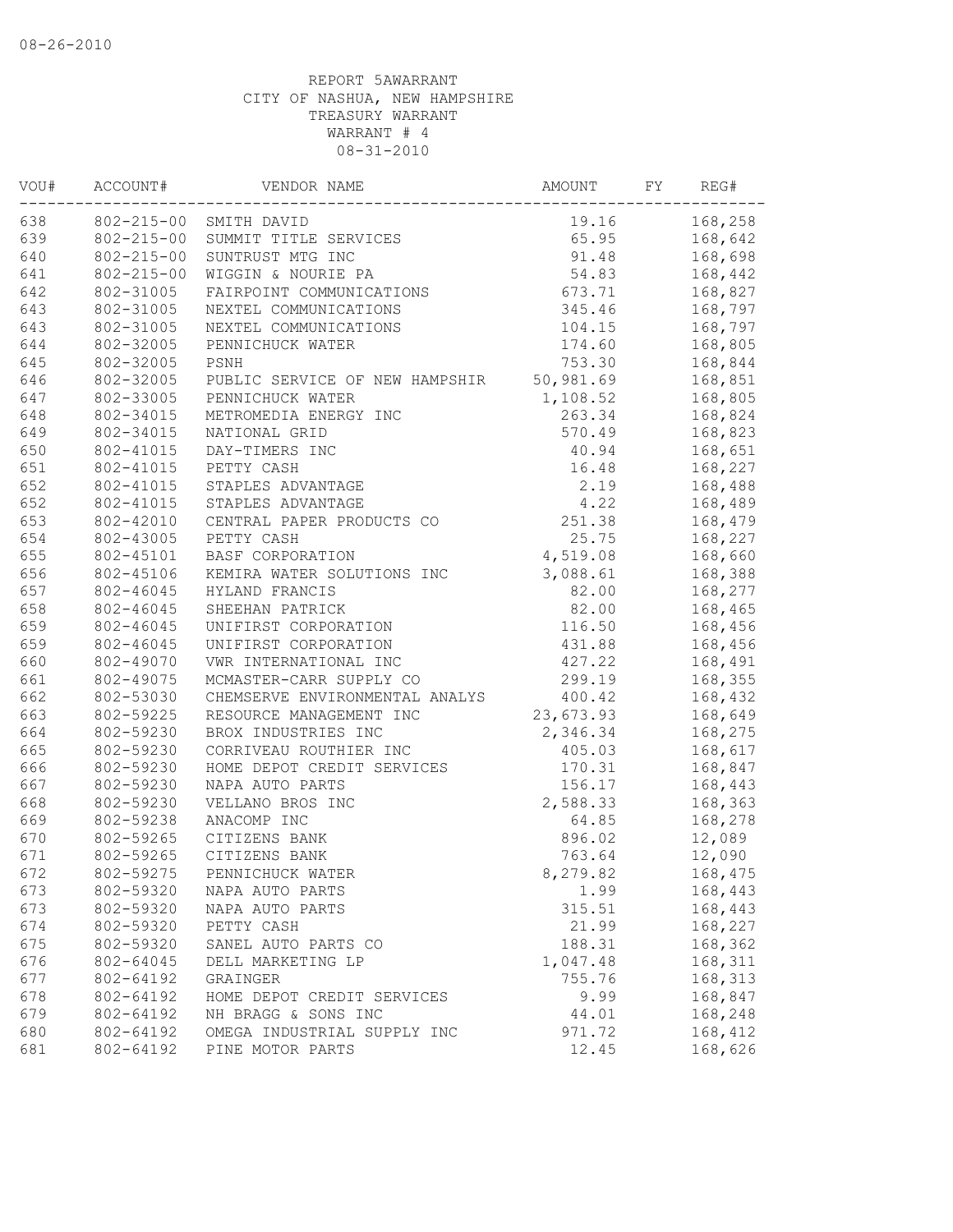08-26-2010

REPORT 5AWARRANT
CITY OF NASHUA, NEW HAMPSHIRE
TREASURY WARRANT
WARRANT # 4
08-31-2010

| VOU# | ACCOUNT# | VENDOR NAME | AMOUNT | FY | REG# |
|---|---|---|---|---|---|
| 638 | 802-215-00 | SMITH DAVID | 19.16 | | 168,258 |
| 639 | 802-215-00 | SUMMIT TITLE SERVICES | 65.95 | | 168,642 |
| 640 | 802-215-00 | SUNTRUST MTG INC | 91.48 | | 168,698 |
| 641 | 802-215-00 | WIGGIN & NOURIE PA | 54.83 | | 168,442 |
| 642 | 802-31005 | FAIRPOINT COMMUNICATIONS | 673.71 | | 168,827 |
| 643 | 802-31005 | NEXTEL COMMUNICATIONS | 345.46 | | 168,797 |
| 643 | 802-31005 | NEXTEL COMMUNICATIONS | 104.15 | | 168,797 |
| 644 | 802-32005 | PENNICHUCK WATER | 174.60 | | 168,805 |
| 645 | 802-32005 | PSNH | 753.30 | | 168,844 |
| 646 | 802-32005 | PUBLIC SERVICE OF NEW HAMPSHIR | 50,981.69 | | 168,851 |
| 647 | 802-33005 | PENNICHUCK WATER | 1,108.52 | | 168,805 |
| 648 | 802-34015 | METROMEDIA ENERGY INC | 263.34 | | 168,824 |
| 649 | 802-34015 | NATIONAL GRID | 570.49 | | 168,823 |
| 650 | 802-41015 | DAY-TIMERS INC | 40.94 | | 168,651 |
| 651 | 802-41015 | PETTY CASH | 16.48 | | 168,227 |
| 652 | 802-41015 | STAPLES ADVANTAGE | 2.19 | | 168,488 |
| 652 | 802-41015 | STAPLES ADVANTAGE | 4.22 | | 168,489 |
| 653 | 802-42010 | CENTRAL PAPER PRODUCTS CO | 251.38 | | 168,479 |
| 654 | 802-43005 | PETTY CASH | 25.75 | | 168,227 |
| 655 | 802-45101 | BASF CORPORATION | 4,519.08 | | 168,660 |
| 656 | 802-45106 | KEMIRA WATER SOLUTIONS INC | 3,088.61 | | 168,388 |
| 657 | 802-46045 | HYLAND FRANCIS | 82.00 | | 168,277 |
| 658 | 802-46045 | SHEEHAN PATRICK | 82.00 | | 168,465 |
| 659 | 802-46045 | UNIFIRST CORPORATION | 116.50 | | 168,456 |
| 659 | 802-46045 | UNIFIRST CORPORATION | 431.88 | | 168,456 |
| 660 | 802-49070 | VWR INTERNATIONAL INC | 427.22 | | 168,491 |
| 661 | 802-49075 | MCMASTER-CARR SUPPLY CO | 299.19 | | 168,355 |
| 662 | 802-53030 | CHEMSERVE ENVIRONMENTAL ANALYS | 400.42 | | 168,432 |
| 663 | 802-59225 | RESOURCE MANAGEMENT INC | 23,673.93 | | 168,649 |
| 664 | 802-59230 | BROX INDUSTRIES INC | 2,346.34 | | 168,275 |
| 665 | 802-59230 | CORRIVEAU ROUTHIER INC | 405.03 | | 168,617 |
| 666 | 802-59230 | HOME DEPOT CREDIT SERVICES | 170.31 | | 168,847 |
| 667 | 802-59230 | NAPA AUTO PARTS | 156.17 | | 168,443 |
| 668 | 802-59230 | VELLANO BROS INC | 2,588.33 | | 168,363 |
| 669 | 802-59238 | ANACOMP INC | 64.85 | | 168,278 |
| 670 | 802-59265 | CITIZENS BANK | 896.02 | | 12,089 |
| 671 | 802-59265 | CITIZENS BANK | 763.64 | | 12,090 |
| 672 | 802-59275 | PENNICHUCK WATER | 8,279.82 | | 168,475 |
| 673 | 802-59320 | NAPA AUTO PARTS | 1.99 | | 168,443 |
| 673 | 802-59320 | NAPA AUTO PARTS | 315.51 | | 168,443 |
| 674 | 802-59320 | PETTY CASH | 21.99 | | 168,227 |
| 675 | 802-59320 | SANEL AUTO PARTS CO | 188.31 | | 168,362 |
| 676 | 802-64045 | DELL MARKETING LP | 1,047.48 | | 168,311 |
| 677 | 802-64192 | GRAINGER | 755.76 | | 168,313 |
| 678 | 802-64192 | HOME DEPOT CREDIT SERVICES | 9.99 | | 168,847 |
| 679 | 802-64192 | NH BRAGG & SONS INC | 44.01 | | 168,248 |
| 680 | 802-64192 | OMEGA INDUSTRIAL SUPPLY INC | 971.72 | | 168,412 |
| 681 | 802-64192 | PINE MOTOR PARTS | 12.45 | | 168,626 |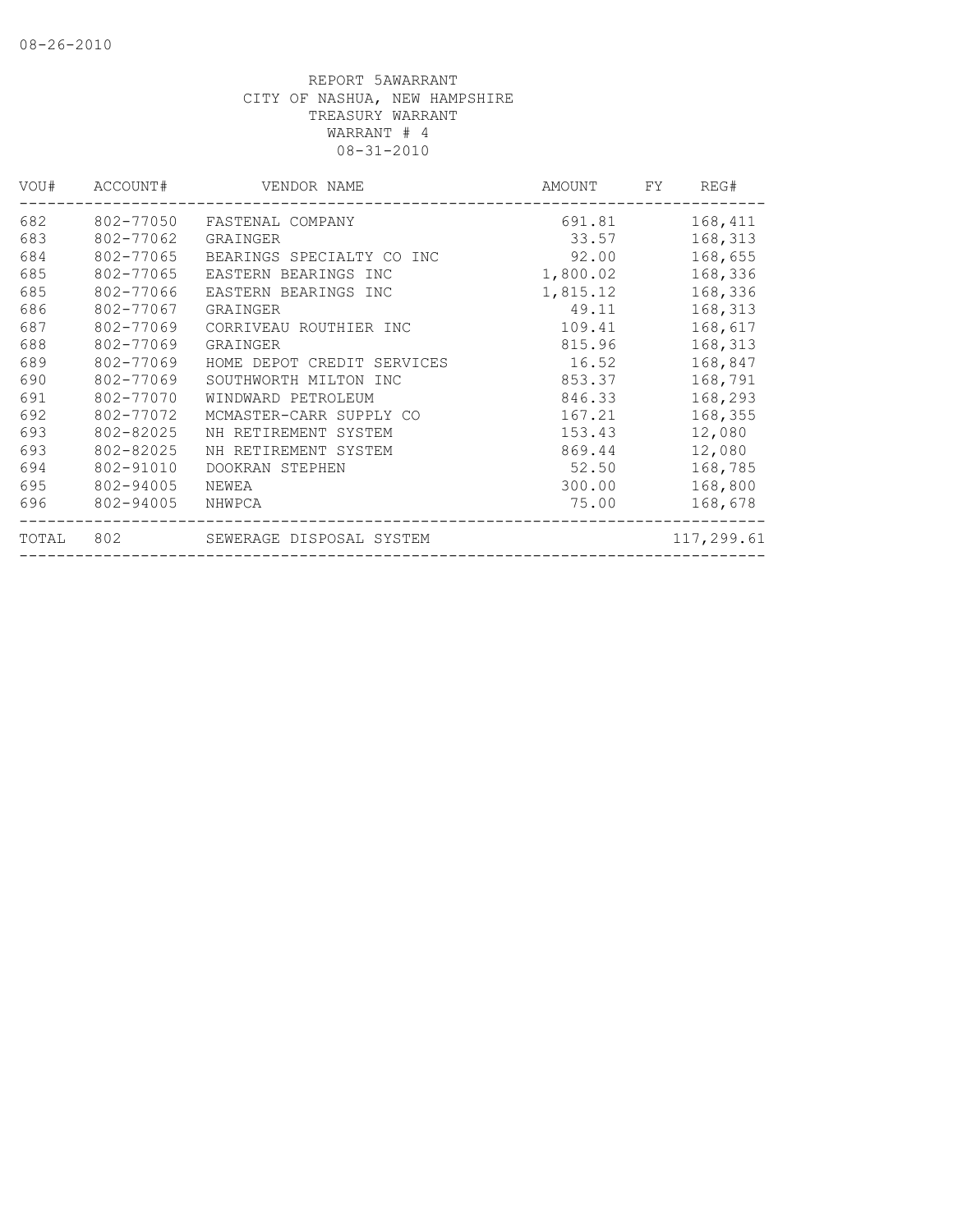08-26-2010

REPORT 5AWARRANT
CITY OF NASHUA, NEW HAMPSHIRE
TREASURY WARRANT
WARRANT # 4
08-31-2010

| VOU# | ACCOUNT# | VENDOR NAME | AMOUNT | FY | REG# |
|---|---|---|---|---|---|
| 682 | 802-77050 | FASTENAL COMPANY | 691.81 | | 168,411 |
| 683 | 802-77062 | GRAINGER | 33.57 | | 168,313 |
| 684 | 802-77065 | BEARINGS SPECIALTY CO INC | 92.00 | | 168,655 |
| 685 | 802-77065 | EASTERN BEARINGS INC | 1,800.02 | | 168,336 |
| 685 | 802-77066 | EASTERN BEARINGS INC | 1,815.12 | | 168,336 |
| 686 | 802-77067 | GRAINGER | 49.11 | | 168,313 |
| 687 | 802-77069 | CORRIVEAU ROUTHIER INC | 109.41 | | 168,617 |
| 688 | 802-77069 | GRAINGER | 815.96 | | 168,313 |
| 689 | 802-77069 | HOME DEPOT CREDIT SERVICES | 16.52 | | 168,847 |
| 690 | 802-77069 | SOUTHWORTH MILTON INC | 853.37 | | 168,791 |
| 691 | 802-77070 | WINDWARD PETROLEUM | 846.33 | | 168,293 |
| 692 | 802-77072 | MCMASTER-CARR SUPPLY CO | 167.21 | | 168,355 |
| 693 | 802-82025 | NH RETIREMENT SYSTEM | 153.43 | | 12,080 |
| 693 | 802-82025 | NH RETIREMENT SYSTEM | 869.44 | | 12,080 |
| 694 | 802-91010 | DOOKRAN STEPHEN | 52.50 | | 168,785 |
| 695 | 802-94005 | NEWEA | 300.00 | | 168,800 |
| 696 | 802-94005 | NHWPCA | 75.00 | | 168,678 |
| TOTAL | 802 | SEWERAGE DISPOSAL SYSTEM | | | 117,299.61 |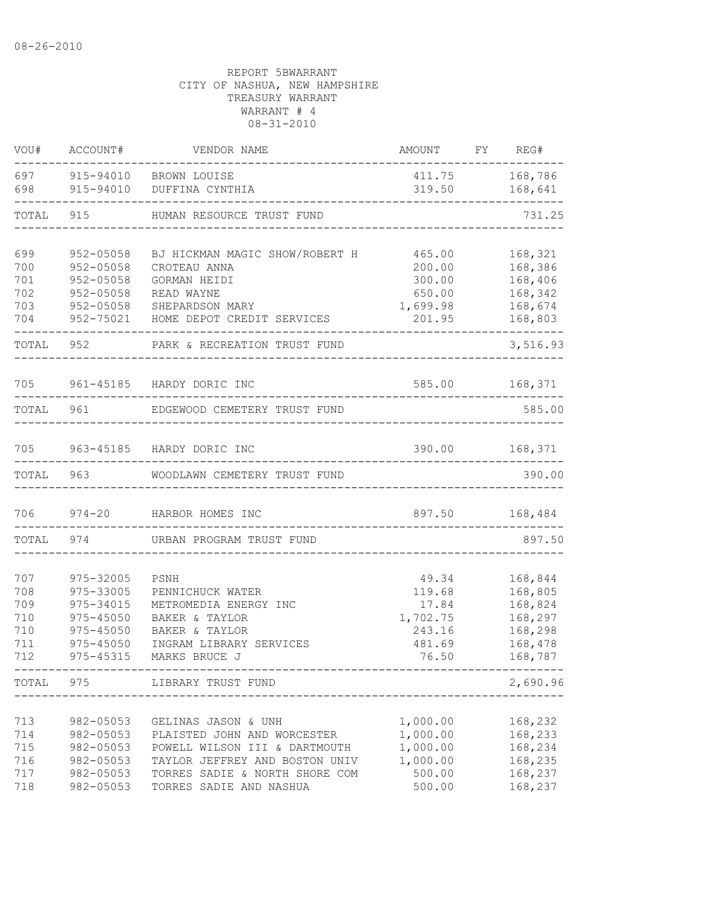08-26-2010

REPORT 5BWARRANT
CITY OF NASHUA, NEW HAMPSHIRE
TREASURY WARRANT
WARRANT # 4
08-31-2010

| VOU# | ACCOUNT# | VENDOR NAME | AMOUNT | FY | REG# |
|---|---|---|---|---|---|
| 697 | 915-94010 | BROWN LOUISE | 411.75 | | 168,786 |
| 698 | 915-94010 | DUFFINA CYNTHIA | 319.50 | | 168,641 |
| TOTAL | 915 | HUMAN RESOURCE TRUST FUND | | | 731.25 |
| 699 | 952-05058 | BJ HICKMAN MAGIC SHOW/ROBERT H | 465.00 | | 168,321 |
| 700 | 952-05058 | CROTEAU ANNA | 200.00 | | 168,386 |
| 701 | 952-05058 | GORMAN HEIDI | 300.00 | | 168,406 |
| 702 | 952-05058 | READ WAYNE | 650.00 | | 168,342 |
| 703 | 952-05058 | SHEPARDSON MARY | 1,699.98 | | 168,674 |
| 704 | 952-75021 | HOME DEPOT CREDIT SERVICES | 201.95 | | 168,803 |
| TOTAL | 952 | PARK & RECREATION TRUST FUND | | | 3,516.93 |
| 705 | 961-45185 | HARDY DORIC INC | 585.00 | | 168,371 |
| TOTAL | 961 | EDGEWOOD CEMETERY TRUST FUND | | | 585.00 |
| 705 | 963-45185 | HARDY DORIC INC | 390.00 | | 168,371 |
| TOTAL | 963 | WOODLAWN CEMETERY TRUST FUND | | | 390.00 |
| 706 | 974-20 | HARBOR HOMES INC | 897.50 | | 168,484 |
| TOTAL | 974 | URBAN PROGRAM TRUST FUND | | | 897.50 |
| 707 | 975-32005 | PSNH | 49.34 | | 168,844 |
| 708 | 975-33005 | PENNICHUCK WATER | 119.68 | | 168,805 |
| 709 | 975-34015 | METROMEDIA ENERGY INC | 17.84 | | 168,824 |
| 710 | 975-45050 | BAKER & TAYLOR | 1,702.75 | | 168,297 |
| 710 | 975-45050 | BAKER & TAYLOR | 243.16 | | 168,298 |
| 711 | 975-45050 | INGRAM LIBRARY SERVICES | 481.69 | | 168,478 |
| 712 | 975-45315 | MARKS BRUCE J | 76.50 | | 168,787 |
| TOTAL | 975 | LIBRARY TRUST FUND | | | 2,690.96 |
| 713 | 982-05053 | GELINAS JASON & UNH | 1,000.00 | | 168,232 |
| 714 | 982-05053 | PLAISTED JOHN AND WORCESTER | 1,000.00 | | 168,233 |
| 715 | 982-05053 | POWELL WILSON III & DARTMOUTH | 1,000.00 | | 168,234 |
| 716 | 982-05053 | TAYLOR JEFFREY AND BOSTON UNIV | 1,000.00 | | 168,235 |
| 717 | 982-05053 | TORRES SADIE & NORTH SHORE COM | 500.00 | | 168,237 |
| 718 | 982-05053 | TORRES SADIE AND NASHUA | 500.00 | | 168,237 |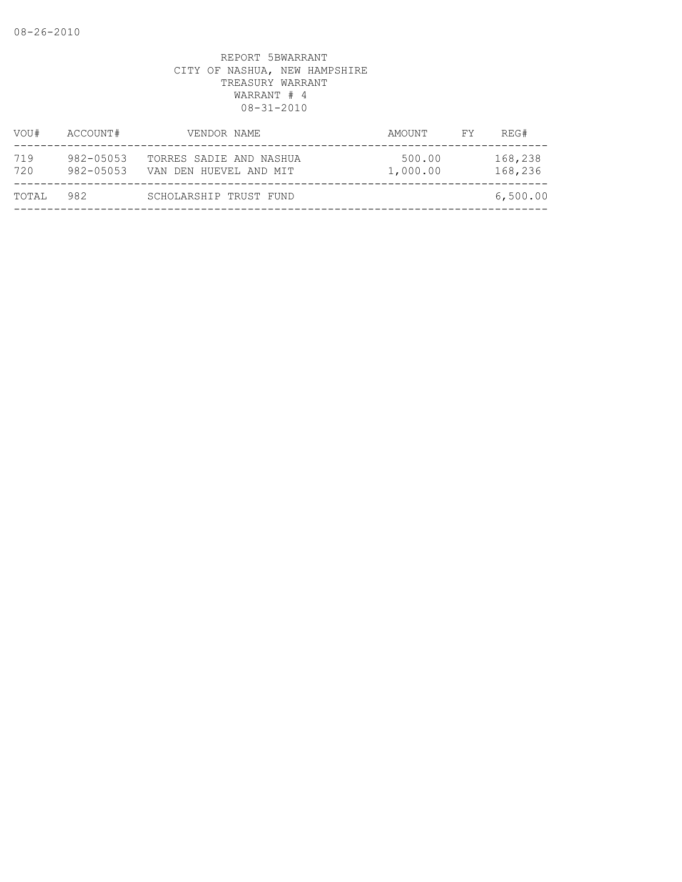REPORT 5BWARRANT
CITY OF NASHUA, NEW HAMPSHIRE
TREASURY WARRANT
WARRANT # 4
08-31-2010

| VOU# | ACCOUNT# | VENDOR NAME | AMOUNT | FY | REG# |
|---|---|---|---|---|---|
| 719 | 982-05053 | TORRES SADIE AND NASHUA | 500.00 | | 168,238 |
| 720 | 982-05053 | VAN DEN HUEVEL AND MIT | 1,000.00 | | 168,236 |
| TOTAL | 982 | SCHOLARSHIP TRUST FUND | | | 6,500.00 |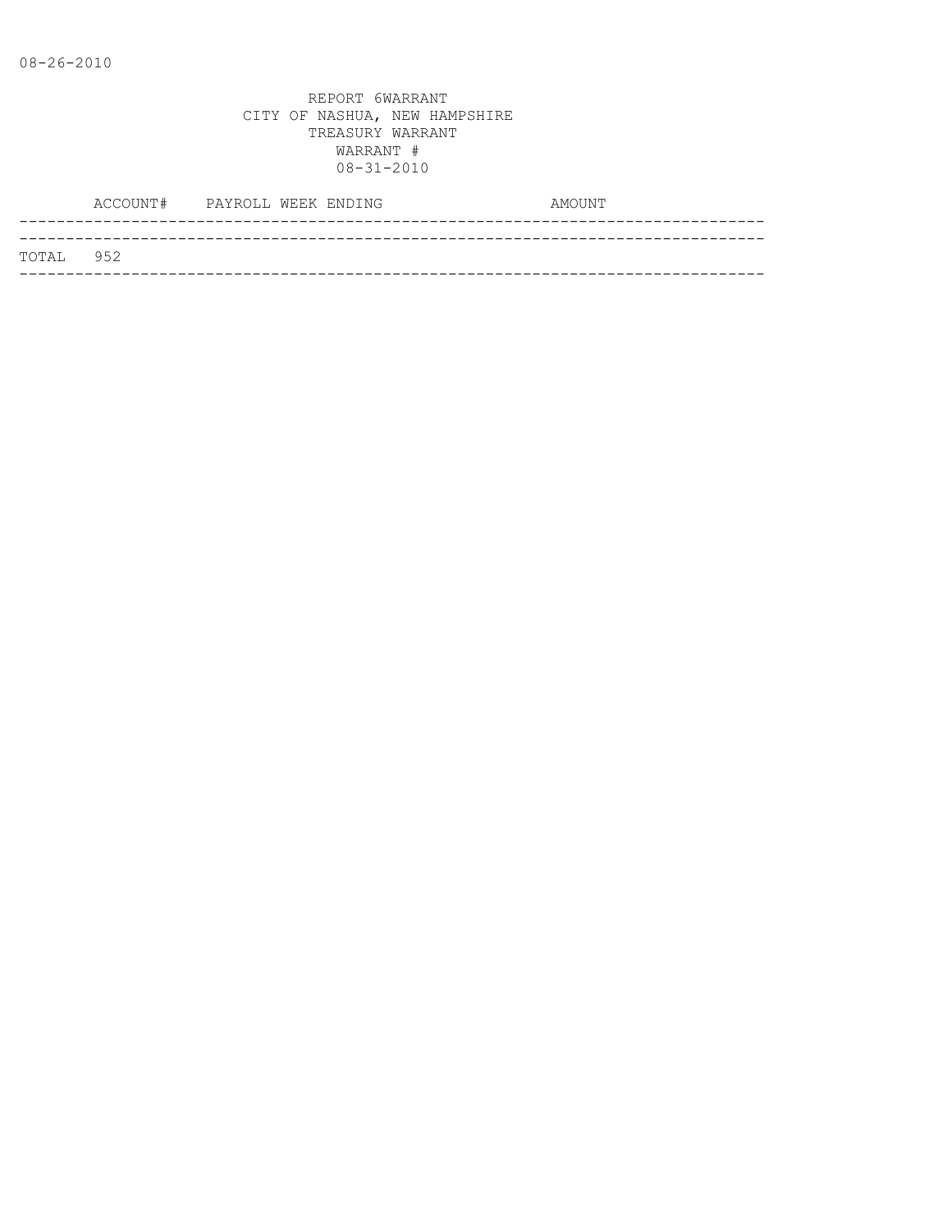08-26-2010

REPORT 6WARRANT
CITY OF NASHUA, NEW HAMPSHIRE
TREASURY WARRANT
WARRANT #
08-31-2010

| | ACCOUNT# | PAYROLL WEEK ENDING | AMOUNT |
|---|---|---|---|
| TOTAL | 952 | | |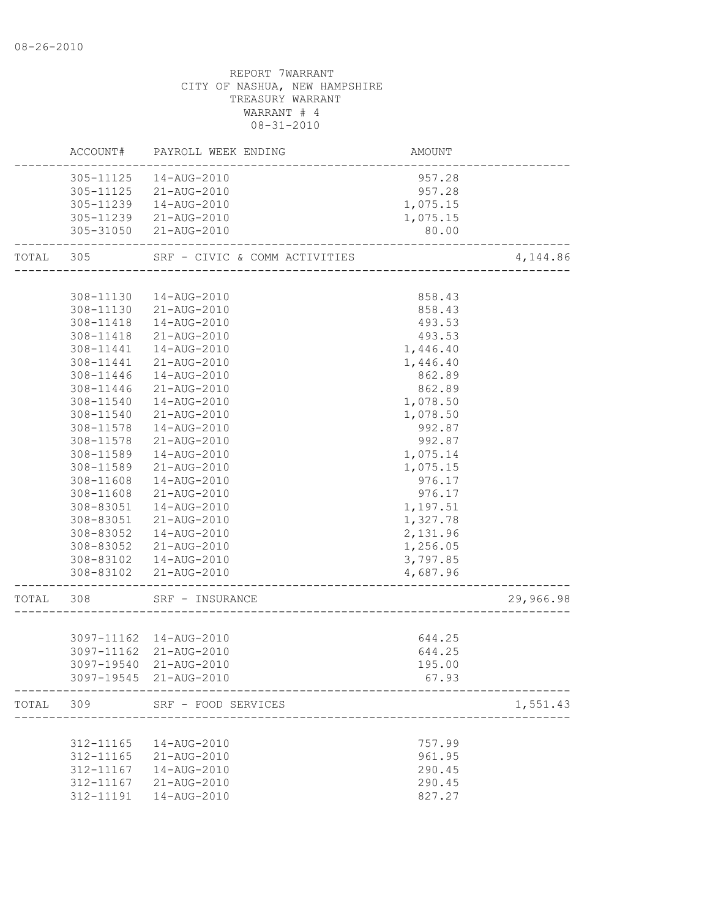REPORT 7WARRANT
CITY OF NASHUA, NEW HAMPSHIRE
TREASURY WARRANT
WARRANT # 4
08-31-2010

| | ACCOUNT# | PAYROLL WEEK ENDING | AMOUNT | |
|---|---|---|---|---|
| | 305-11125 | 14-AUG-2010 | 957.28 | |
| | 305-11125 | 21-AUG-2010 | 957.28 | |
| | 305-11239 | 14-AUG-2010 | 1,075.15 | |
| | 305-11239 | 21-AUG-2010 | 1,075.15 | |
| | 305-31050 | 21-AUG-2010 | 80.00 | |
| TOTAL | 305 | SRF - CIVIC & COMM ACTIVITIES | | 4,144.86 |
| | 308-11130 | 14-AUG-2010 | 858.43 | |
| | 308-11130 | 21-AUG-2010 | 858.43 | |
| | 308-11418 | 14-AUG-2010 | 493.53 | |
| | 308-11418 | 21-AUG-2010 | 493.53 | |
| | 308-11441 | 14-AUG-2010 | 1,446.40 | |
| | 308-11441 | 21-AUG-2010 | 1,446.40 | |
| | 308-11446 | 14-AUG-2010 | 862.89 | |
| | 308-11446 | 21-AUG-2010 | 862.89 | |
| | 308-11540 | 14-AUG-2010 | 1,078.50 | |
| | 308-11540 | 21-AUG-2010 | 1,078.50 | |
| | 308-11578 | 14-AUG-2010 | 992.87 | |
| | 308-11578 | 21-AUG-2010 | 992.87 | |
| | 308-11589 | 14-AUG-2010 | 1,075.14 | |
| | 308-11589 | 21-AUG-2010 | 1,075.15 | |
| | 308-11608 | 14-AUG-2010 | 976.17 | |
| | 308-11608 | 21-AUG-2010 | 976.17 | |
| | 308-83051 | 14-AUG-2010 | 1,197.51 | |
| | 308-83051 | 21-AUG-2010 | 1,327.78 | |
| | 308-83052 | 14-AUG-2010 | 2,131.96 | |
| | 308-83052 | 21-AUG-2010 | 1,256.05 | |
| | 308-83102 | 14-AUG-2010 | 3,797.85 | |
| | 308-83102 | 21-AUG-2010 | 4,687.96 | |
| TOTAL | 308 | SRF - INSURANCE | | 29,966.98 |
| | 3097-11162 | 14-AUG-2010 | 644.25 | |
| | 3097-11162 | 21-AUG-2010 | 644.25 | |
| | 3097-19540 | 21-AUG-2010 | 195.00 | |
| | 3097-19545 | 21-AUG-2010 | 67.93 | |
| TOTAL | 309 | SRF - FOOD SERVICES | | 1,551.43 |
| | 312-11165 | 14-AUG-2010 | 757.99 | |
| | 312-11165 | 21-AUG-2010 | 961.95 | |
| | 312-11167 | 14-AUG-2010 | 290.45 | |
| | 312-11167 | 21-AUG-2010 | 290.45 | |
| | 312-11191 | 14-AUG-2010 | 827.27 | |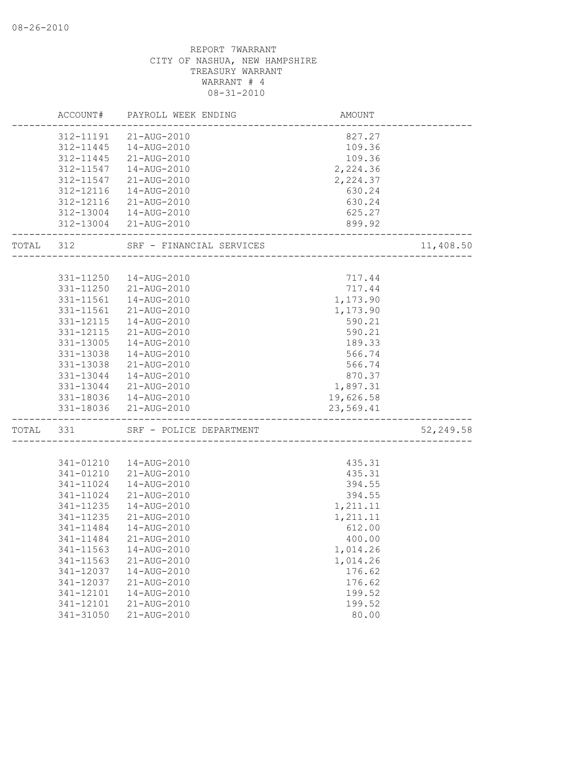REPORT 7WARRANT
CITY OF NASHUA, NEW HAMPSHIRE
TREASURY WARRANT
WARRANT # 4
08-31-2010

| | ACCOUNT# | PAYROLL WEEK ENDING | AMOUNT | |
|---|---|---|---|---|
| | 312-11191 | 21-AUG-2010 | 827.27 | |
| | 312-11445 | 14-AUG-2010 | 109.36 | |
| | 312-11445 | 21-AUG-2010 | 109.36 | |
| | 312-11547 | 14-AUG-2010 | 2,224.36 | |
| | 312-11547 | 21-AUG-2010 | 2,224.37 | |
| | 312-12116 | 14-AUG-2010 | 630.24 | |
| | 312-12116 | 21-AUG-2010 | 630.24 | |
| | 312-13004 | 14-AUG-2010 | 625.27 | |
| | 312-13004 | 21-AUG-2010 | 899.92 | |
| TOTAL | 312 | SRF - FINANCIAL SERVICES | | 11,408.50 |
| | 331-11250 | 14-AUG-2010 | 717.44 | |
| | 331-11250 | 21-AUG-2010 | 717.44 | |
| | 331-11561 | 14-AUG-2010 | 1,173.90 | |
| | 331-11561 | 21-AUG-2010 | 1,173.90 | |
| | 331-12115 | 14-AUG-2010 | 590.21 | |
| | 331-12115 | 21-AUG-2010 | 590.21 | |
| | 331-13005 | 14-AUG-2010 | 189.33 | |
| | 331-13038 | 14-AUG-2010 | 566.74 | |
| | 331-13038 | 21-AUG-2010 | 566.74 | |
| | 331-13044 | 14-AUG-2010 | 870.37 | |
| | 331-13044 | 21-AUG-2010 | 1,897.31 | |
| | 331-18036 | 14-AUG-2010 | 19,626.58 | |
| | 331-18036 | 21-AUG-2010 | 23,569.41 | |
| TOTAL | 331 | SRF - POLICE DEPARTMENT | | 52,249.58 |
| | 341-01210 | 14-AUG-2010 | 435.31 | |
| | 341-01210 | 21-AUG-2010 | 435.31 | |
| | 341-11024 | 14-AUG-2010 | 394.55 | |
| | 341-11024 | 21-AUG-2010 | 394.55 | |
| | 341-11235 | 14-AUG-2010 | 1,211.11 | |
| | 341-11235 | 21-AUG-2010 | 1,211.11 | |
| | 341-11484 | 14-AUG-2010 | 612.00 | |
| | 341-11484 | 21-AUG-2010 | 400.00 | |
| | 341-11563 | 14-AUG-2010 | 1,014.26 | |
| | 341-11563 | 21-AUG-2010 | 1,014.26 | |
| | 341-12037 | 14-AUG-2010 | 176.62 | |
| | 341-12037 | 21-AUG-2010 | 176.62 | |
| | 341-12101 | 14-AUG-2010 | 199.52 | |
| | 341-12101 | 21-AUG-2010 | 199.52 | |
| | 341-31050 | 21-AUG-2010 | 80.00 | |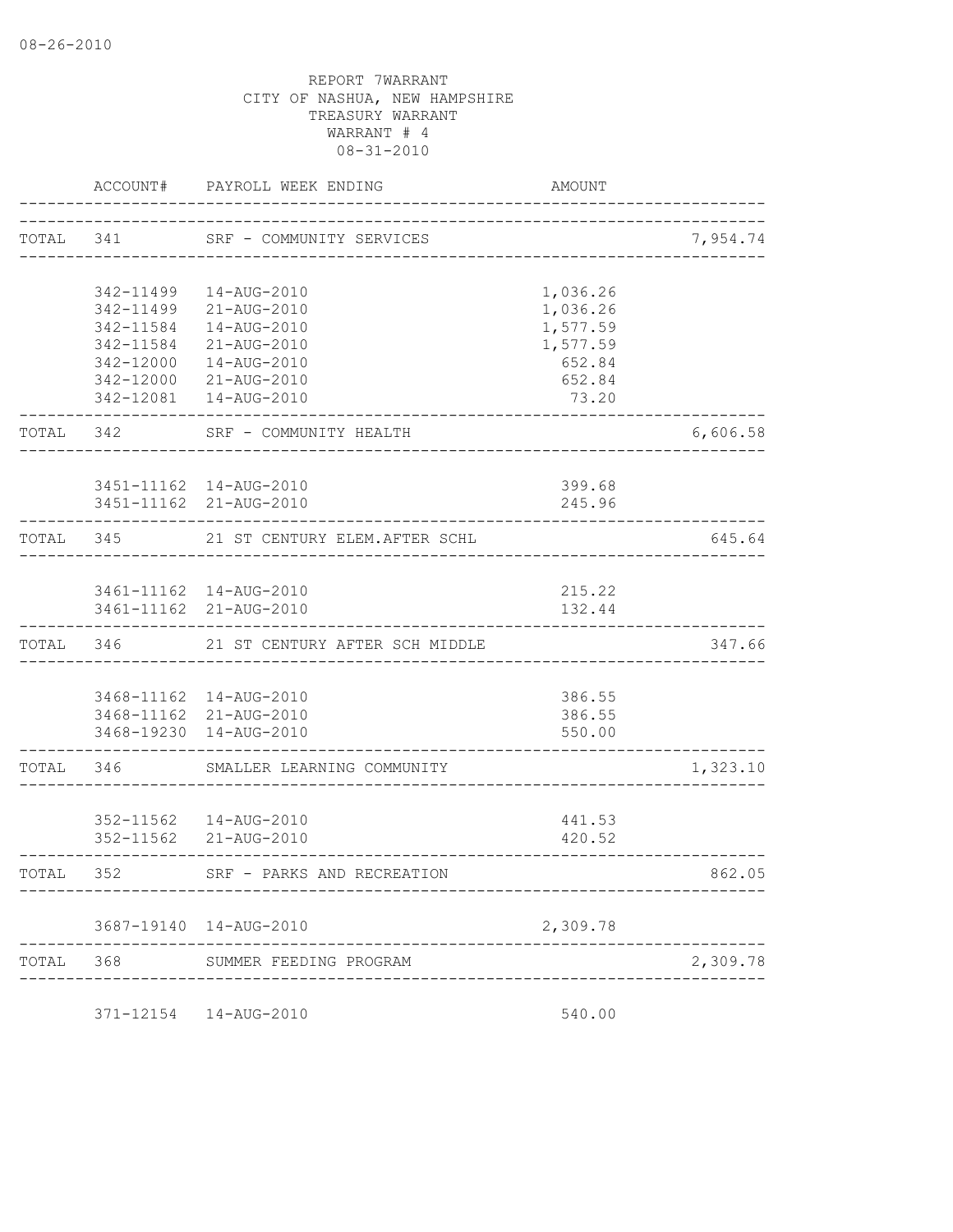08-26-2010

REPORT 7WARRANT
CITY OF NASHUA, NEW HAMPSHIRE
TREASURY WARRANT
WARRANT # 4
08-31-2010

| | ACCOUNT# | PAYROLL WEEK ENDING | AMOUNT | |
|---|---|---|---|---|
| TOTAL | 341 | SRF - COMMUNITY SERVICES | | 7,954.74 |
| | 342-11499 | 14-AUG-2010 | 1,036.26 | |
| | 342-11499 | 21-AUG-2010 | 1,036.26 | |
| | 342-11584 | 14-AUG-2010 | 1,577.59 | |
| | 342-11584 | 21-AUG-2010 | 1,577.59 | |
| | 342-12000 | 14-AUG-2010 | 652.84 | |
| | 342-12000 | 21-AUG-2010 | 652.84 | |
| | 342-12081 | 14-AUG-2010 | 73.20 | |
| TOTAL | 342 | SRF - COMMUNITY HEALTH | | 6,606.58 |
| | 3451-11162 | 14-AUG-2010 | 399.68 | |
| | 3451-11162 | 21-AUG-2010 | 245.96 | |
| TOTAL | 345 | 21 ST CENTURY ELEM.AFTER SCHL | | 645.64 |
| | 3461-11162 | 14-AUG-2010 | 215.22 | |
| | 3461-11162 | 21-AUG-2010 | 132.44 | |
| TOTAL | 346 | 21 ST CENTURY AFTER SCH MIDDLE | | 347.66 |
| | 3468-11162 | 14-AUG-2010 | 386.55 | |
| | 3468-11162 | 21-AUG-2010 | 386.55 | |
| | 3468-19230 | 14-AUG-2010 | 550.00 | |
| TOTAL | 346 | SMALLER LEARNING COMMUNITY | | 1,323.10 |
| | 352-11562 | 14-AUG-2010 | 441.53 | |
| | 352-11562 | 21-AUG-2010 | 420.52 | |
| TOTAL | 352 | SRF - PARKS AND RECREATION | | 862.05 |
| | 3687-19140 | 14-AUG-2010 | 2,309.78 | |
| TOTAL | 368 | SUMMER FEEDING PROGRAM | | 2,309.78 |
| | 371-12154 | 14-AUG-2010 | 540.00 | |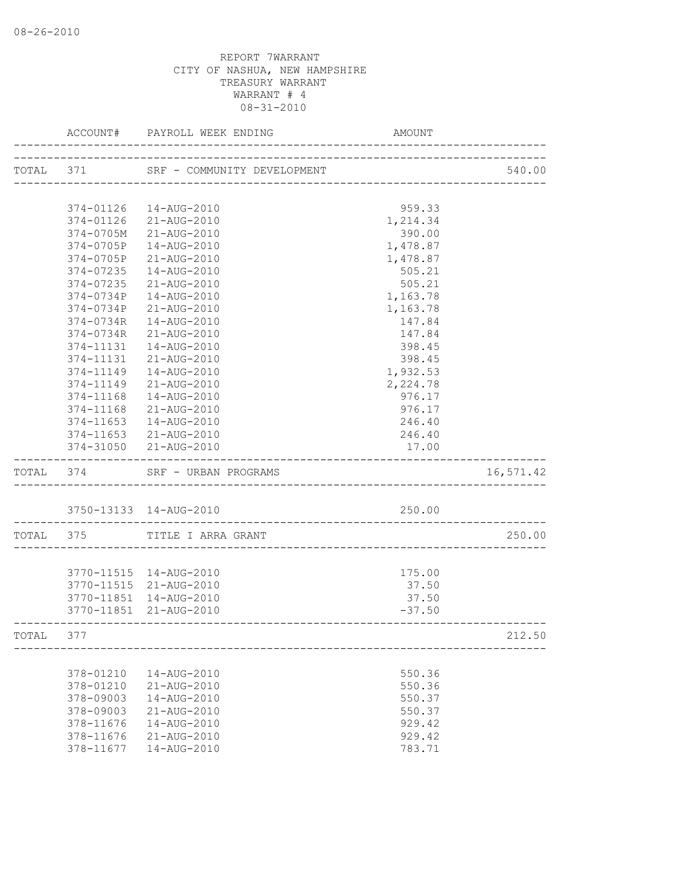REPORT 7WARRANT
CITY OF NASHUA, NEW HAMPSHIRE
TREASURY WARRANT
WARRANT # 4
08-31-2010

| | ACCOUNT# | PAYROLL WEEK ENDING | AMOUNT | |
|---|---|---|---|---|
| TOTAL | 371 | SRF - COMMUNITY DEVELOPMENT | | 540.00 |
| | 374-01126 | 14-AUG-2010 | 959.33 | |
| | 374-01126 | 21-AUG-2010 | 1,214.34 | |
| | 374-0705M | 21-AUG-2010 | 390.00 | |
| | 374-0705P | 14-AUG-2010 | 1,478.87 | |
| | 374-0705P | 21-AUG-2010 | 1,478.87 | |
| | 374-07235 | 14-AUG-2010 | 505.21 | |
| | 374-07235 | 21-AUG-2010 | 505.21 | |
| | 374-0734P | 14-AUG-2010 | 1,163.78 | |
| | 374-0734P | 21-AUG-2010 | 1,163.78 | |
| | 374-0734R | 14-AUG-2010 | 147.84 | |
| | 374-0734R | 21-AUG-2010 | 147.84 | |
| | 374-11131 | 14-AUG-2010 | 398.45 | |
| | 374-11131 | 21-AUG-2010 | 398.45 | |
| | 374-11149 | 14-AUG-2010 | 1,932.53 | |
| | 374-11149 | 21-AUG-2010 | 2,224.78 | |
| | 374-11168 | 14-AUG-2010 | 976.17 | |
| | 374-11168 | 21-AUG-2010 | 976.17 | |
| | 374-11653 | 14-AUG-2010 | 246.40 | |
| | 374-11653 | 21-AUG-2010 | 246.40 | |
| | 374-31050 | 21-AUG-2010 | 17.00 | |
| TOTAL | 374 | SRF - URBAN PROGRAMS | | 16,571.42 |
| | 3750-13133 | 14-AUG-2010 | 250.00 | |
| TOTAL | 375 | TITLE I ARRA GRANT | | 250.00 |
| | 3770-11515 | 14-AUG-2010 | 175.00 | |
| | 3770-11515 | 21-AUG-2010 | 37.50 | |
| | 3770-11851 | 14-AUG-2010 | 37.50 | |
| | 3770-11851 | 21-AUG-2010 | -37.50 | |
| TOTAL | 377 | | | 212.50 |
| | 378-01210 | 14-AUG-2010 | 550.36 | |
| | 378-01210 | 21-AUG-2010 | 550.36 | |
| | 378-09003 | 14-AUG-2010 | 550.37 | |
| | 378-09003 | 21-AUG-2010 | 550.37 | |
| | 378-11676 | 14-AUG-2010 | 929.42 | |
| | 378-11676 | 21-AUG-2010 | 929.42 | |
| | 378-11677 | 14-AUG-2010 | 783.71 | |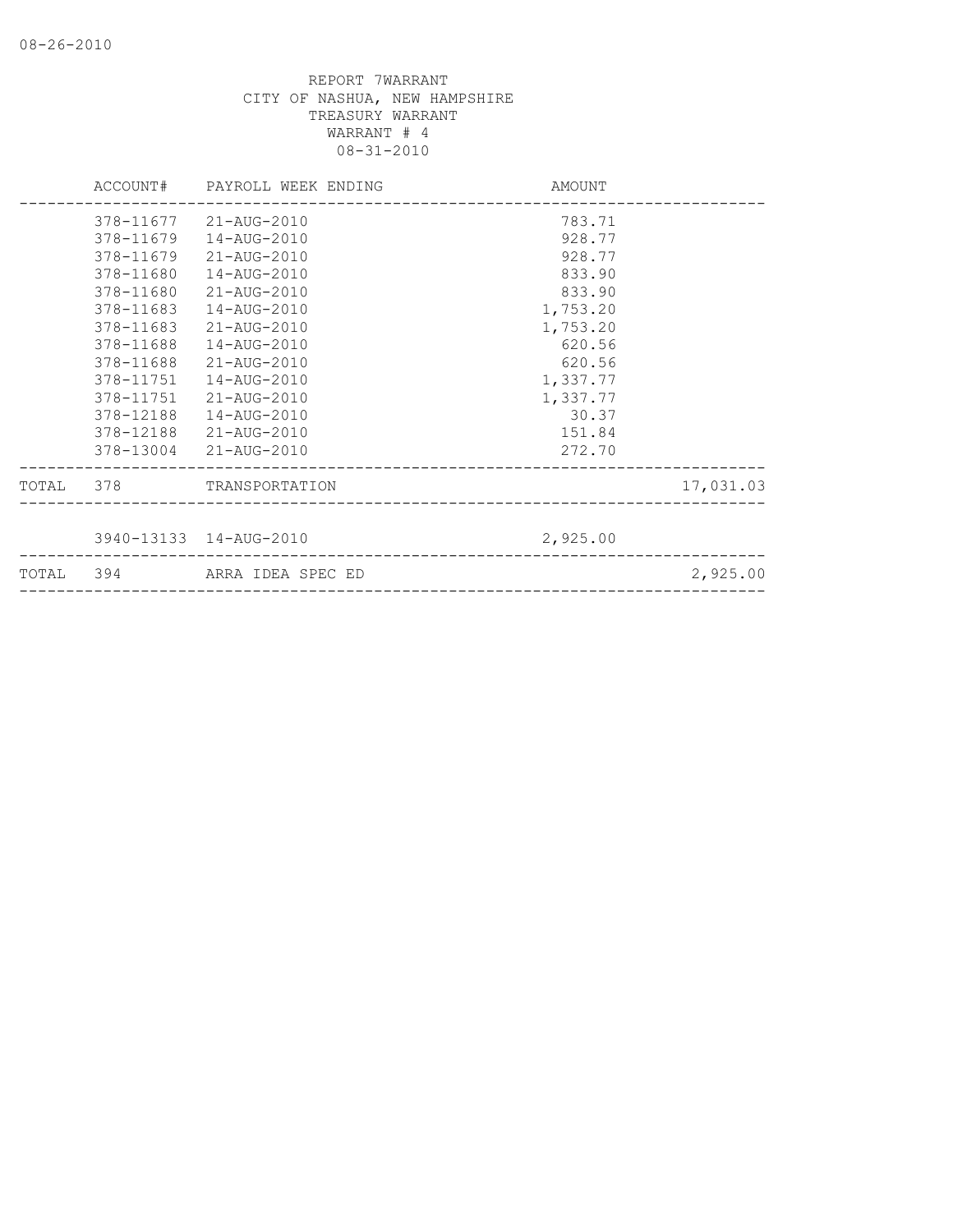08-26-2010

REPORT 7WARRANT
CITY OF NASHUA, NEW HAMPSHIRE
TREASURY WARRANT
WARRANT # 4
08-31-2010

| | ACCOUNT# | PAYROLL WEEK ENDING | AMOUNT | |
|---|---|---|---|---|
| | 378-11677 | 21-AUG-2010 | 783.71 | |
| | 378-11679 | 14-AUG-2010 | 928.77 | |
| | 378-11679 | 21-AUG-2010 | 928.77 | |
| | 378-11680 | 14-AUG-2010 | 833.90 | |
| | 378-11680 | 21-AUG-2010 | 833.90 | |
| | 378-11683 | 14-AUG-2010 | 1,753.20 | |
| | 378-11683 | 21-AUG-2010 | 1,753.20 | |
| | 378-11688 | 14-AUG-2010 | 620.56 | |
| | 378-11688 | 21-AUG-2010 | 620.56 | |
| | 378-11751 | 14-AUG-2010 | 1,337.77 | |
| | 378-11751 | 21-AUG-2010 | 1,337.77 | |
| | 378-12188 | 14-AUG-2010 | 30.37 | |
| | 378-12188 | 21-AUG-2010 | 151.84 | |
| | 378-13004 | 21-AUG-2010 | 272.70 | |
| TOTAL | 378 | TRANSPORTATION | | 17,031.03 |
| | 3940-13133 | 14-AUG-2010 | 2,925.00 | |
| TOTAL | 394 | ARRA IDEA SPEC ED | | 2,925.00 |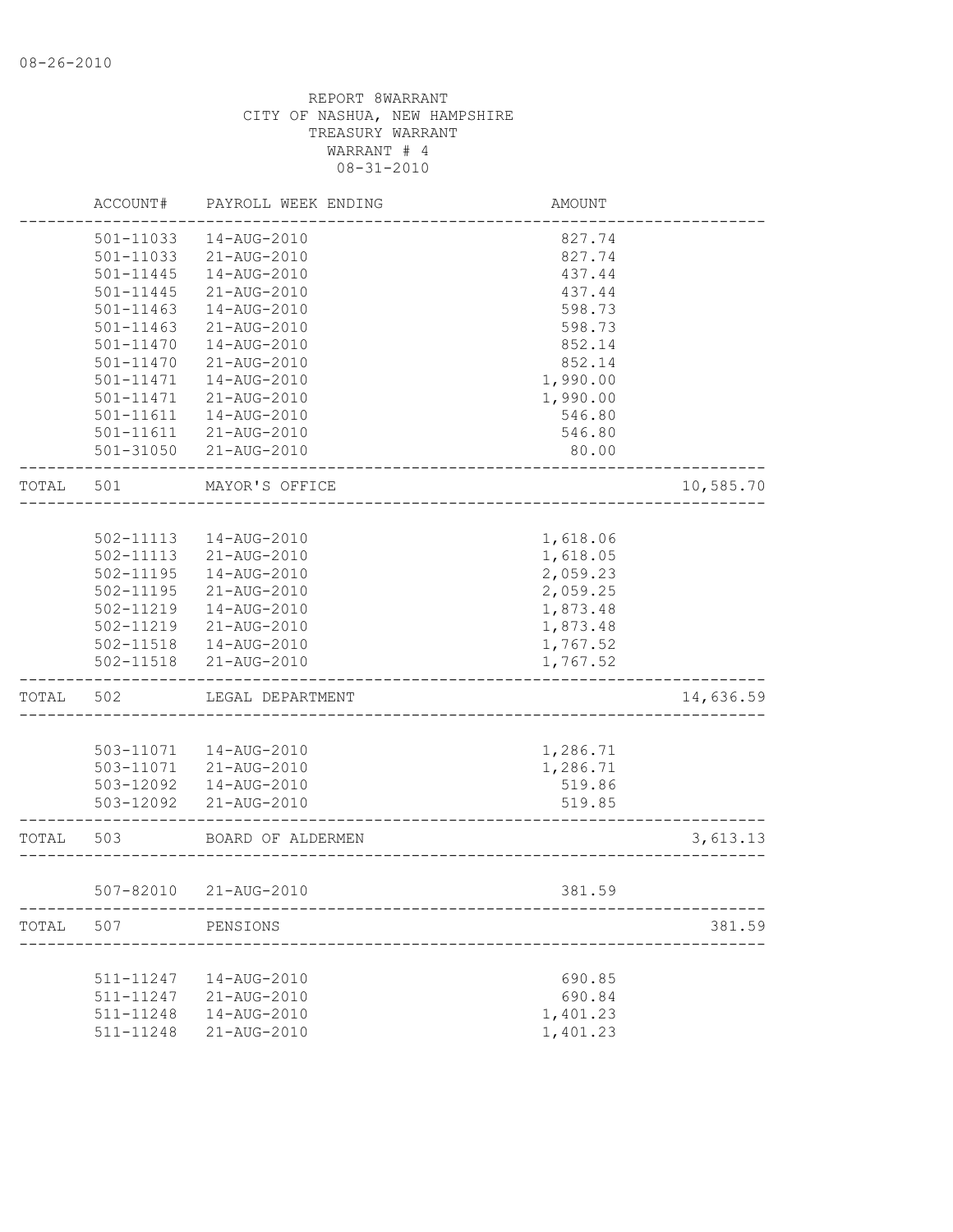08-26-2010

REPORT 8WARRANT
CITY OF NASHUA, NEW HAMPSHIRE
TREASURY WARRANT
WARRANT # 4
08-31-2010

| | ACCOUNT# | PAYROLL WEEK ENDING | AMOUNT | |
|---|---|---|---|---|
| | 501-11033 | 14-AUG-2010 | 827.74 | |
| | 501-11033 | 21-AUG-2010 | 827.74 | |
| | 501-11445 | 14-AUG-2010 | 437.44 | |
| | 501-11445 | 21-AUG-2010 | 437.44 | |
| | 501-11463 | 14-AUG-2010 | 598.73 | |
| | 501-11463 | 21-AUG-2010 | 598.73 | |
| | 501-11470 | 14-AUG-2010 | 852.14 | |
| | 501-11470 | 21-AUG-2010 | 852.14 | |
| | 501-11471 | 14-AUG-2010 | 1,990.00 | |
| | 501-11471 | 21-AUG-2010 | 1,990.00 | |
| | 501-11611 | 14-AUG-2010 | 546.80 | |
| | 501-11611 | 21-AUG-2010 | 546.80 | |
| | 501-31050 | 21-AUG-2010 | 80.00 | |
| TOTAL | 501 | MAYOR'S OFFICE | | 10,585.70 |
| | 502-11113 | 14-AUG-2010 | 1,618.06 | |
| | 502-11113 | 21-AUG-2010 | 1,618.05 | |
| | 502-11195 | 14-AUG-2010 | 2,059.23 | |
| | 502-11195 | 21-AUG-2010 | 2,059.25 | |
| | 502-11219 | 14-AUG-2010 | 1,873.48 | |
| | 502-11219 | 21-AUG-2010 | 1,873.48 | |
| | 502-11518 | 14-AUG-2010 | 1,767.52 | |
| | 502-11518 | 21-AUG-2010 | 1,767.52 | |
| TOTAL | 502 | LEGAL DEPARTMENT | | 14,636.59 |
| | 503-11071 | 14-AUG-2010 | 1,286.71 | |
| | 503-11071 | 21-AUG-2010 | 1,286.71 | |
| | 503-12092 | 14-AUG-2010 | 519.86 | |
| | 503-12092 | 21-AUG-2010 | 519.85 | |
| TOTAL | 503 | BOARD OF ALDERMEN | | 3,613.13 |
| | 507-82010 | 21-AUG-2010 | 381.59 | |
| TOTAL | 507 | PENSIONS | | 381.59 |
| | 511-11247 | 14-AUG-2010 | 690.85 | |
| | 511-11247 | 21-AUG-2010 | 690.84 | |
| | 511-11248 | 14-AUG-2010 | 1,401.23 | |
| | 511-11248 | 21-AUG-2010 | 1,401.23 | |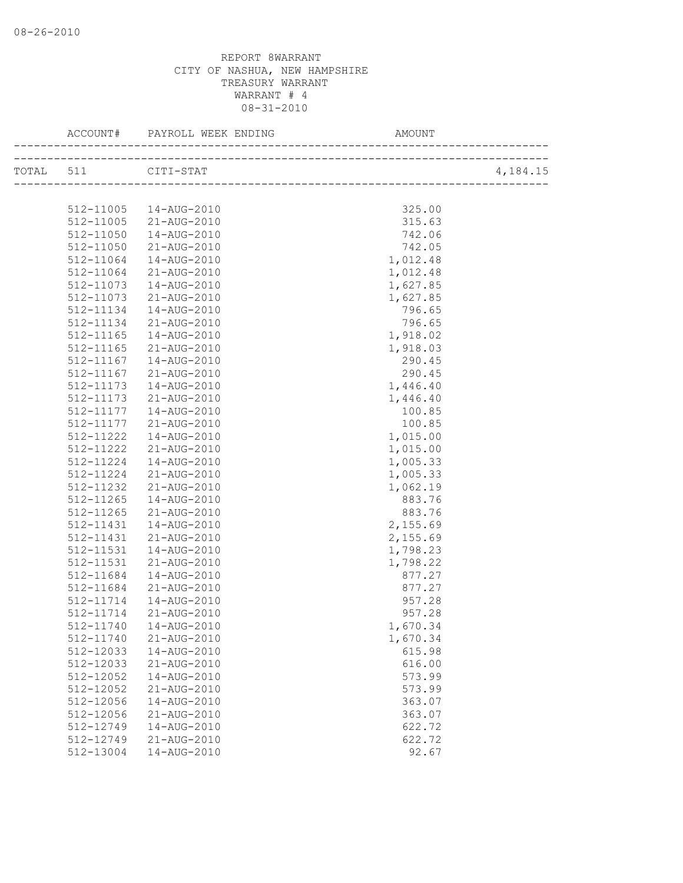REPORT 8WARRANT
CITY OF NASHUA, NEW HAMPSHIRE
TREASURY WARRANT
WARRANT # 4
08-31-2010

| ACCOUNT# | PAYROLL WEEK ENDING | AMOUNT | |
|---|---|---|---|
| TOTAL 511 | CITI-STAT | | 4,184.15 |
| 512-11005 | 14-AUG-2010 | 325.00 | |
| 512-11005 | 21-AUG-2010 | 315.63 | |
| 512-11050 | 14-AUG-2010 | 742.06 | |
| 512-11050 | 21-AUG-2010 | 742.05 | |
| 512-11064 | 14-AUG-2010 | 1,012.48 | |
| 512-11064 | 21-AUG-2010 | 1,012.48 | |
| 512-11073 | 14-AUG-2010 | 1,627.85 | |
| 512-11073 | 21-AUG-2010 | 1,627.85 | |
| 512-11134 | 14-AUG-2010 | 796.65 | |
| 512-11134 | 21-AUG-2010 | 796.65 | |
| 512-11165 | 14-AUG-2010 | 1,918.02 | |
| 512-11165 | 21-AUG-2010 | 1,918.03 | |
| 512-11167 | 14-AUG-2010 | 290.45 | |
| 512-11167 | 21-AUG-2010 | 290.45 | |
| 512-11173 | 14-AUG-2010 | 1,446.40 | |
| 512-11173 | 21-AUG-2010 | 1,446.40 | |
| 512-11177 | 14-AUG-2010 | 100.85 | |
| 512-11177 | 21-AUG-2010 | 100.85 | |
| 512-11222 | 14-AUG-2010 | 1,015.00 | |
| 512-11222 | 21-AUG-2010 | 1,015.00 | |
| 512-11224 | 14-AUG-2010 | 1,005.33 | |
| 512-11224 | 21-AUG-2010 | 1,005.33 | |
| 512-11232 | 21-AUG-2010 | 1,062.19 | |
| 512-11265 | 14-AUG-2010 | 883.76 | |
| 512-11265 | 21-AUG-2010 | 883.76 | |
| 512-11431 | 14-AUG-2010 | 2,155.69 | |
| 512-11431 | 21-AUG-2010 | 2,155.69 | |
| 512-11531 | 14-AUG-2010 | 1,798.23 | |
| 512-11531 | 21-AUG-2010 | 1,798.22 | |
| 512-11684 | 14-AUG-2010 | 877.27 | |
| 512-11684 | 21-AUG-2010 | 877.27 | |
| 512-11714 | 14-AUG-2010 | 957.28 | |
| 512-11714 | 21-AUG-2010 | 957.28 | |
| 512-11740 | 14-AUG-2010 | 1,670.34 | |
| 512-11740 | 21-AUG-2010 | 1,670.34 | |
| 512-12033 | 14-AUG-2010 | 615.98 | |
| 512-12033 | 21-AUG-2010 | 616.00 | |
| 512-12052 | 14-AUG-2010 | 573.99 | |
| 512-12052 | 21-AUG-2010 | 573.99 | |
| 512-12056 | 14-AUG-2010 | 363.07 | |
| 512-12056 | 21-AUG-2010 | 363.07 | |
| 512-12749 | 14-AUG-2010 | 622.72 | |
| 512-12749 | 21-AUG-2010 | 622.72 | |
| 512-13004 | 14-AUG-2010 | 92.67 | |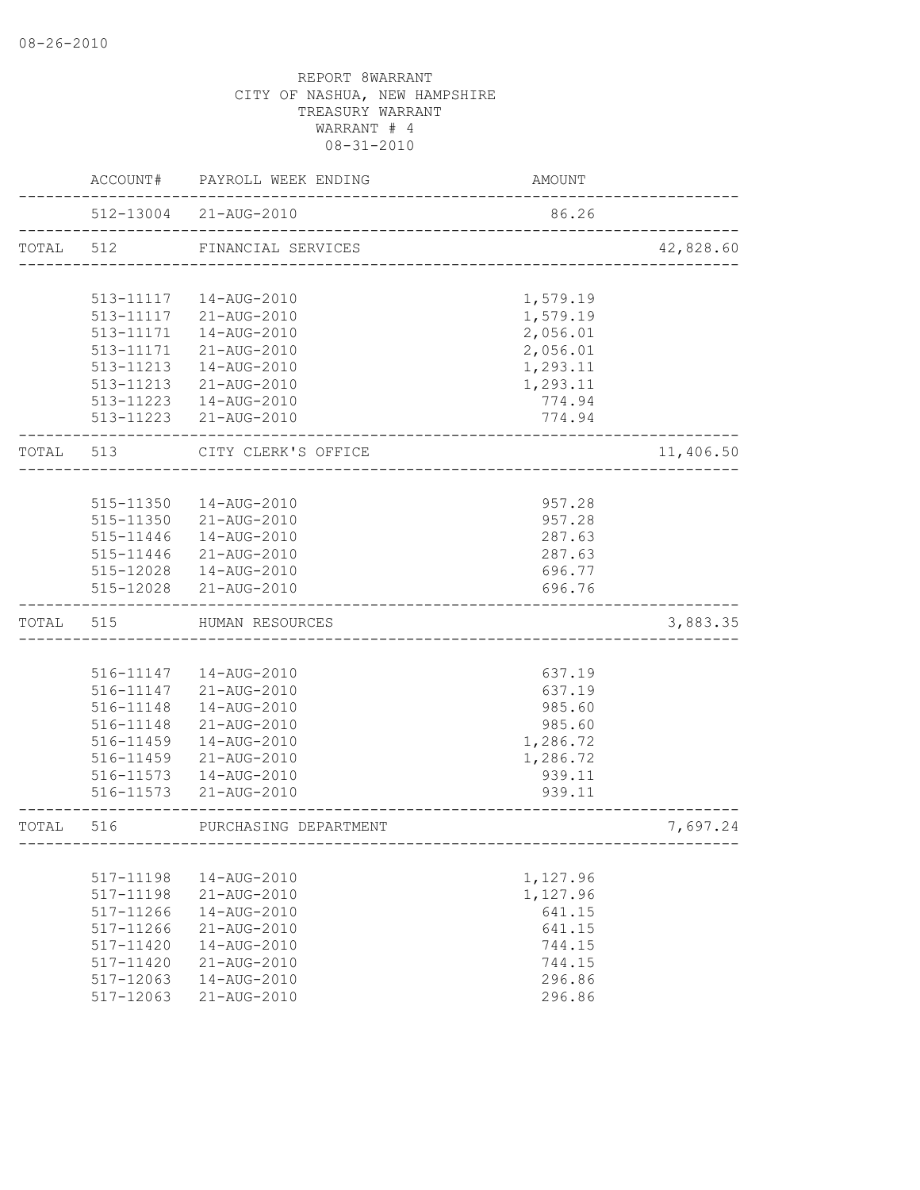08-26-2010

REPORT 8WARRANT
CITY OF NASHUA, NEW HAMPSHIRE
TREASURY WARRANT
WARRANT # 4
08-31-2010

| | ACCOUNT# | PAYROLL WEEK ENDING | AMOUNT | |
|---|---|---|---|---|
| | 512-13004 | 21-AUG-2010 | 86.26 | |
| TOTAL | 512 | FINANCIAL SERVICES | | 42,828.60 |
| | 513-11117 | 14-AUG-2010 | 1,579.19 | |
| | 513-11117 | 21-AUG-2010 | 1,579.19 | |
| | 513-11171 | 14-AUG-2010 | 2,056.01 | |
| | 513-11171 | 21-AUG-2010 | 2,056.01 | |
| | 513-11213 | 14-AUG-2010 | 1,293.11 | |
| | 513-11213 | 21-AUG-2010 | 1,293.11 | |
| | 513-11223 | 14-AUG-2010 | 774.94 | |
| | 513-11223 | 21-AUG-2010 | 774.94 | |
| TOTAL | 513 | CITY CLERK'S OFFICE | | 11,406.50 |
| | 515-11350 | 14-AUG-2010 | 957.28 | |
| | 515-11350 | 21-AUG-2010 | 957.28 | |
| | 515-11446 | 14-AUG-2010 | 287.63 | |
| | 515-11446 | 21-AUG-2010 | 287.63 | |
| | 515-12028 | 14-AUG-2010 | 696.77 | |
| | 515-12028 | 21-AUG-2010 | 696.76 | |
| TOTAL | 515 | HUMAN RESOURCES | | 3,883.35 |
| | 516-11147 | 14-AUG-2010 | 637.19 | |
| | 516-11147 | 21-AUG-2010 | 637.19 | |
| | 516-11148 | 14-AUG-2010 | 985.60 | |
| | 516-11148 | 21-AUG-2010 | 985.60 | |
| | 516-11459 | 14-AUG-2010 | 1,286.72 | |
| | 516-11459 | 21-AUG-2010 | 1,286.72 | |
| | 516-11573 | 14-AUG-2010 | 939.11 | |
| | 516-11573 | 21-AUG-2010 | 939.11 | |
| TOTAL | 516 | PURCHASING DEPARTMENT | | 7,697.24 |
| | 517-11198 | 14-AUG-2010 | 1,127.96 | |
| | 517-11198 | 21-AUG-2010 | 1,127.96 | |
| | 517-11266 | 14-AUG-2010 | 641.15 | |
| | 517-11266 | 21-AUG-2010 | 641.15 | |
| | 517-11420 | 14-AUG-2010 | 744.15 | |
| | 517-11420 | 21-AUG-2010 | 744.15 | |
| | 517-12063 | 14-AUG-2010 | 296.86 | |
| | 517-12063 | 21-AUG-2010 | 296.86 | |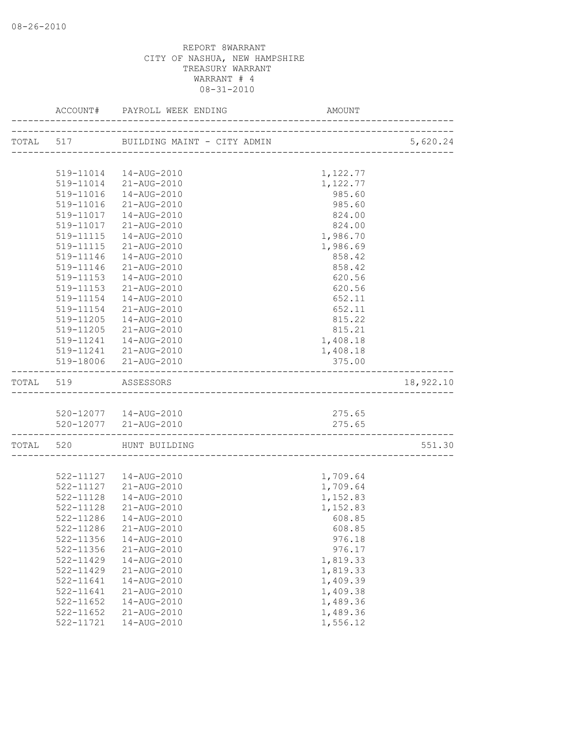08-26-2010

REPORT 8WARRANT
CITY OF NASHUA, NEW HAMPSHIRE
TREASURY WARRANT
WARRANT # 4
08-31-2010

| | ACCOUNT# | PAYROLL WEEK ENDING | AMOUNT | |
|---|---|---|---|---|
| TOTAL | 517 | BUILDING MAINT - CITY ADMIN | | 5,620.24 |
| | 519-11014 | 14-AUG-2010 | 1,122.77 | |
| | 519-11014 | 21-AUG-2010 | 1,122.77 | |
| | 519-11016 | 14-AUG-2010 | 985.60 | |
| | 519-11016 | 21-AUG-2010 | 985.60 | |
| | 519-11017 | 14-AUG-2010 | 824.00 | |
| | 519-11017 | 21-AUG-2010 | 824.00 | |
| | 519-11115 | 14-AUG-2010 | 1,986.70 | |
| | 519-11115 | 21-AUG-2010 | 1,986.69 | |
| | 519-11146 | 14-AUG-2010 | 858.42 | |
| | 519-11146 | 21-AUG-2010 | 858.42 | |
| | 519-11153 | 14-AUG-2010 | 620.56 | |
| | 519-11153 | 21-AUG-2010 | 620.56 | |
| | 519-11154 | 14-AUG-2010 | 652.11 | |
| | 519-11154 | 21-AUG-2010 | 652.11 | |
| | 519-11205 | 14-AUG-2010 | 815.22 | |
| | 519-11205 | 21-AUG-2010 | 815.21 | |
| | 519-11241 | 14-AUG-2010 | 1,408.18 | |
| | 519-11241 | 21-AUG-2010 | 1,408.18 | |
| | 519-18006 | 21-AUG-2010 | 375.00 | |
| TOTAL | 519 | ASSESSORS | | 18,922.10 |
| | 520-12077 | 14-AUG-2010 | 275.65 | |
| | 520-12077 | 21-AUG-2010 | 275.65 | |
| TOTAL | 520 | HUNT BUILDING | | 551.30 |
| | 522-11127 | 14-AUG-2010 | 1,709.64 | |
| | 522-11127 | 21-AUG-2010 | 1,709.64 | |
| | 522-11128 | 14-AUG-2010 | 1,152.83 | |
| | 522-11128 | 21-AUG-2010 | 1,152.83 | |
| | 522-11286 | 14-AUG-2010 | 608.85 | |
| | 522-11286 | 21-AUG-2010 | 608.85 | |
| | 522-11356 | 14-AUG-2010 | 976.18 | |
| | 522-11356 | 21-AUG-2010 | 976.17 | |
| | 522-11429 | 14-AUG-2010 | 1,819.33 | |
| | 522-11429 | 21-AUG-2010 | 1,819.33 | |
| | 522-11641 | 14-AUG-2010 | 1,409.39 | |
| | 522-11641 | 21-AUG-2010 | 1,409.38 | |
| | 522-11652 | 14-AUG-2010 | 1,489.36 | |
| | 522-11652 | 21-AUG-2010 | 1,489.36 | |
| | 522-11721 | 14-AUG-2010 | 1,556.12 | |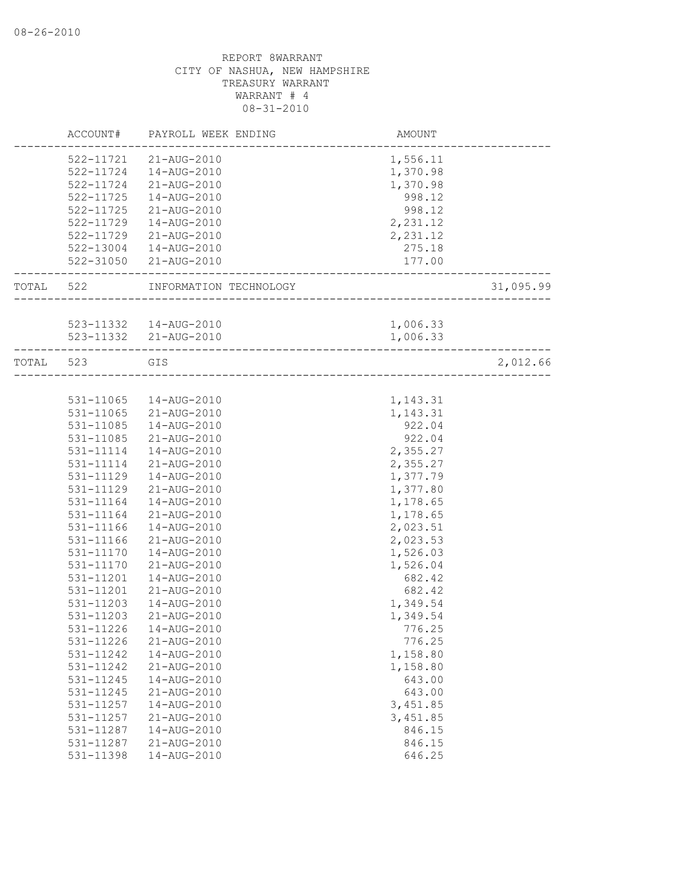08-26-2010

REPORT 8WARRANT
CITY OF NASHUA, NEW HAMPSHIRE
TREASURY WARRANT
WARRANT # 4
08-31-2010

| | ACCOUNT# | PAYROLL WEEK ENDING | AMOUNT | |
|---|---|---|---|---|
| | 522-11721 | 21-AUG-2010 | 1,556.11 | |
| | 522-11724 | 14-AUG-2010 | 1,370.98 | |
| | 522-11724 | 21-AUG-2010 | 1,370.98 | |
| | 522-11725 | 14-AUG-2010 | 998.12 | |
| | 522-11725 | 21-AUG-2010 | 998.12 | |
| | 522-11729 | 14-AUG-2010 | 2,231.12 | |
| | 522-11729 | 21-AUG-2010 | 2,231.12 | |
| | 522-13004 | 14-AUG-2010 | 275.18 | |
| | 522-31050 | 21-AUG-2010 | 177.00 | |
| TOTAL | 522 | INFORMATION TECHNOLOGY | | 31,095.99 |
| | 523-11332 | 14-AUG-2010 | 1,006.33 | |
| | 523-11332 | 21-AUG-2010 | 1,006.33 | |
| TOTAL | 523 | GIS | | 2,012.66 |
| | 531-11065 | 14-AUG-2010 | 1,143.31 | |
| | 531-11065 | 21-AUG-2010 | 1,143.31 | |
| | 531-11085 | 14-AUG-2010 | 922.04 | |
| | 531-11085 | 21-AUG-2010 | 922.04 | |
| | 531-11114 | 14-AUG-2010 | 2,355.27 | |
| | 531-11114 | 21-AUG-2010 | 2,355.27 | |
| | 531-11129 | 14-AUG-2010 | 1,377.79 | |
| | 531-11129 | 21-AUG-2010 | 1,377.80 | |
| | 531-11164 | 14-AUG-2010 | 1,178.65 | |
| | 531-11164 | 21-AUG-2010 | 1,178.65 | |
| | 531-11166 | 14-AUG-2010 | 2,023.51 | |
| | 531-11166 | 21-AUG-2010 | 2,023.53 | |
| | 531-11170 | 14-AUG-2010 | 1,526.03 | |
| | 531-11170 | 21-AUG-2010 | 1,526.04 | |
| | 531-11201 | 14-AUG-2010 | 682.42 | |
| | 531-11201 | 21-AUG-2010 | 682.42 | |
| | 531-11203 | 14-AUG-2010 | 1,349.54 | |
| | 531-11203 | 21-AUG-2010 | 1,349.54 | |
| | 531-11226 | 14-AUG-2010 | 776.25 | |
| | 531-11226 | 21-AUG-2010 | 776.25 | |
| | 531-11242 | 14-AUG-2010 | 1,158.80 | |
| | 531-11242 | 21-AUG-2010 | 1,158.80 | |
| | 531-11245 | 14-AUG-2010 | 643.00 | |
| | 531-11245 | 21-AUG-2010 | 643.00 | |
| | 531-11257 | 14-AUG-2010 | 3,451.85 | |
| | 531-11257 | 21-AUG-2010 | 3,451.85 | |
| | 531-11287 | 14-AUG-2010 | 846.15 | |
| | 531-11287 | 21-AUG-2010 | 846.15 | |
| | 531-11398 | 14-AUG-2010 | 646.25 | |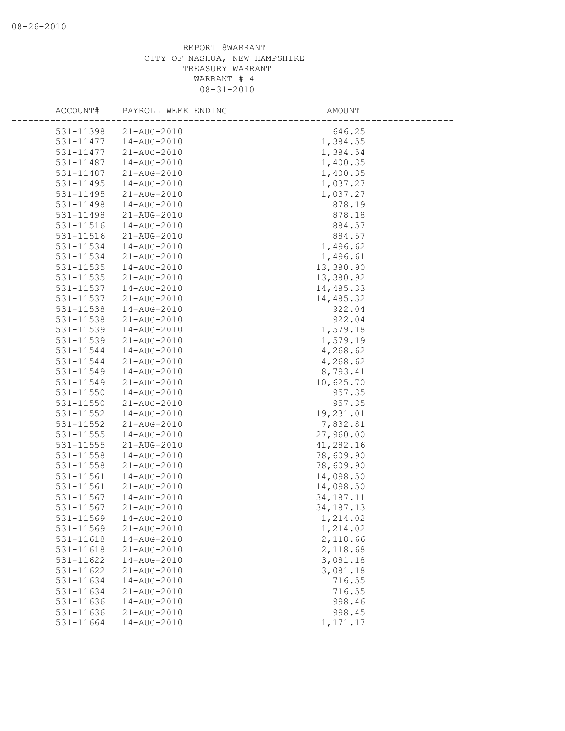REPORT 8WARRANT
CITY OF NASHUA, NEW HAMPSHIRE
TREASURY WARRANT
WARRANT # 4
08-31-2010

| ACCOUNT# | PAYROLL WEEK ENDING | AMOUNT |
|---|---|---|
| 531-11398 | 21-AUG-2010 | 646.25 |
| 531-11477 | 14-AUG-2010 | 1,384.55 |
| 531-11477 | 21-AUG-2010 | 1,384.54 |
| 531-11487 | 14-AUG-2010 | 1,400.35 |
| 531-11487 | 21-AUG-2010 | 1,400.35 |
| 531-11495 | 14-AUG-2010 | 1,037.27 |
| 531-11495 | 21-AUG-2010 | 1,037.27 |
| 531-11498 | 14-AUG-2010 | 878.19 |
| 531-11498 | 21-AUG-2010 | 878.18 |
| 531-11516 | 14-AUG-2010 | 884.57 |
| 531-11516 | 21-AUG-2010 | 884.57 |
| 531-11534 | 14-AUG-2010 | 1,496.62 |
| 531-11534 | 21-AUG-2010 | 1,496.61 |
| 531-11535 | 14-AUG-2010 | 13,380.90 |
| 531-11535 | 21-AUG-2010 | 13,380.92 |
| 531-11537 | 14-AUG-2010 | 14,485.33 |
| 531-11537 | 21-AUG-2010 | 14,485.32 |
| 531-11538 | 14-AUG-2010 | 922.04 |
| 531-11538 | 21-AUG-2010 | 922.04 |
| 531-11539 | 14-AUG-2010 | 1,579.18 |
| 531-11539 | 21-AUG-2010 | 1,579.19 |
| 531-11544 | 14-AUG-2010 | 4,268.62 |
| 531-11544 | 21-AUG-2010 | 4,268.62 |
| 531-11549 | 14-AUG-2010 | 8,793.41 |
| 531-11549 | 21-AUG-2010 | 10,625.70 |
| 531-11550 | 14-AUG-2010 | 957.35 |
| 531-11550 | 21-AUG-2010 | 957.35 |
| 531-11552 | 14-AUG-2010 | 19,231.01 |
| 531-11552 | 21-AUG-2010 | 7,832.81 |
| 531-11555 | 14-AUG-2010 | 27,960.00 |
| 531-11555 | 21-AUG-2010 | 41,282.16 |
| 531-11558 | 14-AUG-2010 | 78,609.90 |
| 531-11558 | 21-AUG-2010 | 78,609.90 |
| 531-11561 | 14-AUG-2010 | 14,098.50 |
| 531-11561 | 21-AUG-2010 | 14,098.50 |
| 531-11567 | 14-AUG-2010 | 34,187.11 |
| 531-11567 | 21-AUG-2010 | 34,187.13 |
| 531-11569 | 14-AUG-2010 | 1,214.02 |
| 531-11569 | 21-AUG-2010 | 1,214.02 |
| 531-11618 | 14-AUG-2010 | 2,118.66 |
| 531-11618 | 21-AUG-2010 | 2,118.68 |
| 531-11622 | 14-AUG-2010 | 3,081.18 |
| 531-11622 | 21-AUG-2010 | 3,081.18 |
| 531-11634 | 14-AUG-2010 | 716.55 |
| 531-11634 | 21-AUG-2010 | 716.55 |
| 531-11636 | 14-AUG-2010 | 998.46 |
| 531-11636 | 21-AUG-2010 | 998.45 |
| 531-11664 | 14-AUG-2010 | 1,171.17 |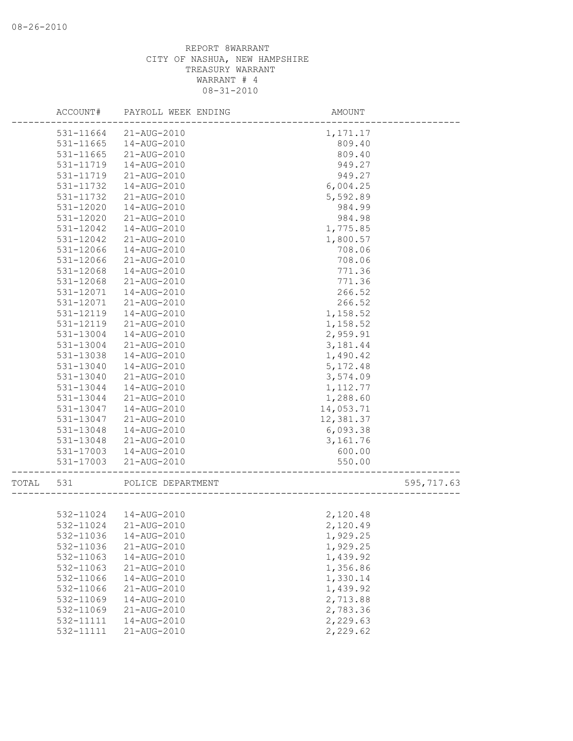REPORT 8WARRANT
CITY OF NASHUA, NEW HAMPSHIRE
TREASURY WARRANT
WARRANT # 4
08-31-2010

| | ACCOUNT# | PAYROLL WEEK ENDING | AMOUNT | |
|---|---|---|---|---|
| | 531-11664 | 21-AUG-2010 | 1,171.17 | |
| | 531-11665 | 14-AUG-2010 | 809.40 | |
| | 531-11665 | 21-AUG-2010 | 809.40 | |
| | 531-11719 | 14-AUG-2010 | 949.27 | |
| | 531-11719 | 21-AUG-2010 | 949.27 | |
| | 531-11732 | 14-AUG-2010 | 6,004.25 | |
| | 531-11732 | 21-AUG-2010 | 5,592.89 | |
| | 531-12020 | 14-AUG-2010 | 984.99 | |
| | 531-12020 | 21-AUG-2010 | 984.98 | |
| | 531-12042 | 14-AUG-2010 | 1,775.85 | |
| | 531-12042 | 21-AUG-2010 | 1,800.57 | |
| | 531-12066 | 14-AUG-2010 | 708.06 | |
| | 531-12066 | 21-AUG-2010 | 708.06 | |
| | 531-12068 | 14-AUG-2010 | 771.36 | |
| | 531-12068 | 21-AUG-2010 | 771.36 | |
| | 531-12071 | 14-AUG-2010 | 266.52 | |
| | 531-12071 | 21-AUG-2010 | 266.52 | |
| | 531-12119 | 14-AUG-2010 | 1,158.52 | |
| | 531-12119 | 21-AUG-2010 | 1,158.52 | |
| | 531-13004 | 14-AUG-2010 | 2,959.91 | |
| | 531-13004 | 21-AUG-2010 | 3,181.44 | |
| | 531-13038 | 14-AUG-2010 | 1,490.42 | |
| | 531-13040 | 14-AUG-2010 | 5,172.48 | |
| | 531-13040 | 21-AUG-2010 | 3,574.09 | |
| | 531-13044 | 14-AUG-2010 | 1,112.77 | |
| | 531-13044 | 21-AUG-2010 | 1,288.60 | |
| | 531-13047 | 14-AUG-2010 | 14,053.71 | |
| | 531-13047 | 21-AUG-2010 | 12,381.37 | |
| | 531-13048 | 14-AUG-2010 | 6,093.38 | |
| | 531-13048 | 21-AUG-2010 | 3,161.76 | |
| | 531-17003 | 14-AUG-2010 | 600.00 | |
| | 531-17003 | 21-AUG-2010 | 550.00 | |
| TOTAL | 531 | POLICE DEPARTMENT | | 595,717.63 |
| | 532-11024 | 14-AUG-2010 | 2,120.48 | |
| | 532-11024 | 21-AUG-2010 | 2,120.49 | |
| | 532-11036 | 14-AUG-2010 | 1,929.25 | |
| | 532-11036 | 21-AUG-2010 | 1,929.25 | |
| | 532-11063 | 14-AUG-2010 | 1,439.92 | |
| | 532-11063 | 21-AUG-2010 | 1,356.86 | |
| | 532-11066 | 14-AUG-2010 | 1,330.14 | |
| | 532-11066 | 21-AUG-2010 | 1,439.92 | |
| | 532-11069 | 14-AUG-2010 | 2,713.88 | |
| | 532-11069 | 21-AUG-2010 | 2,783.36 | |
| | 532-11111 | 14-AUG-2010 | 2,229.63 | |
| | 532-11111 | 21-AUG-2010 | 2,229.62 | |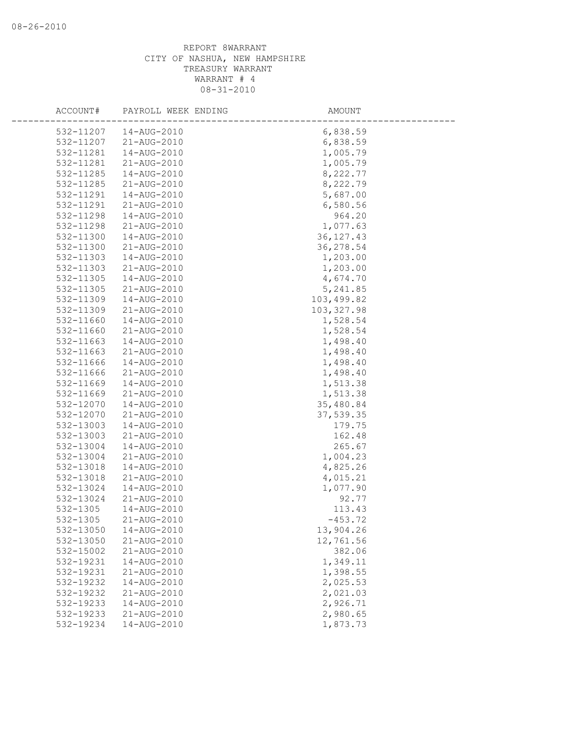REPORT 8WARRANT
CITY OF NASHUA, NEW HAMPSHIRE
TREASURY WARRANT
WARRANT # 4
08-31-2010

| ACCOUNT# | PAYROLL WEEK ENDING | AMOUNT |
|---|---|---|
| 532-11207 | 14-AUG-2010 | 6,838.59 |
| 532-11207 | 21-AUG-2010 | 6,838.59 |
| 532-11281 | 14-AUG-2010 | 1,005.79 |
| 532-11281 | 21-AUG-2010 | 1,005.79 |
| 532-11285 | 14-AUG-2010 | 8,222.77 |
| 532-11285 | 21-AUG-2010 | 8,222.79 |
| 532-11291 | 14-AUG-2010 | 5,687.00 |
| 532-11291 | 21-AUG-2010 | 6,580.56 |
| 532-11298 | 14-AUG-2010 | 964.20 |
| 532-11298 | 21-AUG-2010 | 1,077.63 |
| 532-11300 | 14-AUG-2010 | 36,127.43 |
| 532-11300 | 21-AUG-2010 | 36,278.54 |
| 532-11303 | 14-AUG-2010 | 1,203.00 |
| 532-11303 | 21-AUG-2010 | 1,203.00 |
| 532-11305 | 14-AUG-2010 | 4,674.70 |
| 532-11305 | 21-AUG-2010 | 5,241.85 |
| 532-11309 | 14-AUG-2010 | 103,499.82 |
| 532-11309 | 21-AUG-2010 | 103,327.98 |
| 532-11660 | 14-AUG-2010 | 1,528.54 |
| 532-11660 | 21-AUG-2010 | 1,528.54 |
| 532-11663 | 14-AUG-2010 | 1,498.40 |
| 532-11663 | 21-AUG-2010 | 1,498.40 |
| 532-11666 | 14-AUG-2010 | 1,498.40 |
| 532-11666 | 21-AUG-2010 | 1,498.40 |
| 532-11669 | 14-AUG-2010 | 1,513.38 |
| 532-11669 | 21-AUG-2010 | 1,513.38 |
| 532-12070 | 14-AUG-2010 | 35,480.84 |
| 532-12070 | 21-AUG-2010 | 37,539.35 |
| 532-13003 | 14-AUG-2010 | 179.75 |
| 532-13003 | 21-AUG-2010 | 162.48 |
| 532-13004 | 14-AUG-2010 | 265.67 |
| 532-13004 | 21-AUG-2010 | 1,004.23 |
| 532-13018 | 14-AUG-2010 | 4,825.26 |
| 532-13018 | 21-AUG-2010 | 4,015.21 |
| 532-13024 | 14-AUG-2010 | 1,077.90 |
| 532-13024 | 21-AUG-2010 | 92.77 |
| 532-1305 | 14-AUG-2010 | 113.43 |
| 532-1305 | 21-AUG-2010 | -453.72 |
| 532-13050 | 14-AUG-2010 | 13,904.26 |
| 532-13050 | 21-AUG-2010 | 12,761.56 |
| 532-15002 | 21-AUG-2010 | 382.06 |
| 532-19231 | 14-AUG-2010 | 1,349.11 |
| 532-19231 | 21-AUG-2010 | 1,398.55 |
| 532-19232 | 14-AUG-2010 | 2,025.53 |
| 532-19232 | 21-AUG-2010 | 2,021.03 |
| 532-19233 | 14-AUG-2010 | 2,926.71 |
| 532-19233 | 21-AUG-2010 | 2,980.65 |
| 532-19234 | 14-AUG-2010 | 1,873.73 |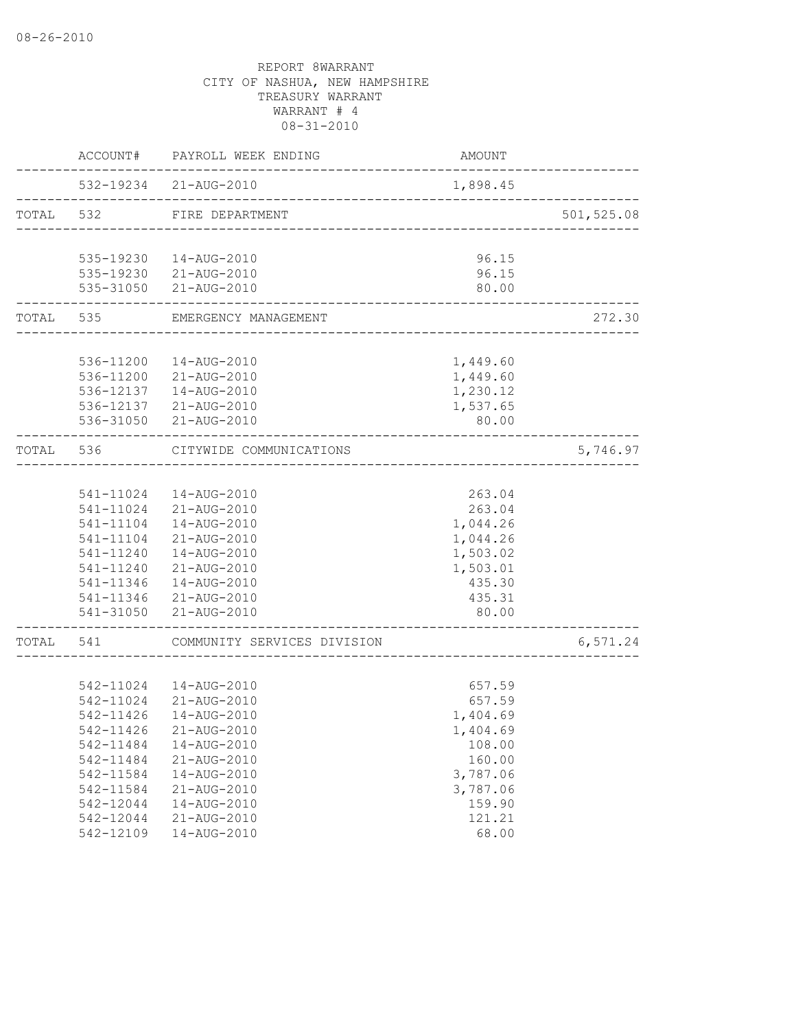08-26-2010

REPORT 8WARRANT
CITY OF NASHUA, NEW HAMPSHIRE
TREASURY WARRANT
WARRANT # 4
08-31-2010

| | ACCOUNT# | PAYROLL WEEK ENDING | AMOUNT | |
|---|---|---|---|---|
| | 532-19234 | 21-AUG-2010 | 1,898.45 | |
| TOTAL | 532 | FIRE DEPARTMENT | | 501,525.08 |
| | 535-19230 | 14-AUG-2010 | 96.15 | |
| | 535-19230 | 21-AUG-2010 | 96.15 | |
| | 535-31050 | 21-AUG-2010 | 80.00 | |
| TOTAL | 535 | EMERGENCY MANAGEMENT | | 272.30 |
| | 536-11200 | 14-AUG-2010 | 1,449.60 | |
| | 536-11200 | 21-AUG-2010 | 1,449.60 | |
| | 536-12137 | 14-AUG-2010 | 1,230.12 | |
| | 536-12137 | 21-AUG-2010 | 1,537.65 | |
| | 536-31050 | 21-AUG-2010 | 80.00 | |
| TOTAL | 536 | CITYWIDE COMMUNICATIONS | | 5,746.97 |
| | 541-11024 | 14-AUG-2010 | 263.04 | |
| | 541-11024 | 21-AUG-2010 | 263.04 | |
| | 541-11104 | 14-AUG-2010 | 1,044.26 | |
| | 541-11104 | 21-AUG-2010 | 1,044.26 | |
| | 541-11240 | 14-AUG-2010 | 1,503.02 | |
| | 541-11240 | 21-AUG-2010 | 1,503.01 | |
| | 541-11346 | 14-AUG-2010 | 435.30 | |
| | 541-11346 | 21-AUG-2010 | 435.31 | |
| | 541-31050 | 21-AUG-2010 | 80.00 | |
| TOTAL | 541 | COMMUNITY SERVICES DIVISION | | 6,571.24 |
| | 542-11024 | 14-AUG-2010 | 657.59 | |
| | 542-11024 | 21-AUG-2010 | 657.59 | |
| | 542-11426 | 14-AUG-2010 | 1,404.69 | |
| | 542-11426 | 21-AUG-2010 | 1,404.69 | |
| | 542-11484 | 14-AUG-2010 | 108.00 | |
| | 542-11484 | 21-AUG-2010 | 160.00 | |
| | 542-11584 | 14-AUG-2010 | 3,787.06 | |
| | 542-11584 | 21-AUG-2010 | 3,787.06 | |
| | 542-12044 | 14-AUG-2010 | 159.90 | |
| | 542-12044 | 21-AUG-2010 | 121.21 | |
| | 542-12109 | 14-AUG-2010 | 68.00 | |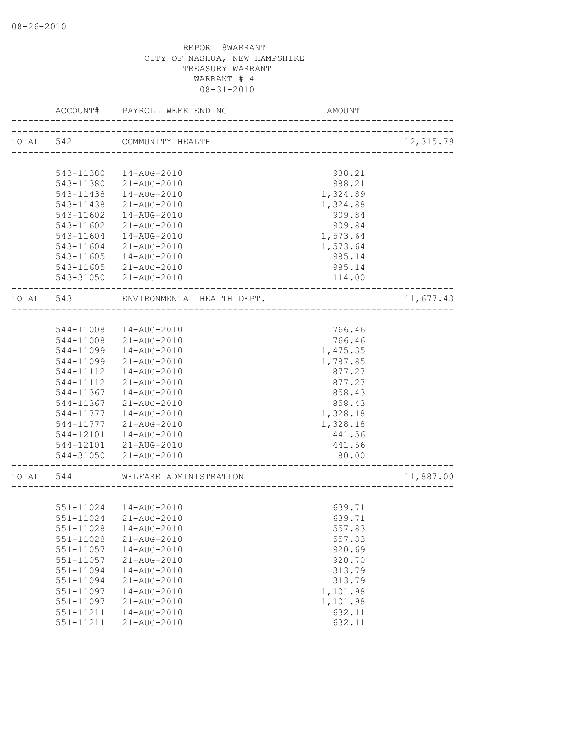08-26-2010

REPORT 8WARRANT
CITY OF NASHUA, NEW HAMPSHIRE
TREASURY WARRANT
WARRANT # 4
08-31-2010

| | ACCOUNT# | PAYROLL WEEK ENDING | AMOUNT | |
|---|---|---|---|---|
| TOTAL | 542 | COMMUNITY HEALTH | | 12,315.79 |
| | 543-11380 | 14-AUG-2010 | 988.21 | |
| | 543-11380 | 21-AUG-2010 | 988.21 | |
| | 543-11438 | 14-AUG-2010 | 1,324.89 | |
| | 543-11438 | 21-AUG-2010 | 1,324.88 | |
| | 543-11602 | 14-AUG-2010 | 909.84 | |
| | 543-11602 | 21-AUG-2010 | 909.84 | |
| | 543-11604 | 14-AUG-2010 | 1,573.64 | |
| | 543-11604 | 21-AUG-2010 | 1,573.64 | |
| | 543-11605 | 14-AUG-2010 | 985.14 | |
| | 543-11605 | 21-AUG-2010 | 985.14 | |
| | 543-31050 | 21-AUG-2010 | 114.00 | |
| TOTAL | 543 | ENVIRONMENTAL HEALTH DEPT. | | 11,677.43 |
| | 544-11008 | 14-AUG-2010 | 766.46 | |
| | 544-11008 | 21-AUG-2010 | 766.46 | |
| | 544-11099 | 14-AUG-2010 | 1,475.35 | |
| | 544-11099 | 21-AUG-2010 | 1,787.85 | |
| | 544-11112 | 14-AUG-2010 | 877.27 | |
| | 544-11112 | 21-AUG-2010 | 877.27 | |
| | 544-11367 | 14-AUG-2010 | 858.43 | |
| | 544-11367 | 21-AUG-2010 | 858.43 | |
| | 544-11777 | 14-AUG-2010 | 1,328.18 | |
| | 544-11777 | 21-AUG-2010 | 1,328.18 | |
| | 544-12101 | 14-AUG-2010 | 441.56 | |
| | 544-12101 | 21-AUG-2010 | 441.56 | |
| | 544-31050 | 21-AUG-2010 | 80.00 | |
| TOTAL | 544 | WELFARE ADMINISTRATION | | 11,887.00 |
| | 551-11024 | 14-AUG-2010 | 639.71 | |
| | 551-11024 | 21-AUG-2010 | 639.71 | |
| | 551-11028 | 14-AUG-2010 | 557.83 | |
| | 551-11028 | 21-AUG-2010 | 557.83 | |
| | 551-11057 | 14-AUG-2010 | 920.69 | |
| | 551-11057 | 21-AUG-2010 | 920.70 | |
| | 551-11094 | 14-AUG-2010 | 313.79 | |
| | 551-11094 | 21-AUG-2010 | 313.79 | |
| | 551-11097 | 14-AUG-2010 | 1,101.98 | |
| | 551-11097 | 21-AUG-2010 | 1,101.98 | |
| | 551-11211 | 14-AUG-2010 | 632.11 | |
| | 551-11211 | 21-AUG-2010 | 632.11 | |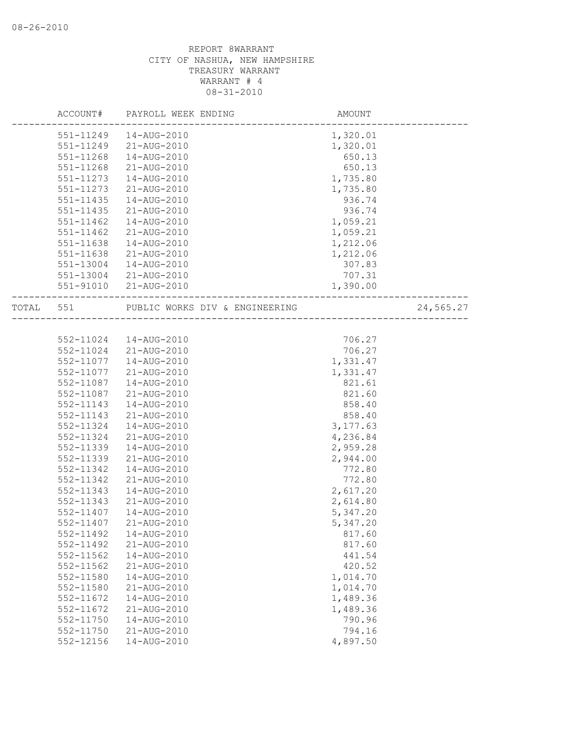08-26-2010

REPORT 8WARRANT
CITY OF NASHUA, NEW HAMPSHIRE
TREASURY WARRANT
WARRANT # 4
08-31-2010

| | ACCOUNT# | PAYROLL WEEK ENDING | AMOUNT | |
|---|---|---|---|---|
| | 551-11249 | 14-AUG-2010 | 1,320.01 | |
| | 551-11249 | 21-AUG-2010 | 1,320.01 | |
| | 551-11268 | 14-AUG-2010 | 650.13 | |
| | 551-11268 | 21-AUG-2010 | 650.13 | |
| | 551-11273 | 14-AUG-2010 | 1,735.80 | |
| | 551-11273 | 21-AUG-2010 | 1,735.80 | |
| | 551-11435 | 14-AUG-2010 | 936.74 | |
| | 551-11435 | 21-AUG-2010 | 936.74 | |
| | 551-11462 | 14-AUG-2010 | 1,059.21 | |
| | 551-11462 | 21-AUG-2010 | 1,059.21 | |
| | 551-11638 | 14-AUG-2010 | 1,212.06 | |
| | 551-11638 | 21-AUG-2010 | 1,212.06 | |
| | 551-13004 | 14-AUG-2010 | 307.83 | |
| | 551-13004 | 21-AUG-2010 | 707.31 | |
| | 551-91010 | 21-AUG-2010 | 1,390.00 | |
| TOTAL | 551 | PUBLIC WORKS DIV & ENGINEERING | | 24,565.27 |
| | 552-11024 | 14-AUG-2010 | 706.27 | |
| | 552-11024 | 21-AUG-2010 | 706.27 | |
| | 552-11077 | 14-AUG-2010 | 1,331.47 | |
| | 552-11077 | 21-AUG-2010 | 1,331.47 | |
| | 552-11087 | 14-AUG-2010 | 821.61 | |
| | 552-11087 | 21-AUG-2010 | 821.60 | |
| | 552-11143 | 14-AUG-2010 | 858.40 | |
| | 552-11143 | 21-AUG-2010 | 858.40 | |
| | 552-11324 | 14-AUG-2010 | 3,177.63 | |
| | 552-11324 | 21-AUG-2010 | 4,236.84 | |
| | 552-11339 | 14-AUG-2010 | 2,959.28 | |
| | 552-11339 | 21-AUG-2010 | 2,944.00 | |
| | 552-11342 | 14-AUG-2010 | 772.80 | |
| | 552-11342 | 21-AUG-2010 | 772.80 | |
| | 552-11343 | 14-AUG-2010 | 2,617.20 | |
| | 552-11343 | 21-AUG-2010 | 2,614.80 | |
| | 552-11407 | 14-AUG-2010 | 5,347.20 | |
| | 552-11407 | 21-AUG-2010 | 5,347.20 | |
| | 552-11492 | 14-AUG-2010 | 817.60 | |
| | 552-11492 | 21-AUG-2010 | 817.60 | |
| | 552-11562 | 14-AUG-2010 | 441.54 | |
| | 552-11562 | 21-AUG-2010 | 420.52 | |
| | 552-11580 | 14-AUG-2010 | 1,014.70 | |
| | 552-11580 | 21-AUG-2010 | 1,014.70 | |
| | 552-11672 | 14-AUG-2010 | 1,489.36 | |
| | 552-11672 | 21-AUG-2010 | 1,489.36 | |
| | 552-11750 | 14-AUG-2010 | 790.96 | |
| | 552-11750 | 21-AUG-2010 | 794.16 | |
| | 552-12156 | 14-AUG-2010 | 4,897.50 | |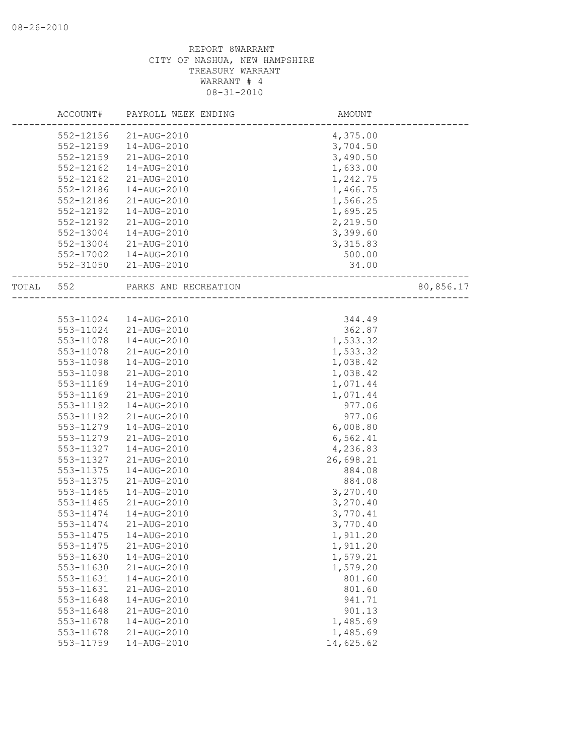REPORT 8WARRANT
CITY OF NASHUA, NEW HAMPSHIRE
TREASURY WARRANT
WARRANT # 4
08-31-2010

| | ACCOUNT# | PAYROLL WEEK ENDING | AMOUNT | |
|---|---|---|---|---|
| | 552-12156 | 21-AUG-2010 | 4,375.00 | |
| | 552-12159 | 14-AUG-2010 | 3,704.50 | |
| | 552-12159 | 21-AUG-2010 | 3,490.50 | |
| | 552-12162 | 14-AUG-2010 | 1,633.00 | |
| | 552-12162 | 21-AUG-2010 | 1,242.75 | |
| | 552-12186 | 14-AUG-2010 | 1,466.75 | |
| | 552-12186 | 21-AUG-2010 | 1,566.25 | |
| | 552-12192 | 14-AUG-2010 | 1,695.25 | |
| | 552-12192 | 21-AUG-2010 | 2,219.50 | |
| | 552-13004 | 14-AUG-2010 | 3,399.60 | |
| | 552-13004 | 21-AUG-2010 | 3,315.83 | |
| | 552-17002 | 14-AUG-2010 | 500.00 | |
| | 552-31050 | 21-AUG-2010 | 34.00 | |
| TOTAL | 552 | PARKS AND RECREATION | | 80,856.17 |
| | 553-11024 | 14-AUG-2010 | 344.49 | |
| | 553-11024 | 21-AUG-2010 | 362.87 | |
| | 553-11078 | 14-AUG-2010 | 1,533.32 | |
| | 553-11078 | 21-AUG-2010 | 1,533.32 | |
| | 553-11098 | 14-AUG-2010 | 1,038.42 | |
| | 553-11098 | 21-AUG-2010 | 1,038.42 | |
| | 553-11169 | 14-AUG-2010 | 1,071.44 | |
| | 553-11169 | 21-AUG-2010 | 1,071.44 | |
| | 553-11192 | 14-AUG-2010 | 977.06 | |
| | 553-11192 | 21-AUG-2010 | 977.06 | |
| | 553-11279 | 14-AUG-2010 | 6,008.80 | |
| | 553-11279 | 21-AUG-2010 | 6,562.41 | |
| | 553-11327 | 14-AUG-2010 | 4,236.83 | |
| | 553-11327 | 21-AUG-2010 | 26,698.21 | |
| | 553-11375 | 14-AUG-2010 | 884.08 | |
| | 553-11375 | 21-AUG-2010 | 884.08 | |
| | 553-11465 | 14-AUG-2010 | 3,270.40 | |
| | 553-11465 | 21-AUG-2010 | 3,270.40 | |
| | 553-11474 | 14-AUG-2010 | 3,770.41 | |
| | 553-11474 | 21-AUG-2010 | 3,770.40 | |
| | 553-11475 | 14-AUG-2010 | 1,911.20 | |
| | 553-11475 | 21-AUG-2010 | 1,911.20 | |
| | 553-11630 | 14-AUG-2010 | 1,579.21 | |
| | 553-11630 | 21-AUG-2010 | 1,579.20 | |
| | 553-11631 | 14-AUG-2010 | 801.60 | |
| | 553-11631 | 21-AUG-2010 | 801.60 | |
| | 553-11648 | 14-AUG-2010 | 941.71 | |
| | 553-11648 | 21-AUG-2010 | 901.13 | |
| | 553-11678 | 14-AUG-2010 | 1,485.69 | |
| | 553-11678 | 21-AUG-2010 | 1,485.69 | |
| | 553-11759 | 14-AUG-2010 | 14,625.62 | |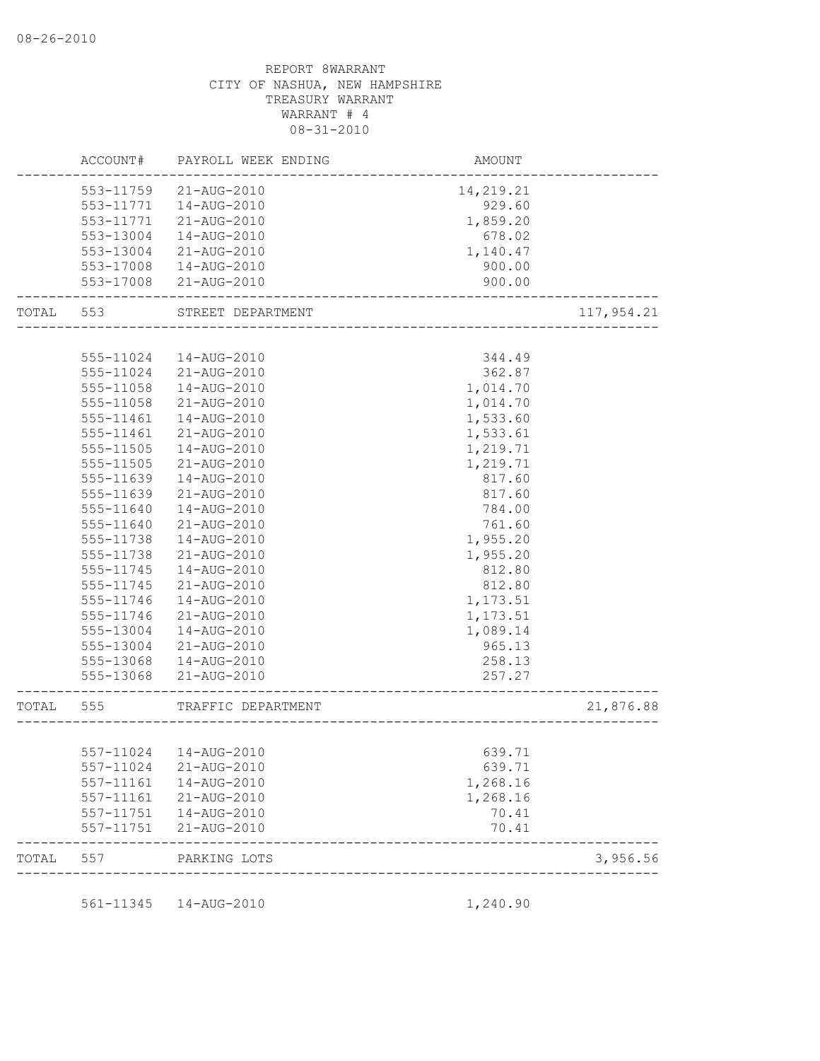REPORT 8WARRANT
CITY OF NASHUA, NEW HAMPSHIRE
TREASURY WARRANT
WARRANT # 4
08-31-2010

| | ACCOUNT# | PAYROLL WEEK ENDING | AMOUNT | |
|---|---|---|---|---|
| | 553-11759 | 21-AUG-2010 | 14,219.21 | |
| | 553-11771 | 14-AUG-2010 | 929.60 | |
| | 553-11771 | 21-AUG-2010 | 1,859.20 | |
| | 553-13004 | 14-AUG-2010 | 678.02 | |
| | 553-13004 | 21-AUG-2010 | 1,140.47 | |
| | 553-17008 | 14-AUG-2010 | 900.00 | |
| | 553-17008 | 21-AUG-2010 | 900.00 | |
| TOTAL | 553 | STREET DEPARTMENT | | 117,954.21 |
| | 555-11024 | 14-AUG-2010 | 344.49 | |
| | 555-11024 | 21-AUG-2010 | 362.87 | |
| | 555-11058 | 14-AUG-2010 | 1,014.70 | |
| | 555-11058 | 21-AUG-2010 | 1,014.70 | |
| | 555-11461 | 14-AUG-2010 | 1,533.60 | |
| | 555-11461 | 21-AUG-2010 | 1,533.61 | |
| | 555-11505 | 14-AUG-2010 | 1,219.71 | |
| | 555-11505 | 21-AUG-2010 | 1,219.71 | |
| | 555-11639 | 14-AUG-2010 | 817.60 | |
| | 555-11639 | 21-AUG-2010 | 817.60 | |
| | 555-11640 | 14-AUG-2010 | 784.00 | |
| | 555-11640 | 21-AUG-2010 | 761.60 | |
| | 555-11738 | 14-AUG-2010 | 1,955.20 | |
| | 555-11738 | 21-AUG-2010 | 1,955.20 | |
| | 555-11745 | 14-AUG-2010 | 812.80 | |
| | 555-11745 | 21-AUG-2010 | 812.80 | |
| | 555-11746 | 14-AUG-2010 | 1,173.51 | |
| | 555-11746 | 21-AUG-2010 | 1,173.51 | |
| | 555-13004 | 14-AUG-2010 | 1,089.14 | |
| | 555-13004 | 21-AUG-2010 | 965.13 | |
| | 555-13068 | 14-AUG-2010 | 258.13 | |
| | 555-13068 | 21-AUG-2010 | 257.27 | |
| TOTAL | 555 | TRAFFIC DEPARTMENT | | 21,876.88 |
| | 557-11024 | 14-AUG-2010 | 639.71 | |
| | 557-11024 | 21-AUG-2010 | 639.71 | |
| | 557-11161 | 14-AUG-2010 | 1,268.16 | |
| | 557-11161 | 21-AUG-2010 | 1,268.16 | |
| | 557-11751 | 14-AUG-2010 | 70.41 | |
| | 557-11751 | 21-AUG-2010 | 70.41 | |
| TOTAL | 557 | PARKING LOTS | | 3,956.56 |
| | 561-11345 | 14-AUG-2010 | 1,240.90 | |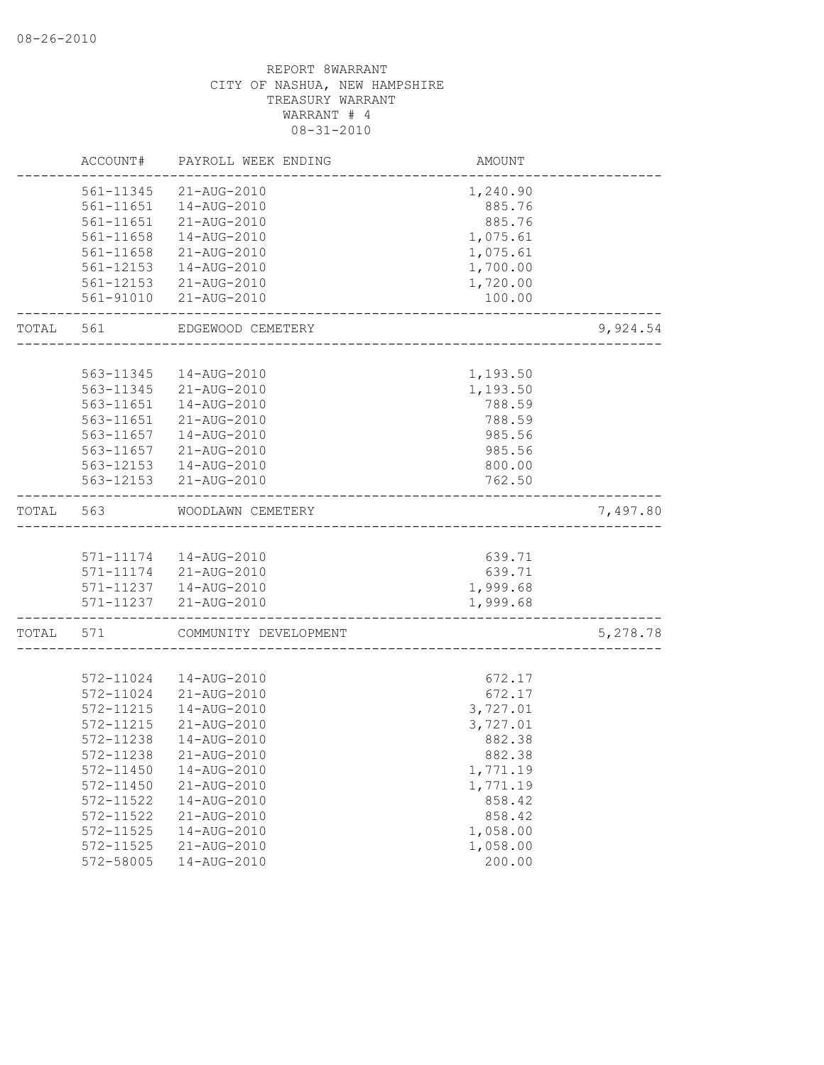08-26-2010

REPORT 8WARRANT
CITY OF NASHUA, NEW HAMPSHIRE
TREASURY WARRANT
WARRANT # 4
08-31-2010

| ACCOUNT# | PAYROLL WEEK ENDING | AMOUNT | |
|---|---|---|---|
| 561-11345 | 21-AUG-2010 | 1,240.90 | |
| 561-11651 | 14-AUG-2010 | 885.76 | |
| 561-11651 | 21-AUG-2010 | 885.76 | |
| 561-11658 | 14-AUG-2010 | 1,075.61 | |
| 561-11658 | 21-AUG-2010 | 1,075.61 | |
| 561-12153 | 14-AUG-2010 | 1,700.00 | |
| 561-12153 | 21-AUG-2010 | 1,720.00 | |
| 561-91010 | 21-AUG-2010 | 100.00 | |
| TOTAL 561 | EDGEWOOD CEMETERY | | 9,924.54 |
| 563-11345 | 14-AUG-2010 | 1,193.50 | |
| 563-11345 | 21-AUG-2010 | 1,193.50 | |
| 563-11651 | 14-AUG-2010 | 788.59 | |
| 563-11651 | 21-AUG-2010 | 788.59 | |
| 563-11657 | 14-AUG-2010 | 985.56 | |
| 563-11657 | 21-AUG-2010 | 985.56 | |
| 563-12153 | 14-AUG-2010 | 800.00 | |
| 563-12153 | 21-AUG-2010 | 762.50 | |
| TOTAL 563 | WOODLAWN CEMETERY | | 7,497.80 |
| 571-11174 | 14-AUG-2010 | 639.71 | |
| 571-11174 | 21-AUG-2010 | 639.71 | |
| 571-11237 | 14-AUG-2010 | 1,999.68 | |
| 571-11237 | 21-AUG-2010 | 1,999.68 | |
| TOTAL 571 | COMMUNITY DEVELOPMENT | | 5,278.78 |
| 572-11024 | 14-AUG-2010 | 672.17 | |
| 572-11024 | 21-AUG-2010 | 672.17 | |
| 572-11215 | 14-AUG-2010 | 3,727.01 | |
| 572-11215 | 21-AUG-2010 | 3,727.01 | |
| 572-11238 | 14-AUG-2010 | 882.38 | |
| 572-11238 | 21-AUG-2010 | 882.38 | |
| 572-11450 | 14-AUG-2010 | 1,771.19 | |
| 572-11450 | 21-AUG-2010 | 1,771.19 | |
| 572-11522 | 14-AUG-2010 | 858.42 | |
| 572-11522 | 21-AUG-2010 | 858.42 | |
| 572-11525 | 14-AUG-2010 | 1,058.00 | |
| 572-11525 | 21-AUG-2010 | 1,058.00 | |
| 572-58005 | 14-AUG-2010 | 200.00 | |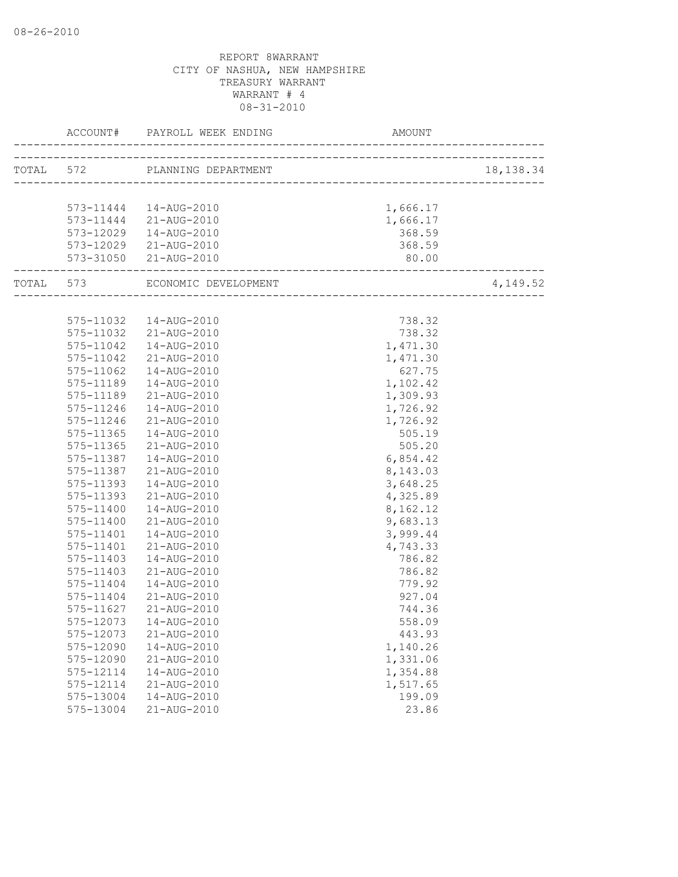REPORT 8WARRANT
CITY OF NASHUA, NEW HAMPSHIRE
TREASURY WARRANT
WARRANT # 4
08-31-2010

| | ACCOUNT# | PAYROLL WEEK ENDING | AMOUNT | |
|---|---|---|---|---|
| TOTAL | 572 | PLANNING DEPARTMENT | | 18,138.34 |
| | 573-11444 | 14-AUG-2010 | 1,666.17 | |
| | 573-11444 | 21-AUG-2010 | 1,666.17 | |
| | 573-12029 | 14-AUG-2010 | 368.59 | |
| | 573-12029 | 21-AUG-2010 | 368.59 | |
| | 573-31050 | 21-AUG-2010 | 80.00 | |
| TOTAL | 573 | ECONOMIC DEVELOPMENT | | 4,149.52 |
| | 575-11032 | 14-AUG-2010 | 738.32 | |
| | 575-11032 | 21-AUG-2010 | 738.32 | |
| | 575-11042 | 14-AUG-2010 | 1,471.30 | |
| | 575-11042 | 21-AUG-2010 | 1,471.30 | |
| | 575-11062 | 14-AUG-2010 | 627.75 | |
| | 575-11189 | 14-AUG-2010 | 1,102.42 | |
| | 575-11189 | 21-AUG-2010 | 1,309.93 | |
| | 575-11246 | 14-AUG-2010 | 1,726.92 | |
| | 575-11246 | 21-AUG-2010 | 1,726.92 | |
| | 575-11365 | 14-AUG-2010 | 505.19 | |
| | 575-11365 | 21-AUG-2010 | 505.20 | |
| | 575-11387 | 14-AUG-2010 | 6,854.42 | |
| | 575-11387 | 21-AUG-2010 | 8,143.03 | |
| | 575-11393 | 14-AUG-2010 | 3,648.25 | |
| | 575-11393 | 21-AUG-2010 | 4,325.89 | |
| | 575-11400 | 14-AUG-2010 | 8,162.12 | |
| | 575-11400 | 21-AUG-2010 | 9,683.13 | |
| | 575-11401 | 14-AUG-2010 | 3,999.44 | |
| | 575-11401 | 21-AUG-2010 | 4,743.33 | |
| | 575-11403 | 14-AUG-2010 | 786.82 | |
| | 575-11403 | 21-AUG-2010 | 786.82 | |
| | 575-11404 | 14-AUG-2010 | 779.92 | |
| | 575-11404 | 21-AUG-2010 | 927.04 | |
| | 575-11627 | 21-AUG-2010 | 744.36 | |
| | 575-12073 | 14-AUG-2010 | 558.09 | |
| | 575-12073 | 21-AUG-2010 | 443.93 | |
| | 575-12090 | 14-AUG-2010 | 1,140.26 | |
| | 575-12090 | 21-AUG-2010 | 1,331.06 | |
| | 575-12114 | 14-AUG-2010 | 1,354.88 | |
| | 575-12114 | 21-AUG-2010 | 1,517.65 | |
| | 575-13004 | 14-AUG-2010 | 199.09 | |
| | 575-13004 | 21-AUG-2010 | 23.86 | |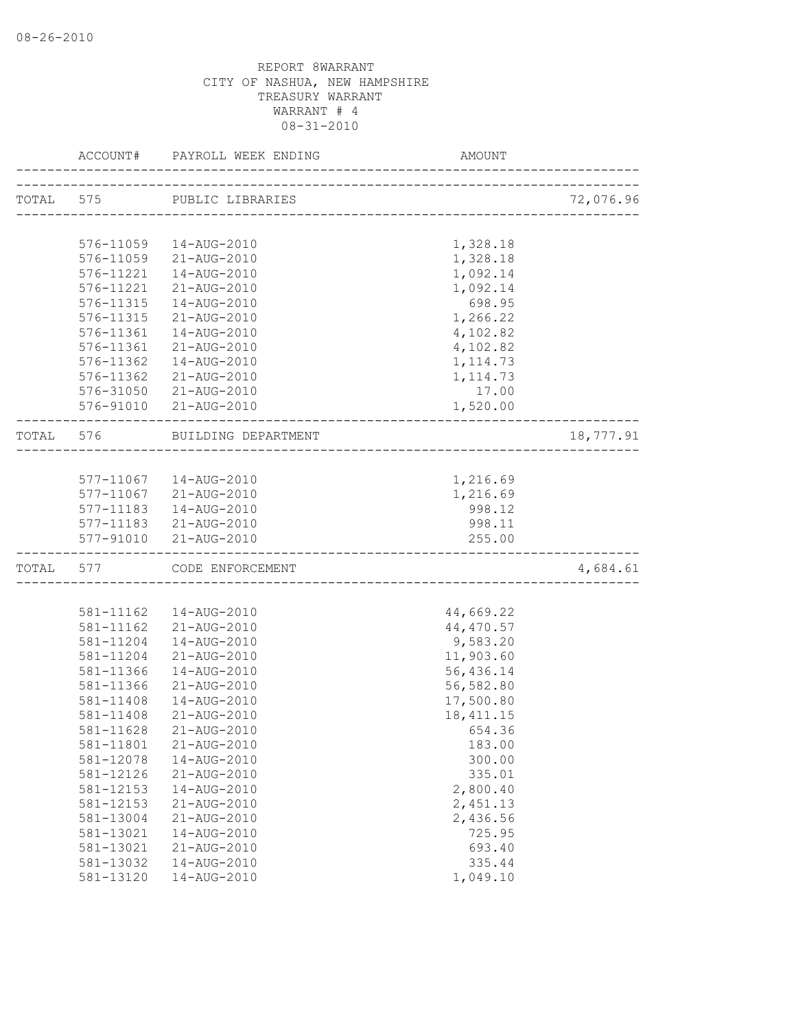08-26-2010

REPORT 8WARRANT
CITY OF NASHUA, NEW HAMPSHIRE
TREASURY WARRANT
WARRANT # 4
08-31-2010

| | ACCOUNT# | PAYROLL WEEK ENDING | AMOUNT | |
|---|---|---|---|---|
| TOTAL | 575 | PUBLIC LIBRARIES | | 72,076.96 |
| | 576-11059 | 14-AUG-2010 | 1,328.18 | |
| | 576-11059 | 21-AUG-2010 | 1,328.18 | |
| | 576-11221 | 14-AUG-2010 | 1,092.14 | |
| | 576-11221 | 21-AUG-2010 | 1,092.14 | |
| | 576-11315 | 14-AUG-2010 | 698.95 | |
| | 576-11315 | 21-AUG-2010 | 1,266.22 | |
| | 576-11361 | 14-AUG-2010 | 4,102.82 | |
| | 576-11361 | 21-AUG-2010 | 4,102.82 | |
| | 576-11362 | 14-AUG-2010 | 1,114.73 | |
| | 576-11362 | 21-AUG-2010 | 1,114.73 | |
| | 576-31050 | 21-AUG-2010 | 17.00 | |
| | 576-91010 | 21-AUG-2010 | 1,520.00 | |
| TOTAL | 576 | BUILDING DEPARTMENT | | 18,777.91 |
| | 577-11067 | 14-AUG-2010 | 1,216.69 | |
| | 577-11067 | 21-AUG-2010 | 1,216.69 | |
| | 577-11183 | 14-AUG-2010 | 998.12 | |
| | 577-11183 | 21-AUG-2010 | 998.11 | |
| | 577-91010 | 21-AUG-2010 | 255.00 | |
| TOTAL | 577 | CODE ENFORCEMENT | | 4,684.61 |
| | 581-11162 | 14-AUG-2010 | 44,669.22 | |
| | 581-11162 | 21-AUG-2010 | 44,470.57 | |
| | 581-11204 | 14-AUG-2010 | 9,583.20 | |
| | 581-11204 | 21-AUG-2010 | 11,903.60 | |
| | 581-11366 | 14-AUG-2010 | 56,436.14 | |
| | 581-11366 | 21-AUG-2010 | 56,582.80 | |
| | 581-11408 | 14-AUG-2010 | 17,500.80 | |
| | 581-11408 | 21-AUG-2010 | 18,411.15 | |
| | 581-11628 | 21-AUG-2010 | 654.36 | |
| | 581-11801 | 21-AUG-2010 | 183.00 | |
| | 581-12078 | 14-AUG-2010 | 300.00 | |
| | 581-12126 | 21-AUG-2010 | 335.01 | |
| | 581-12153 | 14-AUG-2010 | 2,800.40 | |
| | 581-12153 | 21-AUG-2010 | 2,451.13 | |
| | 581-13004 | 21-AUG-2010 | 2,436.56 | |
| | 581-13021 | 14-AUG-2010 | 725.95 | |
| | 581-13021 | 21-AUG-2010 | 693.40 | |
| | 581-13032 | 14-AUG-2010 | 335.44 | |
| | 581-13120 | 14-AUG-2010 | 1,049.10 | |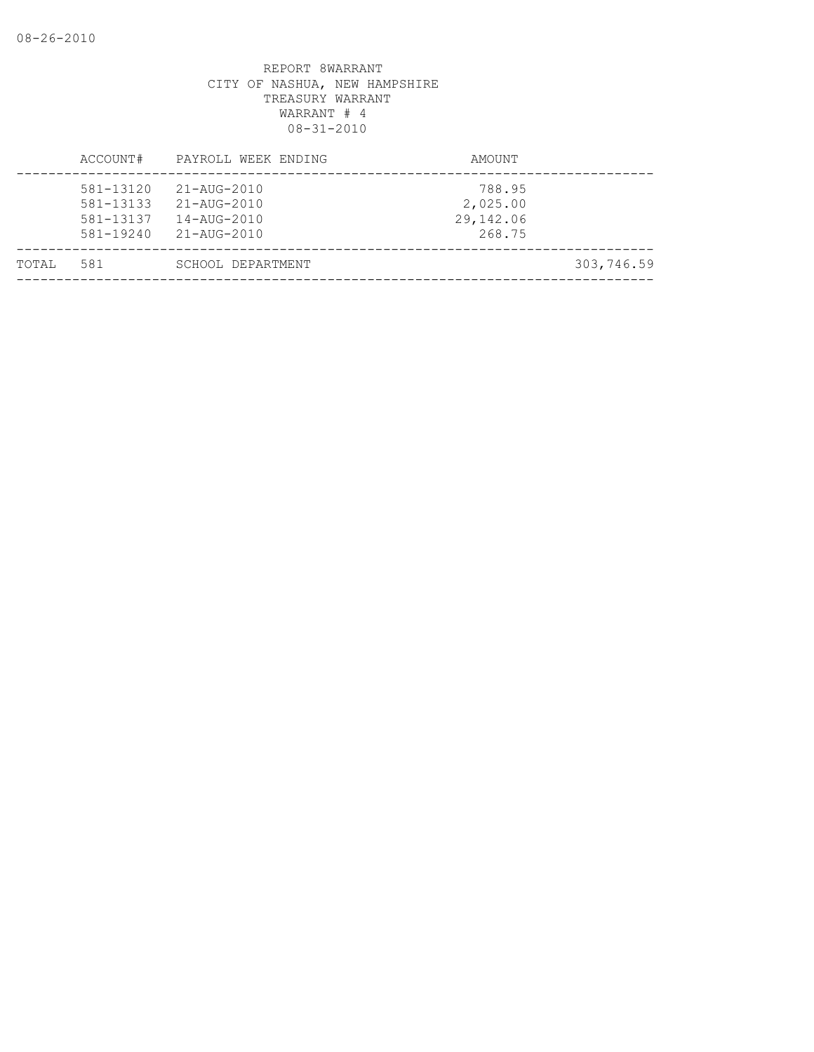REPORT 8WARRANT
CITY OF NASHUA, NEW HAMPSHIRE
TREASURY WARRANT
WARRANT # 4
08-31-2010

| | ACCOUNT# | PAYROLL WEEK ENDING | AMOUNT | |
|---|---|---|---|---|
| | 581-13120 | 21-AUG-2010 | 788.95 | |
| | 581-13133 | 21-AUG-2010 | 2,025.00 | |
| | 581-13137 | 14-AUG-2010 | 29,142.06 | |
| | 581-19240 | 21-AUG-2010 | 268.75 | |
| TOTAL | 581 | SCHOOL DEPARTMENT | | 303,746.59 |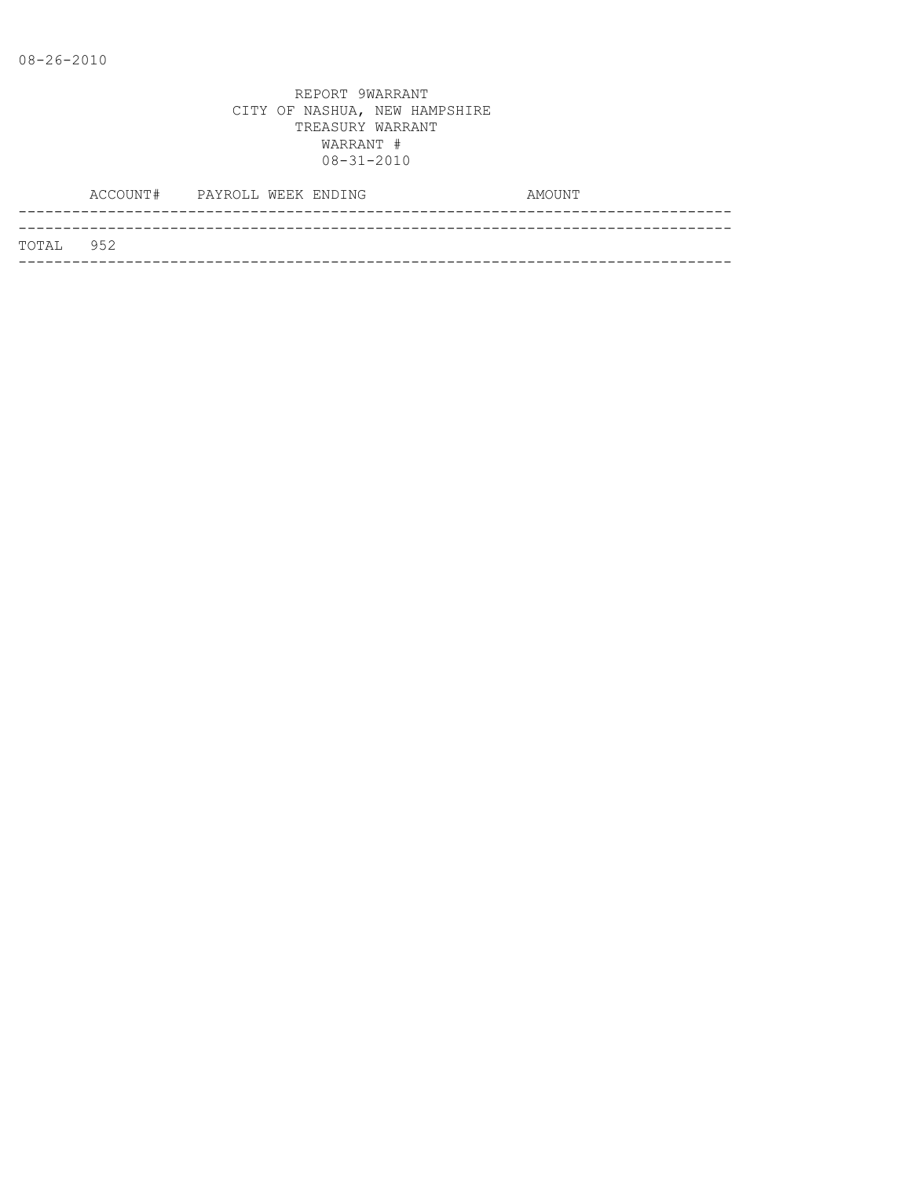08-26-2010

REPORT 9WARRANT
CITY OF NASHUA, NEW HAMPSHIRE
TREASURY WARRANT
WARRANT #
08-31-2010

| | ACCOUNT# | PAYROLL WEEK ENDING | AMOUNT |
|---|---|---|---|
| TOTAL | 952 | | |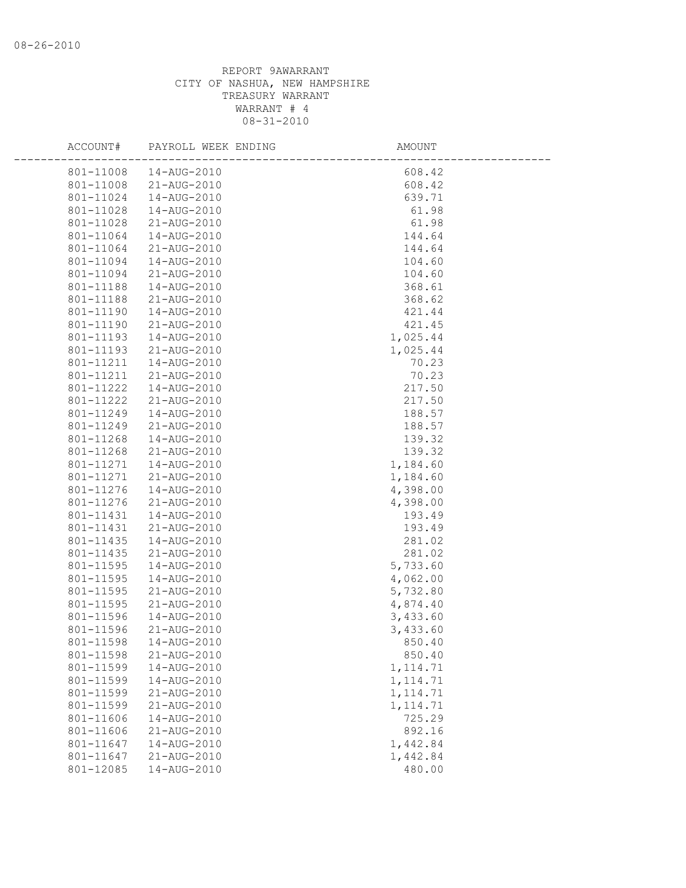REPORT 9AWARRANT
CITY OF NASHUA, NEW HAMPSHIRE
TREASURY WARRANT
WARRANT # 4
08-31-2010

| ACCOUNT# | PAYROLL WEEK ENDING | AMOUNT |
|---|---|---|
| 801-11008 | 14-AUG-2010 | 608.42 |
| 801-11008 | 21-AUG-2010 | 608.42 |
| 801-11024 | 14-AUG-2010 | 639.71 |
| 801-11028 | 14-AUG-2010 | 61.98 |
| 801-11028 | 21-AUG-2010 | 61.98 |
| 801-11064 | 14-AUG-2010 | 144.64 |
| 801-11064 | 21-AUG-2010 | 144.64 |
| 801-11094 | 14-AUG-2010 | 104.60 |
| 801-11094 | 21-AUG-2010 | 104.60 |
| 801-11188 | 14-AUG-2010 | 368.61 |
| 801-11188 | 21-AUG-2010 | 368.62 |
| 801-11190 | 14-AUG-2010 | 421.44 |
| 801-11190 | 21-AUG-2010 | 421.45 |
| 801-11193 | 14-AUG-2010 | 1,025.44 |
| 801-11193 | 21-AUG-2010 | 1,025.44 |
| 801-11211 | 14-AUG-2010 | 70.23 |
| 801-11211 | 21-AUG-2010 | 70.23 |
| 801-11222 | 14-AUG-2010 | 217.50 |
| 801-11222 | 21-AUG-2010 | 217.50 |
| 801-11249 | 14-AUG-2010 | 188.57 |
| 801-11249 | 21-AUG-2010 | 188.57 |
| 801-11268 | 14-AUG-2010 | 139.32 |
| 801-11268 | 21-AUG-2010 | 139.32 |
| 801-11271 | 14-AUG-2010 | 1,184.60 |
| 801-11271 | 21-AUG-2010 | 1,184.60 |
| 801-11276 | 14-AUG-2010 | 4,398.00 |
| 801-11276 | 21-AUG-2010 | 4,398.00 |
| 801-11431 | 14-AUG-2010 | 193.49 |
| 801-11431 | 21-AUG-2010 | 193.49 |
| 801-11435 | 14-AUG-2010 | 281.02 |
| 801-11435 | 21-AUG-2010 | 281.02 |
| 801-11595 | 14-AUG-2010 | 5,733.60 |
| 801-11595 | 14-AUG-2010 | 4,062.00 |
| 801-11595 | 21-AUG-2010 | 5,732.80 |
| 801-11595 | 21-AUG-2010 | 4,874.40 |
| 801-11596 | 14-AUG-2010 | 3,433.60 |
| 801-11596 | 21-AUG-2010 | 3,433.60 |
| 801-11598 | 14-AUG-2010 | 850.40 |
| 801-11598 | 21-AUG-2010 | 850.40 |
| 801-11599 | 14-AUG-2010 | 1,114.71 |
| 801-11599 | 14-AUG-2010 | 1,114.71 |
| 801-11599 | 21-AUG-2010 | 1,114.71 |
| 801-11599 | 21-AUG-2010 | 1,114.71 |
| 801-11606 | 14-AUG-2010 | 725.29 |
| 801-11606 | 21-AUG-2010 | 892.16 |
| 801-11647 | 14-AUG-2010 | 1,442.84 |
| 801-11647 | 21-AUG-2010 | 1,442.84 |
| 801-12085 | 14-AUG-2010 | 480.00 |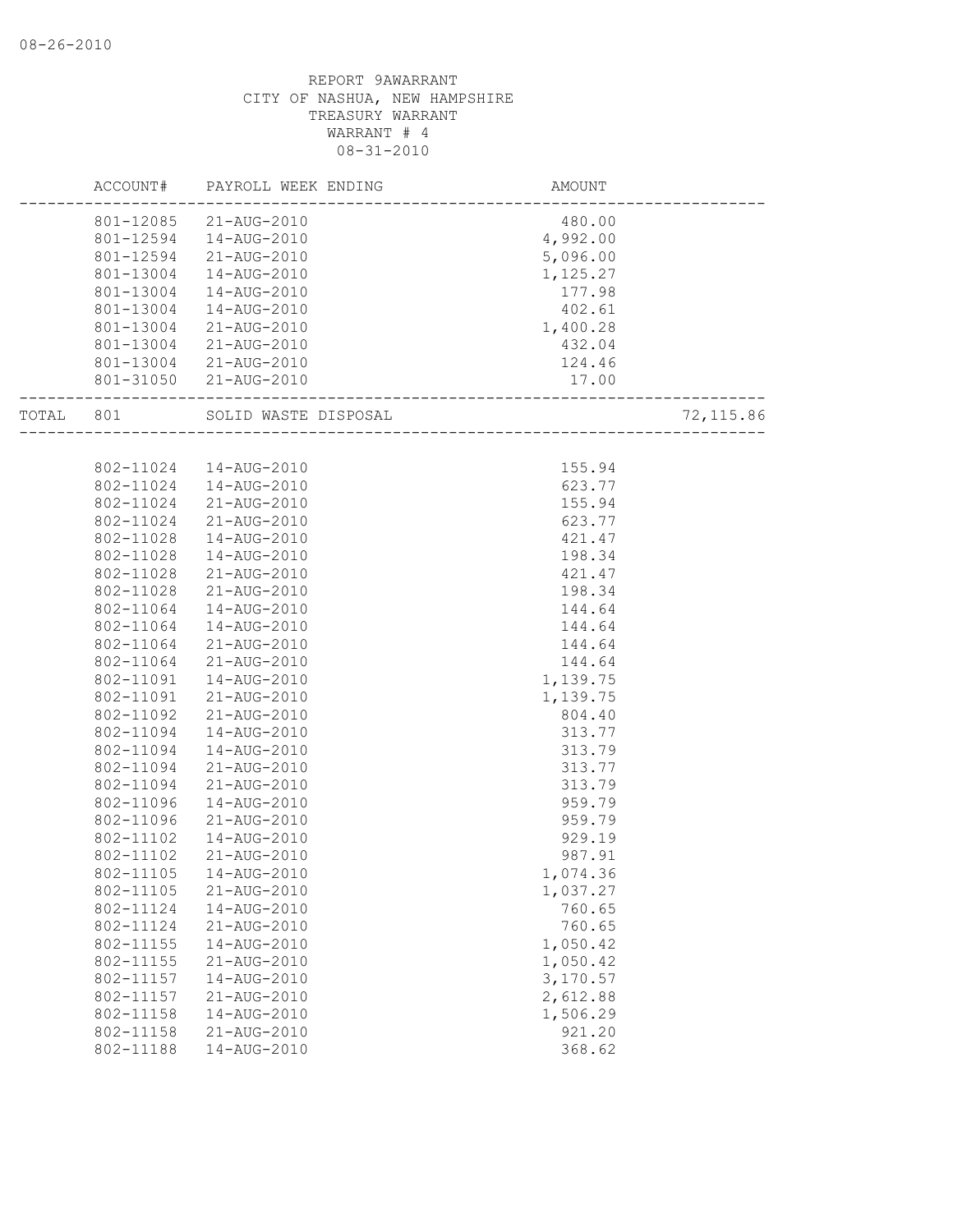REPORT 9AWARRANT
CITY OF NASHUA, NEW HAMPSHIRE
TREASURY WARRANT
WARRANT # 4
08-31-2010

| | ACCOUNT# | PAYROLL WEEK ENDING | AMOUNT | |
|---|---|---|---|---|
| | 801-12085 | 21-AUG-2010 | 480.00 | |
| | 801-12594 | 14-AUG-2010 | 4,992.00 | |
| | 801-12594 | 21-AUG-2010 | 5,096.00 | |
| | 801-13004 | 14-AUG-2010 | 1,125.27 | |
| | 801-13004 | 14-AUG-2010 | 177.98 | |
| | 801-13004 | 14-AUG-2010 | 402.61 | |
| | 801-13004 | 21-AUG-2010 | 1,400.28 | |
| | 801-13004 | 21-AUG-2010 | 432.04 | |
| | 801-13004 | 21-AUG-2010 | 124.46 | |
| | 801-31050 | 21-AUG-2010 | 17.00 | |
| TOTAL | 801 | SOLID WASTE DISPOSAL | | 72,115.86 |
| | 802-11024 | 14-AUG-2010 | 155.94 | |
| | 802-11024 | 14-AUG-2010 | 623.77 | |
| | 802-11024 | 21-AUG-2010 | 155.94 | |
| | 802-11024 | 21-AUG-2010 | 623.77 | |
| | 802-11028 | 14-AUG-2010 | 421.47 | |
| | 802-11028 | 14-AUG-2010 | 198.34 | |
| | 802-11028 | 21-AUG-2010 | 421.47 | |
| | 802-11028 | 21-AUG-2010 | 198.34 | |
| | 802-11064 | 14-AUG-2010 | 144.64 | |
| | 802-11064 | 14-AUG-2010 | 144.64 | |
| | 802-11064 | 21-AUG-2010 | 144.64 | |
| | 802-11064 | 21-AUG-2010 | 144.64 | |
| | 802-11091 | 14-AUG-2010 | 1,139.75 | |
| | 802-11091 | 21-AUG-2010 | 1,139.75 | |
| | 802-11092 | 21-AUG-2010 | 804.40 | |
| | 802-11094 | 14-AUG-2010 | 313.77 | |
| | 802-11094 | 14-AUG-2010 | 313.79 | |
| | 802-11094 | 21-AUG-2010 | 313.77 | |
| | 802-11094 | 21-AUG-2010 | 313.79 | |
| | 802-11096 | 14-AUG-2010 | 959.79 | |
| | 802-11096 | 21-AUG-2010 | 959.79 | |
| | 802-11102 | 14-AUG-2010 | 929.19 | |
| | 802-11102 | 21-AUG-2010 | 987.91 | |
| | 802-11105 | 14-AUG-2010 | 1,074.36 | |
| | 802-11105 | 21-AUG-2010 | 1,037.27 | |
| | 802-11124 | 14-AUG-2010 | 760.65 | |
| | 802-11124 | 21-AUG-2010 | 760.65 | |
| | 802-11155 | 14-AUG-2010 | 1,050.42 | |
| | 802-11155 | 21-AUG-2010 | 1,050.42 | |
| | 802-11157 | 14-AUG-2010 | 3,170.57 | |
| | 802-11157 | 21-AUG-2010 | 2,612.88 | |
| | 802-11158 | 14-AUG-2010 | 1,506.29 | |
| | 802-11158 | 21-AUG-2010 | 921.20 | |
| | 802-11188 | 14-AUG-2010 | 368.62 | |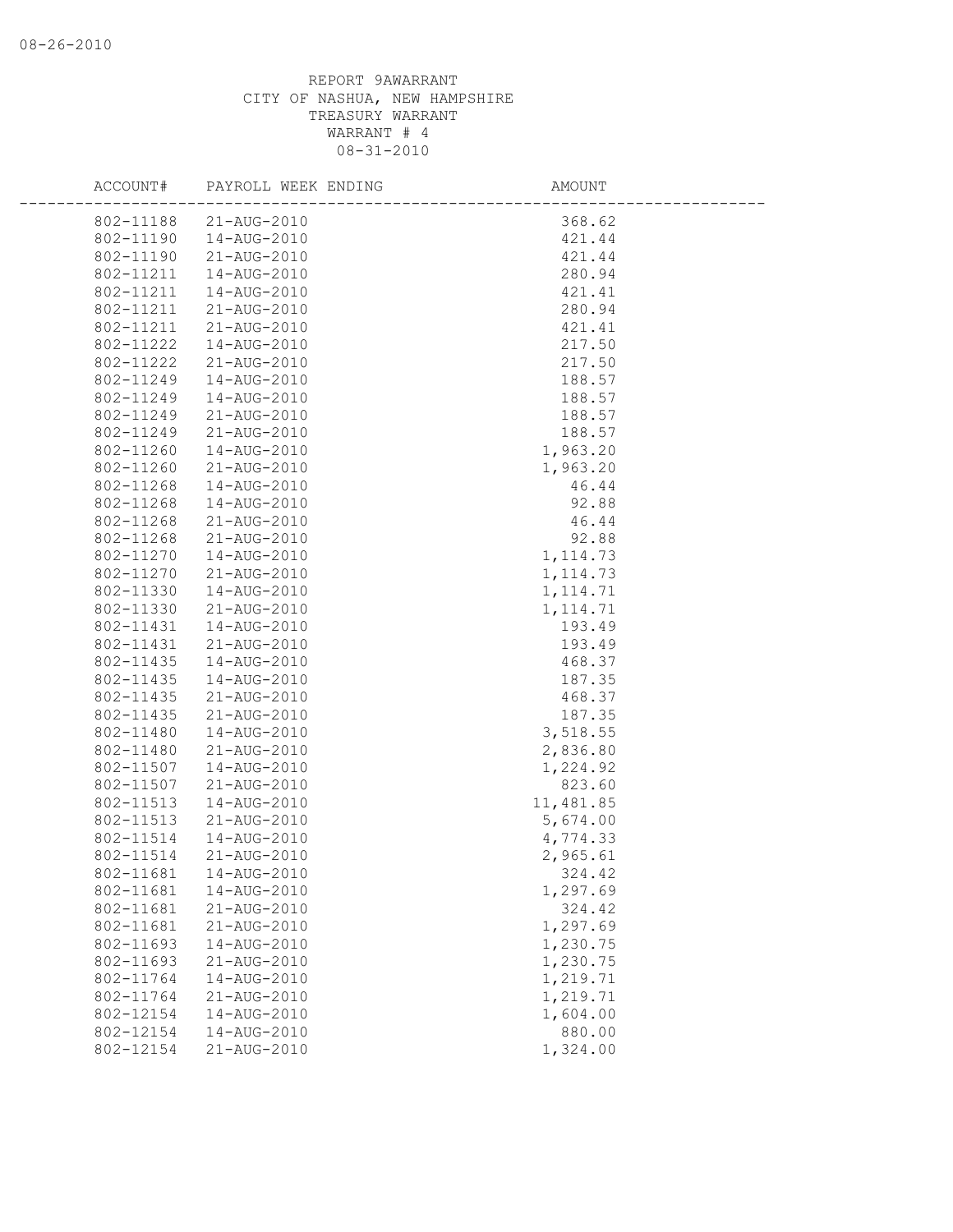08-26-2010

REPORT 9AWARRANT
CITY OF NASHUA, NEW HAMPSHIRE
TREASURY WARRANT
WARRANT # 4
08-31-2010

| ACCOUNT# | PAYROLL WEEK ENDING | AMOUNT |
|---|---|---|
| 802-11188 | 21-AUG-2010 | 368.62 |
| 802-11190 | 14-AUG-2010 | 421.44 |
| 802-11190 | 21-AUG-2010 | 421.44 |
| 802-11211 | 14-AUG-2010 | 280.94 |
| 802-11211 | 14-AUG-2010 | 421.41 |
| 802-11211 | 21-AUG-2010 | 280.94 |
| 802-11211 | 21-AUG-2010 | 421.41 |
| 802-11222 | 14-AUG-2010 | 217.50 |
| 802-11222 | 21-AUG-2010 | 217.50 |
| 802-11249 | 14-AUG-2010 | 188.57 |
| 802-11249 | 14-AUG-2010 | 188.57 |
| 802-11249 | 21-AUG-2010 | 188.57 |
| 802-11249 | 21-AUG-2010 | 188.57 |
| 802-11260 | 14-AUG-2010 | 1,963.20 |
| 802-11260 | 21-AUG-2010 | 1,963.20 |
| 802-11268 | 14-AUG-2010 | 46.44 |
| 802-11268 | 14-AUG-2010 | 92.88 |
| 802-11268 | 21-AUG-2010 | 46.44 |
| 802-11268 | 21-AUG-2010 | 92.88 |
| 802-11270 | 14-AUG-2010 | 1,114.73 |
| 802-11270 | 21-AUG-2010 | 1,114.73 |
| 802-11330 | 14-AUG-2010 | 1,114.71 |
| 802-11330 | 21-AUG-2010 | 1,114.71 |
| 802-11431 | 14-AUG-2010 | 193.49 |
| 802-11431 | 21-AUG-2010 | 193.49 |
| 802-11435 | 14-AUG-2010 | 468.37 |
| 802-11435 | 14-AUG-2010 | 187.35 |
| 802-11435 | 21-AUG-2010 | 468.37 |
| 802-11435 | 21-AUG-2010 | 187.35 |
| 802-11480 | 14-AUG-2010 | 3,518.55 |
| 802-11480 | 21-AUG-2010 | 2,836.80 |
| 802-11507 | 14-AUG-2010 | 1,224.92 |
| 802-11507 | 21-AUG-2010 | 823.60 |
| 802-11513 | 14-AUG-2010 | 11,481.85 |
| 802-11513 | 21-AUG-2010 | 5,674.00 |
| 802-11514 | 14-AUG-2010 | 4,774.33 |
| 802-11514 | 21-AUG-2010 | 2,965.61 |
| 802-11681 | 14-AUG-2010 | 324.42 |
| 802-11681 | 14-AUG-2010 | 1,297.69 |
| 802-11681 | 21-AUG-2010 | 324.42 |
| 802-11681 | 21-AUG-2010 | 1,297.69 |
| 802-11693 | 14-AUG-2010 | 1,230.75 |
| 802-11693 | 21-AUG-2010 | 1,230.75 |
| 802-11764 | 14-AUG-2010 | 1,219.71 |
| 802-11764 | 21-AUG-2010 | 1,219.71 |
| 802-12154 | 14-AUG-2010 | 1,604.00 |
| 802-12154 | 14-AUG-2010 | 880.00 |
| 802-12154 | 21-AUG-2010 | 1,324.00 |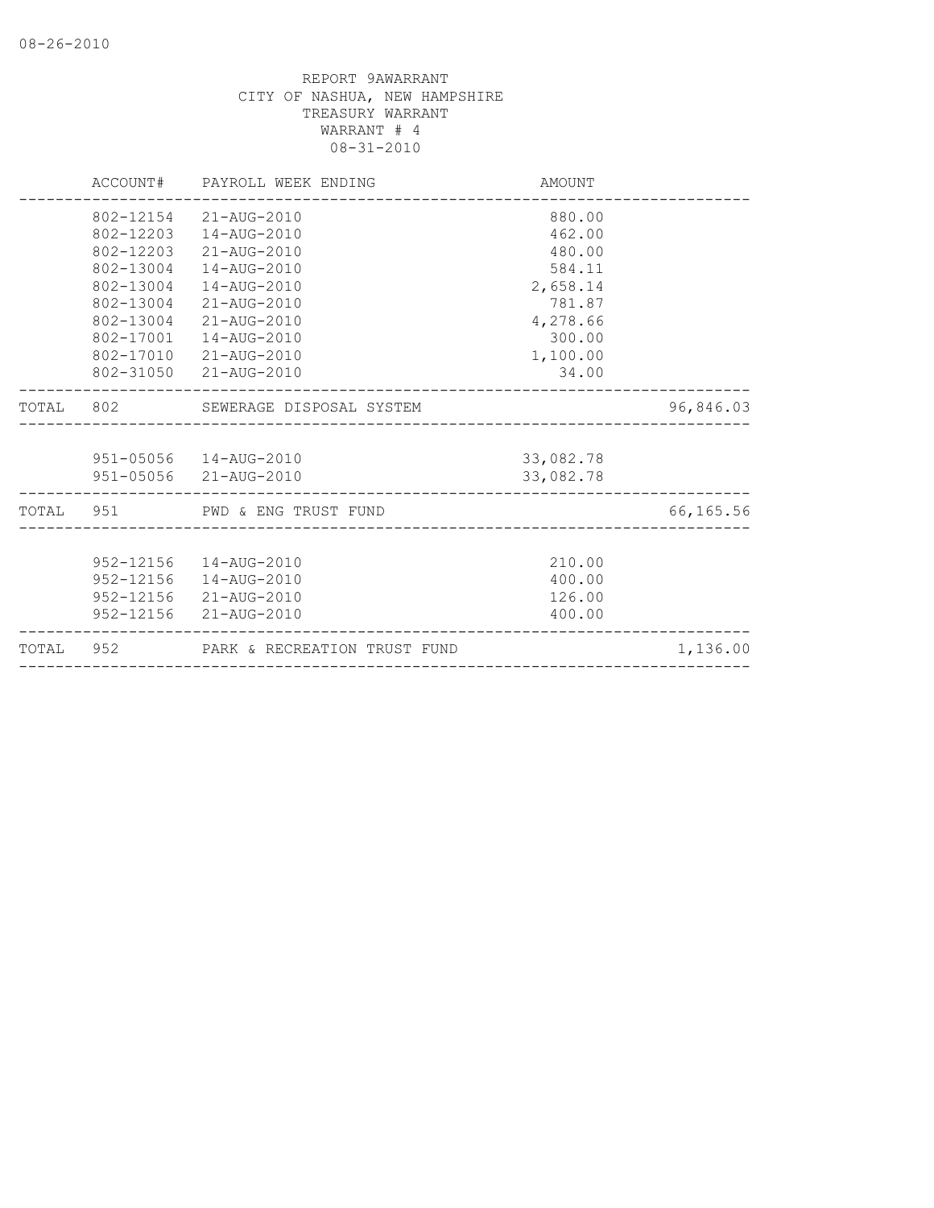REPORT 9AWARRANT
CITY OF NASHUA, NEW HAMPSHIRE
TREASURY WARRANT
WARRANT # 4
08-31-2010

| | ACCOUNT# | PAYROLL WEEK ENDING | AMOUNT | |
|---|---|---|---|---|
| | 802-12154 | 21-AUG-2010 | 880.00 | |
| | 802-12203 | 14-AUG-2010 | 462.00 | |
| | 802-12203 | 21-AUG-2010 | 480.00 | |
| | 802-13004 | 14-AUG-2010 | 584.11 | |
| | 802-13004 | 14-AUG-2010 | 2,658.14 | |
| | 802-13004 | 21-AUG-2010 | 781.87 | |
| | 802-13004 | 21-AUG-2010 | 4,278.66 | |
| | 802-17001 | 14-AUG-2010 | 300.00 | |
| | 802-17010 | 21-AUG-2010 | 1,100.00 | |
| | 802-31050 | 21-AUG-2010 | 34.00 | |
| TOTAL | 802 | SEWERAGE DISPOSAL SYSTEM | | 96,846.03 |
| | 951-05056 | 14-AUG-2010 | 33,082.78 | |
| | 951-05056 | 21-AUG-2010 | 33,082.78 | |
| TOTAL | 951 | PWD & ENG TRUST FUND | | 66,165.56 |
| | 952-12156 | 14-AUG-2010 | 210.00 | |
| | 952-12156 | 14-AUG-2010 | 400.00 | |
| | 952-12156 | 21-AUG-2010 | 126.00 | |
| | 952-12156 | 21-AUG-2010 | 400.00 | |
| TOTAL | 952 | PARK & RECREATION TRUST FUND | | 1,136.00 |